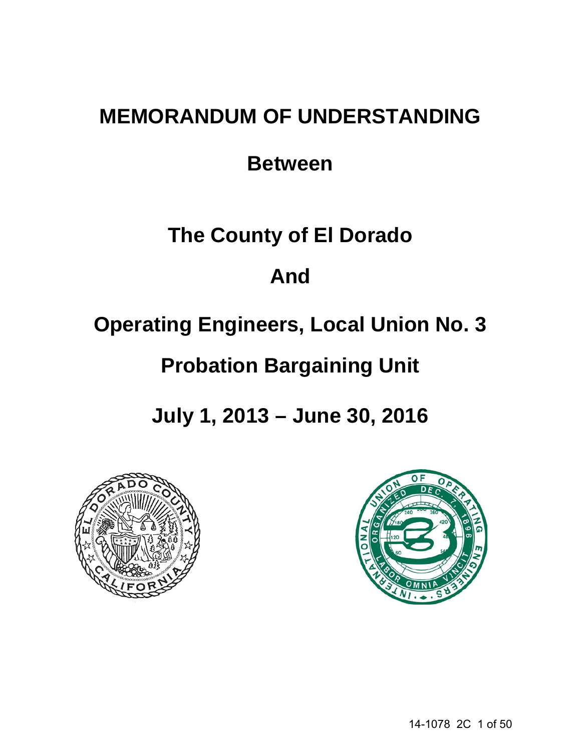# MEMORANDUM OF UNDERSTANDING

## Between

## The County of El Dorado

## And

## Operating Engineers, Local Union No. 3

## Probation Bargaining Unit

## July 1, 2013 – June 30, 2016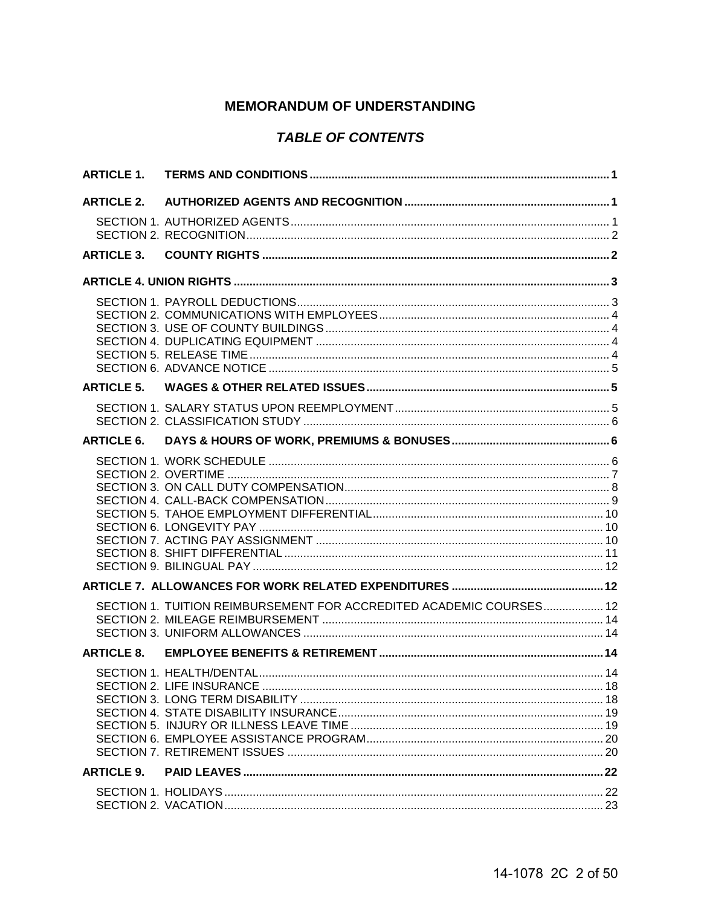# MEMORANDUM OF UNDERSTANDING

## *TABLE OF CONTENTS*

**ARTICLE 1. TERMS AND CONDITIONS** .......... **1**

**ARTICLE 2. AUTHORIZED AGENTS AND RECOGNITION** .......... **1**

SECTION 1. AUTHORIZED AGENTS .......... 1
SECTION 2. RECOGNITION .......... 2

**ARTICLE 3. COUNTY RIGHTS** .......... **2**

**ARTICLE 4. UNION RIGHTS** .......... **3**

SECTION 1. PAYROLL DEDUCTIONS .......... 3
SECTION 2. COMMUNICATIONS WITH EMPLOYEES .......... 4
SECTION 3. USE OF COUNTY BUILDINGS .......... 4
SECTION 4. DUPLICATING EQUIPMENT .......... 4
SECTION 5. RELEASE TIME .......... 4
SECTION 6. ADVANCE NOTICE .......... 5

**ARTICLE 5. WAGES & OTHER RELATED ISSUES** .......... **5**

SECTION 1. SALARY STATUS UPON REEMPLOYMENT .......... 5
SECTION 2. CLASSIFICATION STUDY .......... 6

**ARTICLE 6. DAYS & HOURS OF WORK, PREMIUMS & BONUSES** .......... **6**

SECTION 1. WORK SCHEDULE .......... 6
SECTION 2. OVERTIME .......... 7
SECTION 3. ON CALL DUTY COMPENSATION .......... 8
SECTION 4. CALL-BACK COMPENSATION .......... 9
SECTION 5. TAHOE EMPLOYMENT DIFFERENTIAL .......... 10
SECTION 6. LONGEVITY PAY .......... 10
SECTION 7. ACTING PAY ASSIGNMENT .......... 10
SECTION 8. SHIFT DIFFERENTIAL .......... 11
SECTION 9. BILINGUAL PAY .......... 12

**ARTICLE 7. ALLOWANCES FOR WORK RELATED EXPENDITURES** .......... **12**

SECTION 1. TUITION REIMBURSEMENT FOR ACCREDITED ACADEMIC COURSES .......... 12
SECTION 2. MILEAGE REIMBURSEMENT .......... 14
SECTION 3. UNIFORM ALLOWANCES .......... 14

**ARTICLE 8. EMPLOYEE BENEFITS & RETIREMENT** .......... **14**

SECTION 1. HEALTH/DENTAL .......... 14
SECTION 2. LIFE INSURANCE .......... 18
SECTION 3. LONG TERM DISABILITY .......... 18
SECTION 4. STATE DISABILITY INSURANCE .......... 19
SECTION 5. INJURY OR ILLNESS LEAVE TIME .......... 19
SECTION 6. EMPLOYEE ASSISTANCE PROGRAM .......... 20
SECTION 7. RETIREMENT ISSUES .......... 20

**ARTICLE 9. PAID LEAVES** .......... **22**

SECTION 1. HOLIDAYS .......... 22
SECTION 2. VACATION .......... 23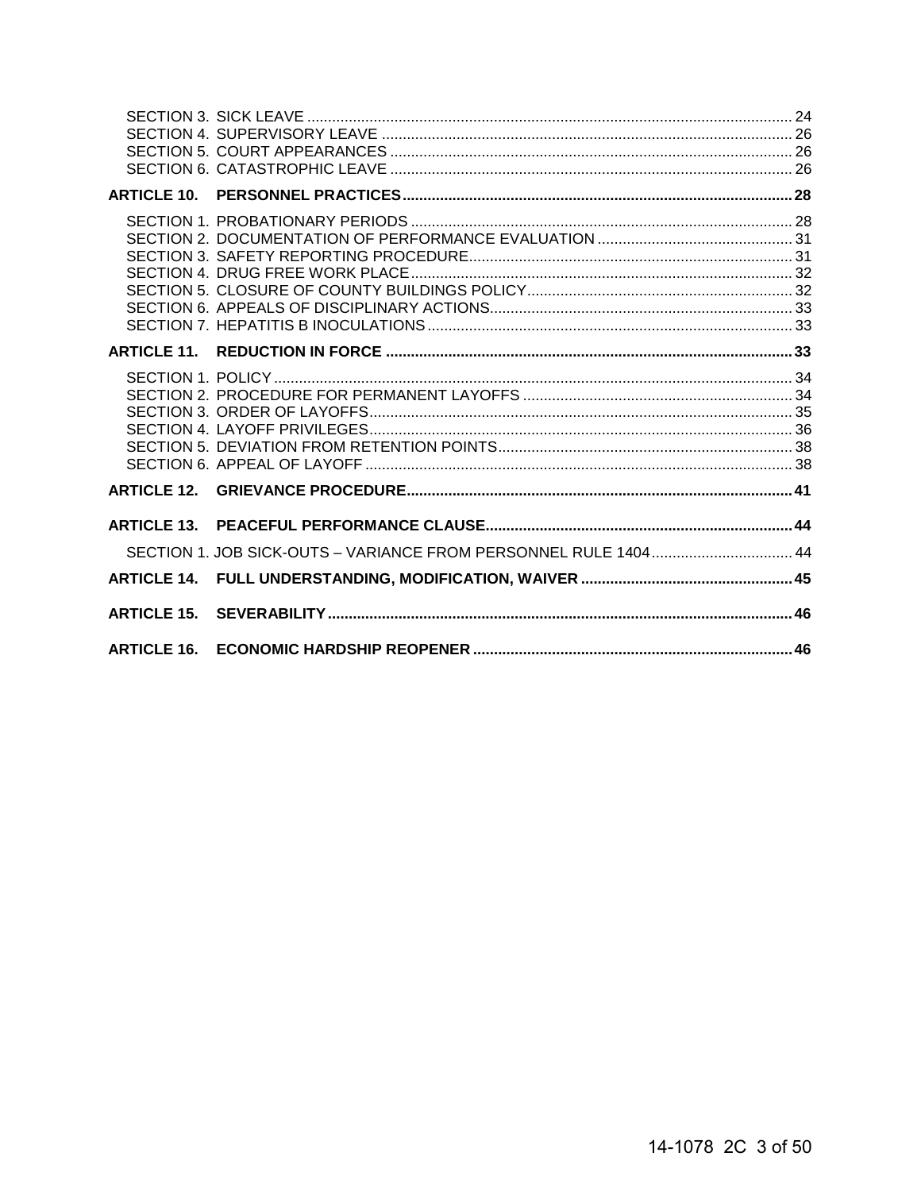SECTION 3. SICK LEAVE .......... 24
SECTION 4. SUPERVISORY LEAVE .......... 26
SECTION 5. COURT APPEARANCES .......... 26
SECTION 6. CATASTROPHIC LEAVE .......... 26

**ARTICLE 10. PERSONNEL PRACTICES .......... 28**

SECTION 1. PROBATIONARY PERIODS .......... 28
SECTION 2. DOCUMENTATION OF PERFORMANCE EVALUATION .......... 31
SECTION 3. SAFETY REPORTING PROCEDURE .......... 31
SECTION 4. DRUG FREE WORK PLACE .......... 32
SECTION 5. CLOSURE OF COUNTY BUILDINGS POLICY .......... 32
SECTION 6. APPEALS OF DISCIPLINARY ACTIONS .......... 33
SECTION 7. HEPATITIS B INOCULATIONS .......... 33

**ARTICLE 11. REDUCTION IN FORCE .......... 33**

SECTION 1. POLICY .......... 34
SECTION 2. PROCEDURE FOR PERMANENT LAYOFFS .......... 34
SECTION 3. ORDER OF LAYOFFS .......... 35
SECTION 4. LAYOFF PRIVILEGES .......... 36
SECTION 5. DEVIATION FROM RETENTION POINTS .......... 38
SECTION 6. APPEAL OF LAYOFF .......... 38

**ARTICLE 12. GRIEVANCE PROCEDURE .......... 41**

**ARTICLE 13. PEACEFUL PERFORMANCE CLAUSE .......... 44**

SECTION 1. JOB SICK-OUTS – VARIANCE FROM PERSONNEL RULE 1404 .......... 44

**ARTICLE 14. FULL UNDERSTANDING, MODIFICATION, WAIVER .......... 45**

**ARTICLE 15. SEVERABILITY .......... 46**

**ARTICLE 16. ECONOMIC HARDSHIP REOPENER .......... 46**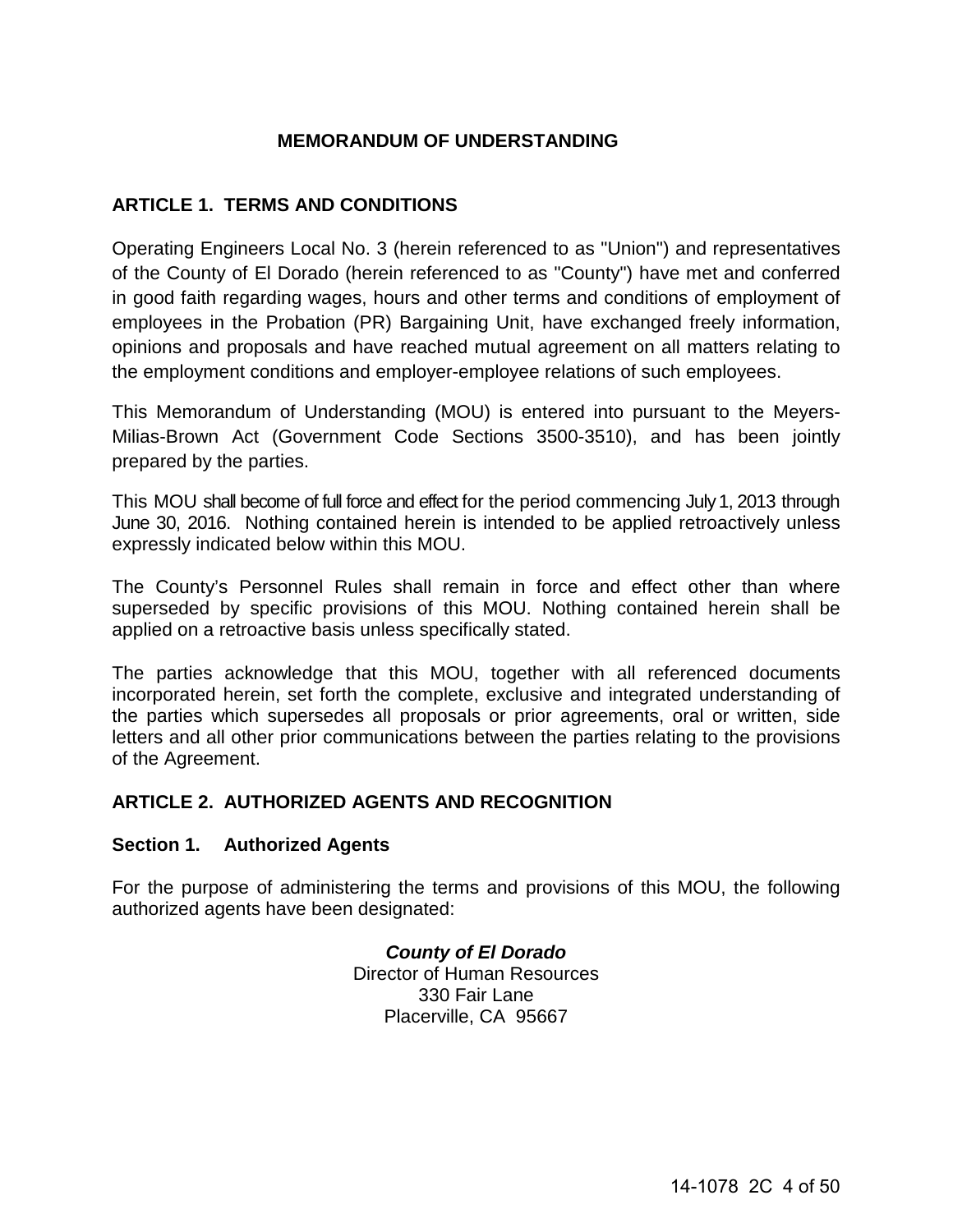# MEMORANDUM OF UNDERSTANDING

## ARTICLE 1. TERMS AND CONDITIONS

Operating Engineers Local No. 3 (herein referenced to as "Union") and representatives of the County of El Dorado (herein referenced to as "County") have met and conferred in good faith regarding wages, hours and other terms and conditions of employment of employees in the Probation (PR) Bargaining Unit, have exchanged freely information, opinions and proposals and have reached mutual agreement on all matters relating to the employment conditions and employer-employee relations of such employees.

This Memorandum of Understanding (MOU) is entered into pursuant to the Meyers-Milias-Brown Act (Government Code Sections 3500-3510), and has been jointly prepared by the parties.

This MOU shall become of full force and effect for the period commencing July 1, 2013 through June 30, 2016. Nothing contained herein is intended to be applied retroactively unless expressly indicated below within this MOU.

The County's Personnel Rules shall remain in force and effect other than where superseded by specific provisions of this MOU. Nothing contained herein shall be applied on a retroactive basis unless specifically stated.

The parties acknowledge that this MOU, together with all referenced documents incorporated herein, set forth the complete, exclusive and integrated understanding of the parties which supersedes all proposals or prior agreements, oral or written, side letters and all other prior communications between the parties relating to the provisions of the Agreement.

## ARTICLE 2. AUTHORIZED AGENTS AND RECOGNITION

### Section 1. Authorized Agents

For the purpose of administering the terms and provisions of this MOU, the following authorized agents have been designated:

***County of El Dorado***
Director of Human Resources
330 Fair Lane
Placerville, CA 95667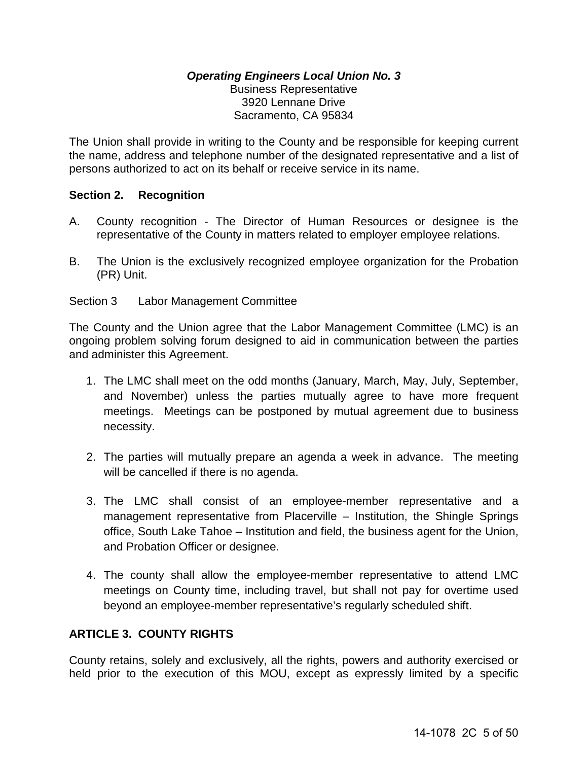***Operating Engineers Local Union No. 3***
Business Representative
3920 Lennane Drive
Sacramento, CA 95834

The Union shall provide in writing to the County and be responsible for keeping current the name, address and telephone number of the designated representative and a list of persons authorized to act on its behalf or receive service in its name.

**Section 2. Recognition**

A. County recognition - The Director of Human Resources or designee is the representative of the County in matters related to employer employee relations.

B. The Union is the exclusively recognized employee organization for the Probation (PR) Unit.

Section 3 Labor Management Committee

The County and the Union agree that the Labor Management Committee (LMC) is an ongoing problem solving forum designed to aid in communication between the parties and administer this Agreement.

1. The LMC shall meet on the odd months (January, March, May, July, September, and November) unless the parties mutually agree to have more frequent meetings. Meetings can be postponed by mutual agreement due to business necessity.

2. The parties will mutually prepare an agenda a week in advance. The meeting will be cancelled if there is no agenda.

3. The LMC shall consist of an employee-member representative and a management representative from Placerville – Institution, the Shingle Springs office, South Lake Tahoe – Institution and field, the business agent for the Union, and Probation Officer or designee.

4. The county shall allow the employee-member representative to attend LMC meetings on County time, including travel, but shall not pay for overtime used beyond an employee-member representative's regularly scheduled shift.

**ARTICLE 3. COUNTY RIGHTS**

County retains, solely and exclusively, all the rights, powers and authority exercised or held prior to the execution of this MOU, except as expressly limited by a specific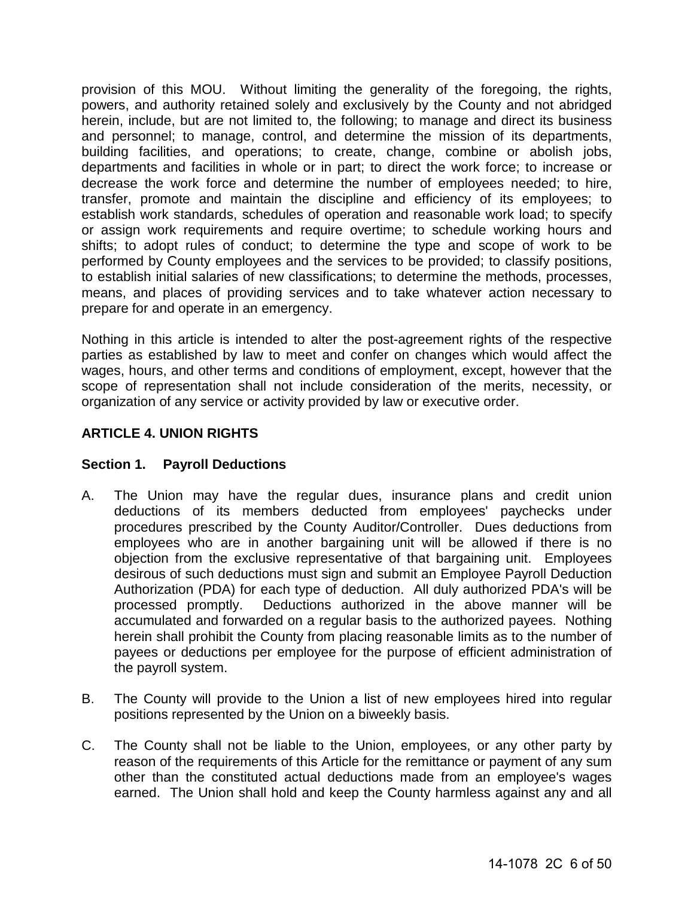provision of this MOU. Without limiting the generality of the foregoing, the rights, powers, and authority retained solely and exclusively by the County and not abridged herein, include, but are not limited to, the following; to manage and direct its business and personnel; to manage, control, and determine the mission of its departments, building facilities, and operations; to create, change, combine or abolish jobs, departments and facilities in whole or in part; to direct the work force; to increase or decrease the work force and determine the number of employees needed; to hire, transfer, promote and maintain the discipline and efficiency of its employees; to establish work standards, schedules of operation and reasonable work load; to specify or assign work requirements and require overtime; to schedule working hours and shifts; to adopt rules of conduct; to determine the type and scope of work to be performed by County employees and the services to be provided; to classify positions, to establish initial salaries of new classifications; to determine the methods, processes, means, and places of providing services and to take whatever action necessary to prepare for and operate in an emergency.

Nothing in this article is intended to alter the post-agreement rights of the respective parties as established by law to meet and confer on changes which would affect the wages, hours, and other terms and conditions of employment, except, however that the scope of representation shall not include consideration of the merits, necessity, or organization of any service or activity provided by law or executive order.

## ARTICLE 4. UNION RIGHTS

### Section 1. Payroll Deductions

A. The Union may have the regular dues, insurance plans and credit union deductions of its members deducted from employees' paychecks under procedures prescribed by the County Auditor/Controller. Dues deductions from employees who are in another bargaining unit will be allowed if there is no objection from the exclusive representative of that bargaining unit. Employees desirous of such deductions must sign and submit an Employee Payroll Deduction Authorization (PDA) for each type of deduction. All duly authorized PDA's will be processed promptly. Deductions authorized in the above manner will be accumulated and forwarded on a regular basis to the authorized payees. Nothing herein shall prohibit the County from placing reasonable limits as to the number of payees or deductions per employee for the purpose of efficient administration of the payroll system.

B. The County will provide to the Union a list of new employees hired into regular positions represented by the Union on a biweekly basis.

C. The County shall not be liable to the Union, employees, or any other party by reason of the requirements of this Article for the remittance or payment of any sum other than the constituted actual deductions made from an employee's wages earned. The Union shall hold and keep the County harmless against any and all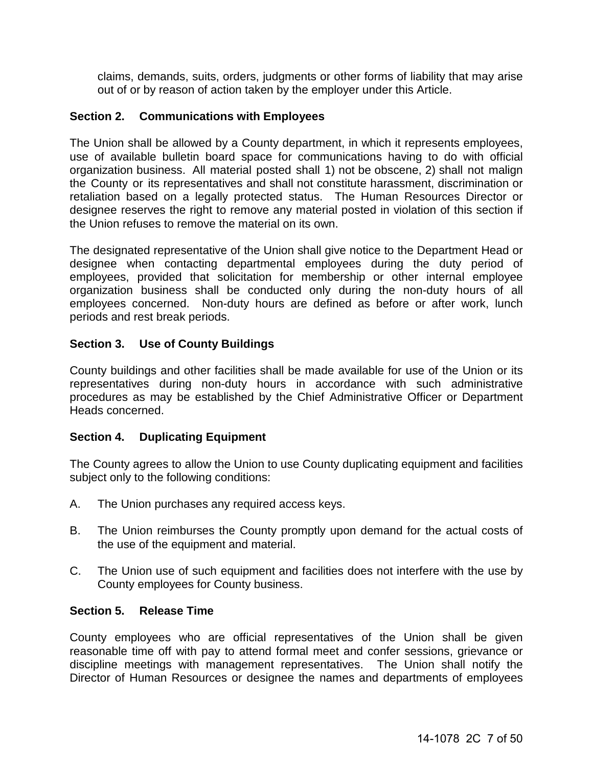claims, demands, suits, orders, judgments or other forms of liability that may arise out of or by reason of action taken by the employer under this Article.

**Section 2. Communications with Employees**

The Union shall be allowed by a County department, in which it represents employees, use of available bulletin board space for communications having to do with official organization business. All material posted shall 1) not be obscene, 2) shall not malign the County or its representatives and shall not constitute harassment, discrimination or retaliation based on a legally protected status. The Human Resources Director or designee reserves the right to remove any material posted in violation of this section if the Union refuses to remove the material on its own.

The designated representative of the Union shall give notice to the Department Head or designee when contacting departmental employees during the duty period of employees, provided that solicitation for membership or other internal employee organization business shall be conducted only during the non-duty hours of all employees concerned. Non-duty hours are defined as before or after work, lunch periods and rest break periods.

**Section 3. Use of County Buildings**

County buildings and other facilities shall be made available for use of the Union or its representatives during non-duty hours in accordance with such administrative procedures as may be established by the Chief Administrative Officer or Department Heads concerned.

**Section 4. Duplicating Equipment**

The County agrees to allow the Union to use County duplicating equipment and facilities subject only to the following conditions:

A. The Union purchases any required access keys.

B. The Union reimburses the County promptly upon demand for the actual costs of the use of the equipment and material.

C. The Union use of such equipment and facilities does not interfere with the use by County employees for County business.

**Section 5. Release Time**

County employees who are official representatives of the Union shall be given reasonable time off with pay to attend formal meet and confer sessions, grievance or discipline meetings with management representatives. The Union shall notify the Director of Human Resources or designee the names and departments of employees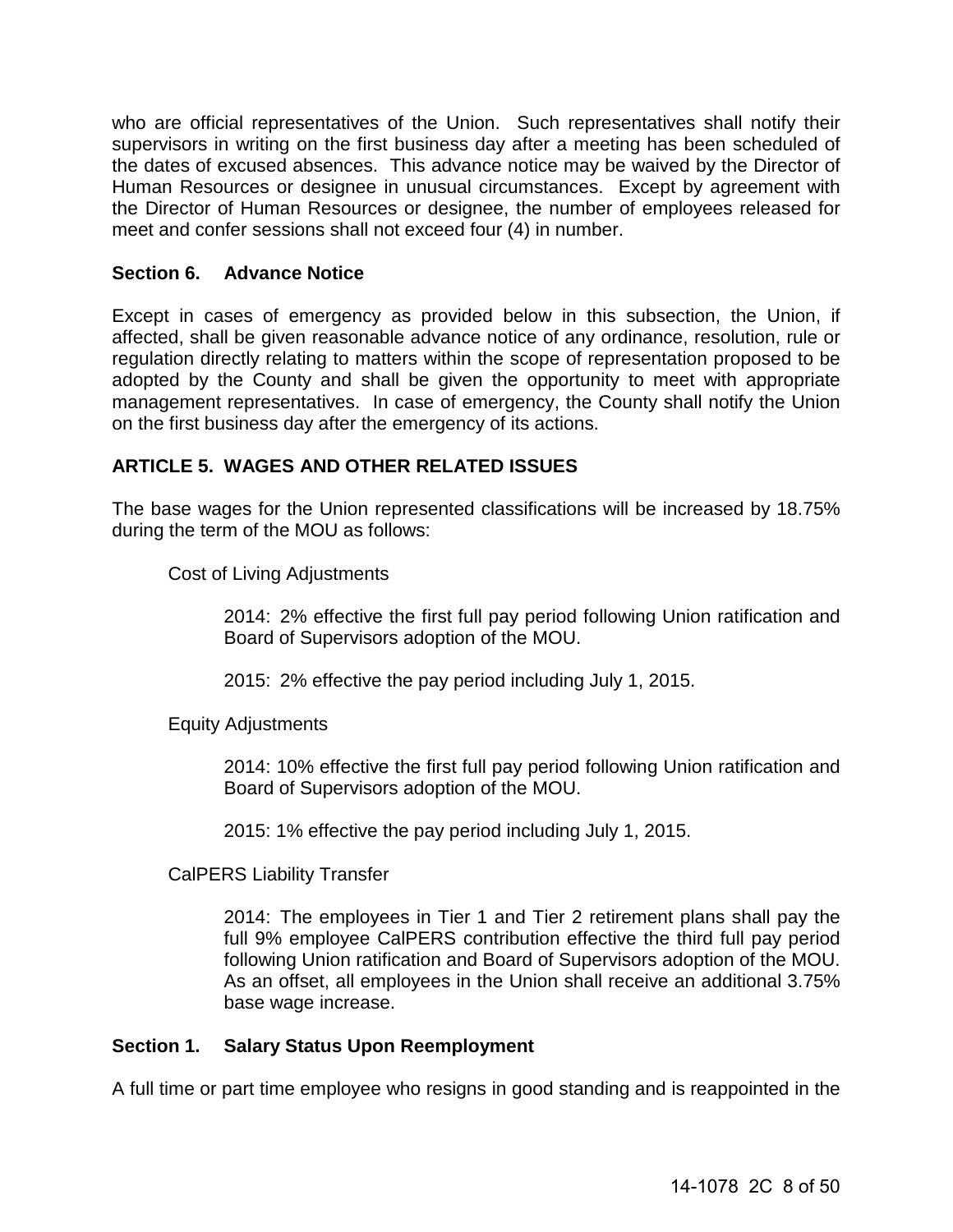who are official representatives of the Union. Such representatives shall notify their supervisors in writing on the first business day after a meeting has been scheduled of the dates of excused absences. This advance notice may be waived by the Director of Human Resources or designee in unusual circumstances. Except by agreement with the Director of Human Resources or designee, the number of employees released for meet and confer sessions shall not exceed four (4) in number.

### Section 6. Advance Notice

Except in cases of emergency as provided below in this subsection, the Union, if affected, shall be given reasonable advance notice of any ordinance, resolution, rule or regulation directly relating to matters within the scope of representation proposed to be adopted by the County and shall be given the opportunity to meet with appropriate management representatives. In case of emergency, the County shall notify the Union on the first business day after the emergency of its actions.

## ARTICLE 5. WAGES AND OTHER RELATED ISSUES

The base wages for the Union represented classifications will be increased by 18.75% during the term of the MOU as follows:

Cost of Living Adjustments

> 2014: 2% effective the first full pay period following Union ratification and Board of Supervisors adoption of the MOU.
>
> 2015: 2% effective the pay period including July 1, 2015.

Equity Adjustments

> 2014: 10% effective the first full pay period following Union ratification and Board of Supervisors adoption of the MOU.
>
> 2015: 1% effective the pay period including July 1, 2015.

CalPERS Liability Transfer

> 2014: The employees in Tier 1 and Tier 2 retirement plans shall pay the full 9% employee CalPERS contribution effective the third full pay period following Union ratification and Board of Supervisors adoption of the MOU. As an offset, all employees in the Union shall receive an additional 3.75% base wage increase.

### Section 1. Salary Status Upon Reemployment

A full time or part time employee who resigns in good standing and is reappointed in the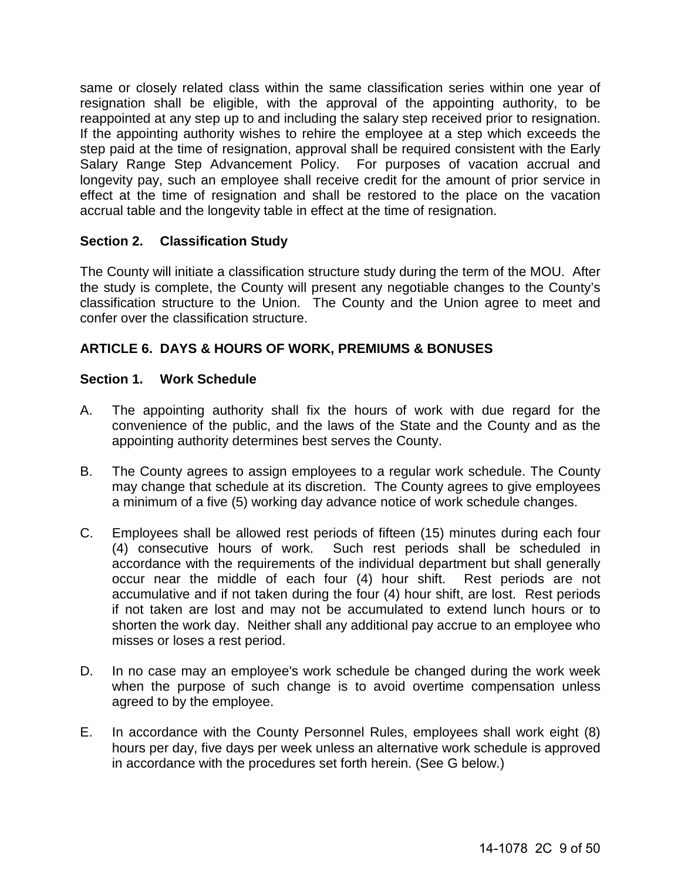same or closely related class within the same classification series within one year of resignation shall be eligible, with the approval of the appointing authority, to be reappointed at any step up to and including the salary step received prior to resignation. If the appointing authority wishes to rehire the employee at a step which exceeds the step paid at the time of resignation, approval shall be required consistent with the Early Salary Range Step Advancement Policy. For purposes of vacation accrual and longevity pay, such an employee shall receive credit for the amount of prior service in effect at the time of resignation and shall be restored to the place on the vacation accrual table and the longevity table in effect at the time of resignation.

**Section 2. Classification Study**

The County will initiate a classification structure study during the term of the MOU. After the study is complete, the County will present any negotiable changes to the County's classification structure to the Union. The County and the Union agree to meet and confer over the classification structure.

## ARTICLE 6. DAYS & HOURS OF WORK, PREMIUMS & BONUSES

**Section 1. Work Schedule**

A. The appointing authority shall fix the hours of work with due regard for the convenience of the public, and the laws of the State and the County and as the appointing authority determines best serves the County.

B. The County agrees to assign employees to a regular work schedule. The County may change that schedule at its discretion. The County agrees to give employees a minimum of a five (5) working day advance notice of work schedule changes.

C. Employees shall be allowed rest periods of fifteen (15) minutes during each four (4) consecutive hours of work. Such rest periods shall be scheduled in accordance with the requirements of the individual department but shall generally occur near the middle of each four (4) hour shift. Rest periods are not accumulative and if not taken during the four (4) hour shift, are lost. Rest periods if not taken are lost and may not be accumulated to extend lunch hours or to shorten the work day. Neither shall any additional pay accrue to an employee who misses or loses a rest period.

D. In no case may an employee's work schedule be changed during the work week when the purpose of such change is to avoid overtime compensation unless agreed to by the employee.

E. In accordance with the County Personnel Rules, employees shall work eight (8) hours per day, five days per week unless an alternative work schedule is approved in accordance with the procedures set forth herein. (See G below.)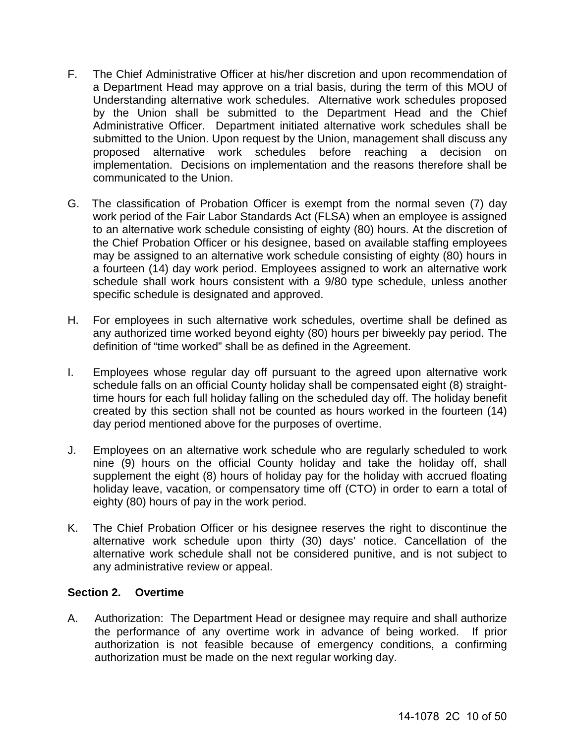F. The Chief Administrative Officer at his/her discretion and upon recommendation of a Department Head may approve on a trial basis, during the term of this MOU of Understanding alternative work schedules. Alternative work schedules proposed by the Union shall be submitted to the Department Head and the Chief Administrative Officer. Department initiated alternative work schedules shall be submitted to the Union. Upon request by the Union, management shall discuss any proposed alternative work schedules before reaching a decision on implementation. Decisions on implementation and the reasons therefore shall be communicated to the Union.

G. The classification of Probation Officer is exempt from the normal seven (7) day work period of the Fair Labor Standards Act (FLSA) when an employee is assigned to an alternative work schedule consisting of eighty (80) hours. At the discretion of the Chief Probation Officer or his designee, based on available staffing employees may be assigned to an alternative work schedule consisting of eighty (80) hours in a fourteen (14) day work period. Employees assigned to work an alternative work schedule shall work hours consistent with a 9/80 type schedule, unless another specific schedule is designated and approved.

H. For employees in such alternative work schedules, overtime shall be defined as any authorized time worked beyond eighty (80) hours per biweekly pay period. The definition of "time worked" shall be as defined in the Agreement.

I. Employees whose regular day off pursuant to the agreed upon alternative work schedule falls on an official County holiday shall be compensated eight (8) straight-time hours for each full holiday falling on the scheduled day off. The holiday benefit created by this section shall not be counted as hours worked in the fourteen (14) day period mentioned above for the purposes of overtime.

J. Employees on an alternative work schedule who are regularly scheduled to work nine (9) hours on the official County holiday and take the holiday off, shall supplement the eight (8) hours of holiday pay for the holiday with accrued floating holiday leave, vacation, or compensatory time off (CTO) in order to earn a total of eighty (80) hours of pay in the work period.

K. The Chief Probation Officer or his designee reserves the right to discontinue the alternative work schedule upon thirty (30) days' notice. Cancellation of the alternative work schedule shall not be considered punitive, and is not subject to any administrative review or appeal.

### Section 2. Overtime

A. Authorization: The Department Head or designee may require and shall authorize the performance of any overtime work in advance of being worked. If prior authorization is not feasible because of emergency conditions, a confirming authorization must be made on the next regular working day.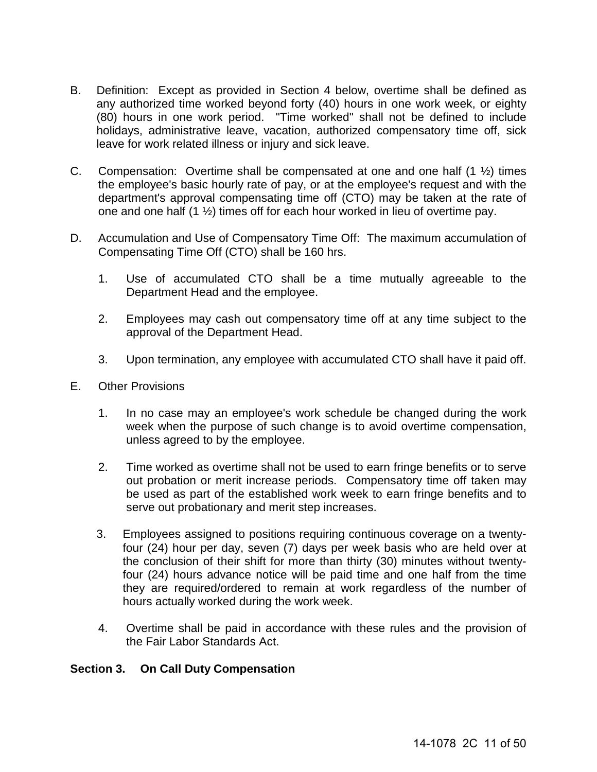B. Definition: Except as provided in Section 4 below, overtime shall be defined as any authorized time worked beyond forty (40) hours in one work week, or eighty (80) hours in one work period. "Time worked" shall not be defined to include holidays, administrative leave, vacation, authorized compensatory time off, sick leave for work related illness or injury and sick leave.

C. Compensation: Overtime shall be compensated at one and one half (1 ½) times the employee's basic hourly rate of pay, or at the employee's request and with the department's approval compensating time off (CTO) may be taken at the rate of one and one half (1 ½) times off for each hour worked in lieu of overtime pay.

D. Accumulation and Use of Compensatory Time Off: The maximum accumulation of Compensating Time Off (CTO) shall be 160 hrs.

1. Use of accumulated CTO shall be a time mutually agreeable to the Department Head and the employee.

2. Employees may cash out compensatory time off at any time subject to the approval of the Department Head.

3. Upon termination, any employee with accumulated CTO shall have it paid off.

E. Other Provisions

1. In no case may an employee's work schedule be changed during the work week when the purpose of such change is to avoid overtime compensation, unless agreed to by the employee.

2. Time worked as overtime shall not be used to earn fringe benefits or to serve out probation or merit increase periods. Compensatory time off taken may be used as part of the established work week to earn fringe benefits and to serve out probationary and merit step increases.

3. Employees assigned to positions requiring continuous coverage on a twenty-four (24) hour per day, seven (7) days per week basis who are held over at the conclusion of their shift for more than thirty (30) minutes without twenty-four (24) hours advance notice will be paid time and one half from the time they are required/ordered to remain at work regardless of the number of hours actually worked during the work week.

4. Overtime shall be paid in accordance with these rules and the provision of the Fair Labor Standards Act.

**Section 3. On Call Duty Compensation**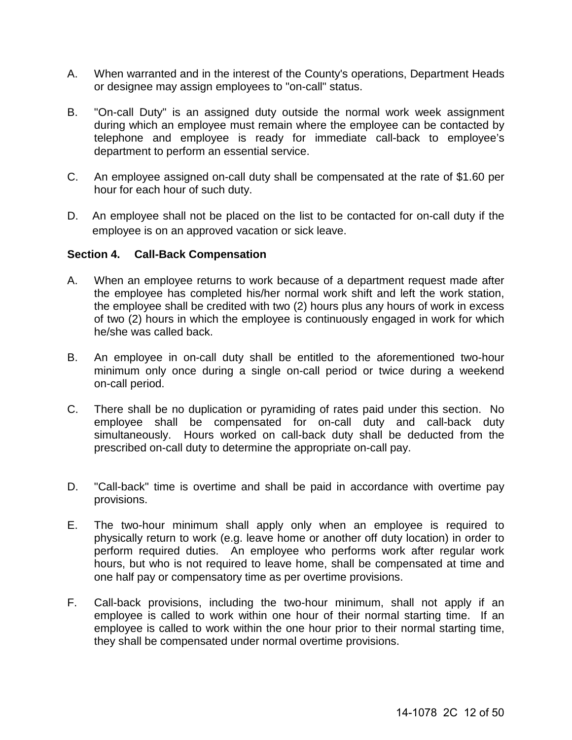A. When warranted and in the interest of the County's operations, Department Heads or designee may assign employees to "on-call" status.

B. "On-call Duty" is an assigned duty outside the normal work week assignment during which an employee must remain where the employee can be contacted by telephone and employee is ready for immediate call-back to employee's department to perform an essential service.

C. An employee assigned on-call duty shall be compensated at the rate of $1.60 per hour for each hour of such duty.

D. An employee shall not be placed on the list to be contacted for on-call duty if the employee is on an approved vacation or sick leave.

**Section 4. Call-Back Compensation**

A. When an employee returns to work because of a department request made after the employee has completed his/her normal work shift and left the work station, the employee shall be credited with two (2) hours plus any hours of work in excess of two (2) hours in which the employee is continuously engaged in work for which he/she was called back.

B. An employee in on-call duty shall be entitled to the aforementioned two-hour minimum only once during a single on-call period or twice during a weekend on-call period.

C. There shall be no duplication or pyramiding of rates paid under this section. No employee shall be compensated for on-call duty and call-back duty simultaneously. Hours worked on call-back duty shall be deducted from the prescribed on-call duty to determine the appropriate on-call pay.

D. "Call-back" time is overtime and shall be paid in accordance with overtime pay provisions.

E. The two-hour minimum shall apply only when an employee is required to physically return to work (e.g. leave home or another off duty location) in order to perform required duties. An employee who performs work after regular work hours, but who is not required to leave home, shall be compensated at time and one half pay or compensatory time as per overtime provisions.

F. Call-back provisions, including the two-hour minimum, shall not apply if an employee is called to work within one hour of their normal starting time. If an employee is called to work within the one hour prior to their normal starting time, they shall be compensated under normal overtime provisions.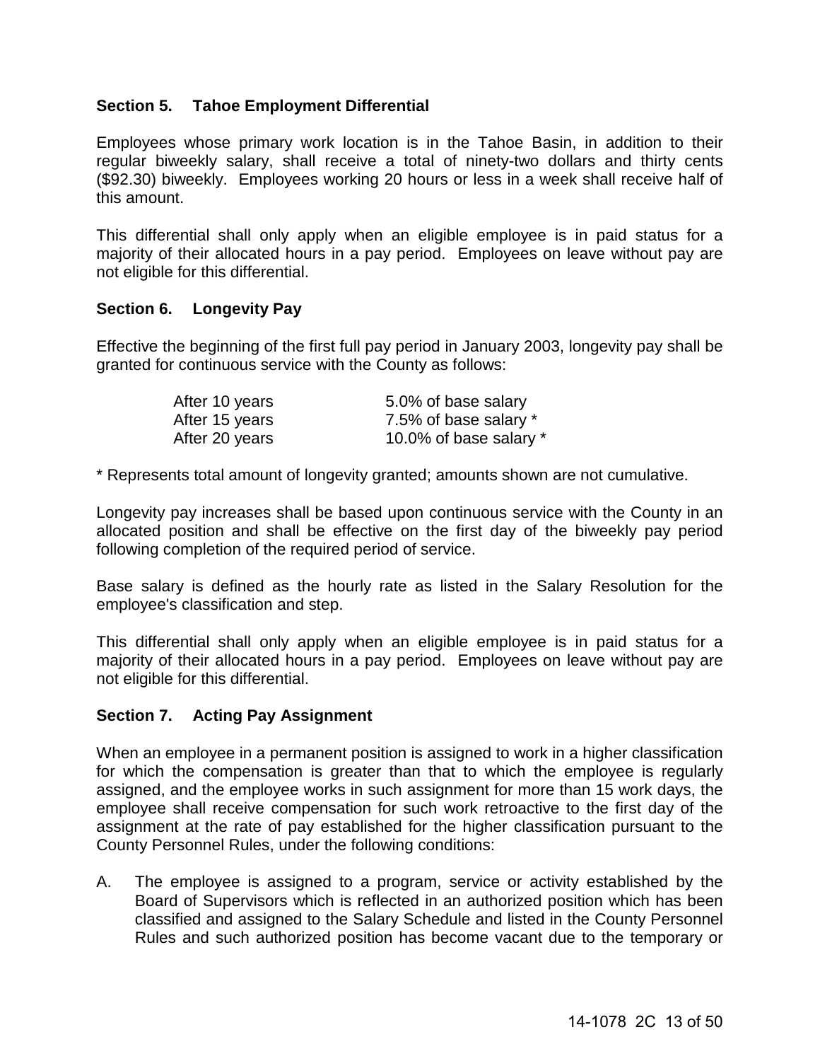### Section 5. Tahoe Employment Differential

Employees whose primary work location is in the Tahoe Basin, in addition to their regular biweekly salary, shall receive a total of ninety-two dollars and thirty cents ($92.30) biweekly. Employees working 20 hours or less in a week shall receive half of this amount.

This differential shall only apply when an eligible employee is in paid status for a majority of their allocated hours in a pay period. Employees on leave without pay are not eligible for this differential.

### Section 6. Longevity Pay

Effective the beginning of the first full pay period in January 2003, longevity pay shall be granted for continuous service with the County as follows:

| | |
|---|---|
| After 10 years | 5.0% of base salary |
| After 15 years | 7.5% of base salary * |
| After 20 years | 10.0% of base salary * |

* Represents total amount of longevity granted; amounts shown are not cumulative.

Longevity pay increases shall be based upon continuous service with the County in an allocated position and shall be effective on the first day of the biweekly pay period following completion of the required period of service.

Base salary is defined as the hourly rate as listed in the Salary Resolution for the employee's classification and step.

This differential shall only apply when an eligible employee is in paid status for a majority of their allocated hours in a pay period. Employees on leave without pay are not eligible for this differential.

### Section 7. Acting Pay Assignment

When an employee in a permanent position is assigned to work in a higher classification for which the compensation is greater than that to which the employee is regularly assigned, and the employee works in such assignment for more than 15 work days, the employee shall receive compensation for such work retroactive to the first day of the assignment at the rate of pay established for the higher classification pursuant to the County Personnel Rules, under the following conditions:

A. The employee is assigned to a program, service or activity established by the Board of Supervisors which is reflected in an authorized position which has been classified and assigned to the Salary Schedule and listed in the County Personnel Rules and such authorized position has become vacant due to the temporary or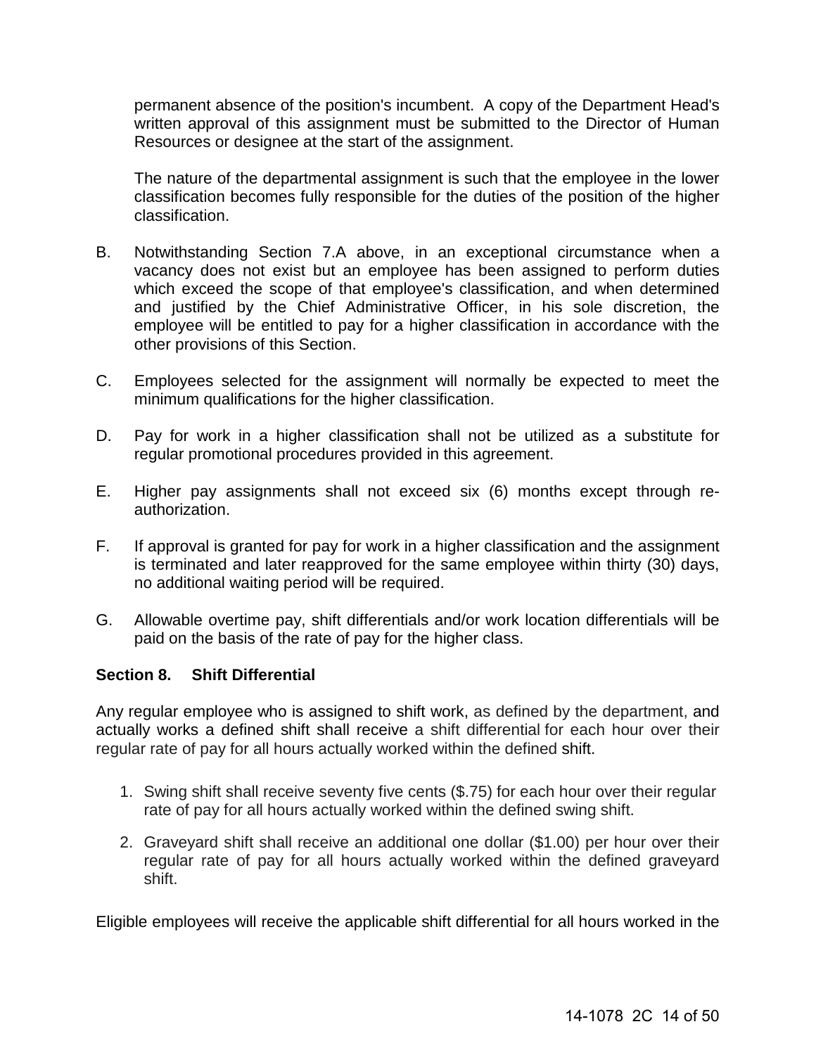permanent absence of the position's incumbent. A copy of the Department Head's written approval of this assignment must be submitted to the Director of Human Resources or designee at the start of the assignment.

The nature of the departmental assignment is such that the employee in the lower classification becomes fully responsible for the duties of the position of the higher classification.

B. Notwithstanding Section 7.A above, in an exceptional circumstance when a vacancy does not exist but an employee has been assigned to perform duties which exceed the scope of that employee's classification, and when determined and justified by the Chief Administrative Officer, in his sole discretion, the employee will be entitled to pay for a higher classification in accordance with the other provisions of this Section.

C. Employees selected for the assignment will normally be expected to meet the minimum qualifications for the higher classification.

D. Pay for work in a higher classification shall not be utilized as a substitute for regular promotional procedures provided in this agreement.

E. Higher pay assignments shall not exceed six (6) months except through re-authorization.

F. If approval is granted for pay for work in a higher classification and the assignment is terminated and later reapproved for the same employee within thirty (30) days, no additional waiting period will be required.

G. Allowable overtime pay, shift differentials and/or work location differentials will be paid on the basis of the rate of pay for the higher class.

**Section 8. Shift Differential**

Any regular employee who is assigned to shift work, as defined by the department, and actually works a defined shift shall receive a shift differential for each hour over their regular rate of pay for all hours actually worked within the defined shift.

1. Swing shift shall receive seventy five cents ($.75) for each hour over their regular rate of pay for all hours actually worked within the defined swing shift.
2. Graveyard shift shall receive an additional one dollar ($1.00) per hour over their regular rate of pay for all hours actually worked within the defined graveyard shift.

Eligible employees will receive the applicable shift differential for all hours worked in the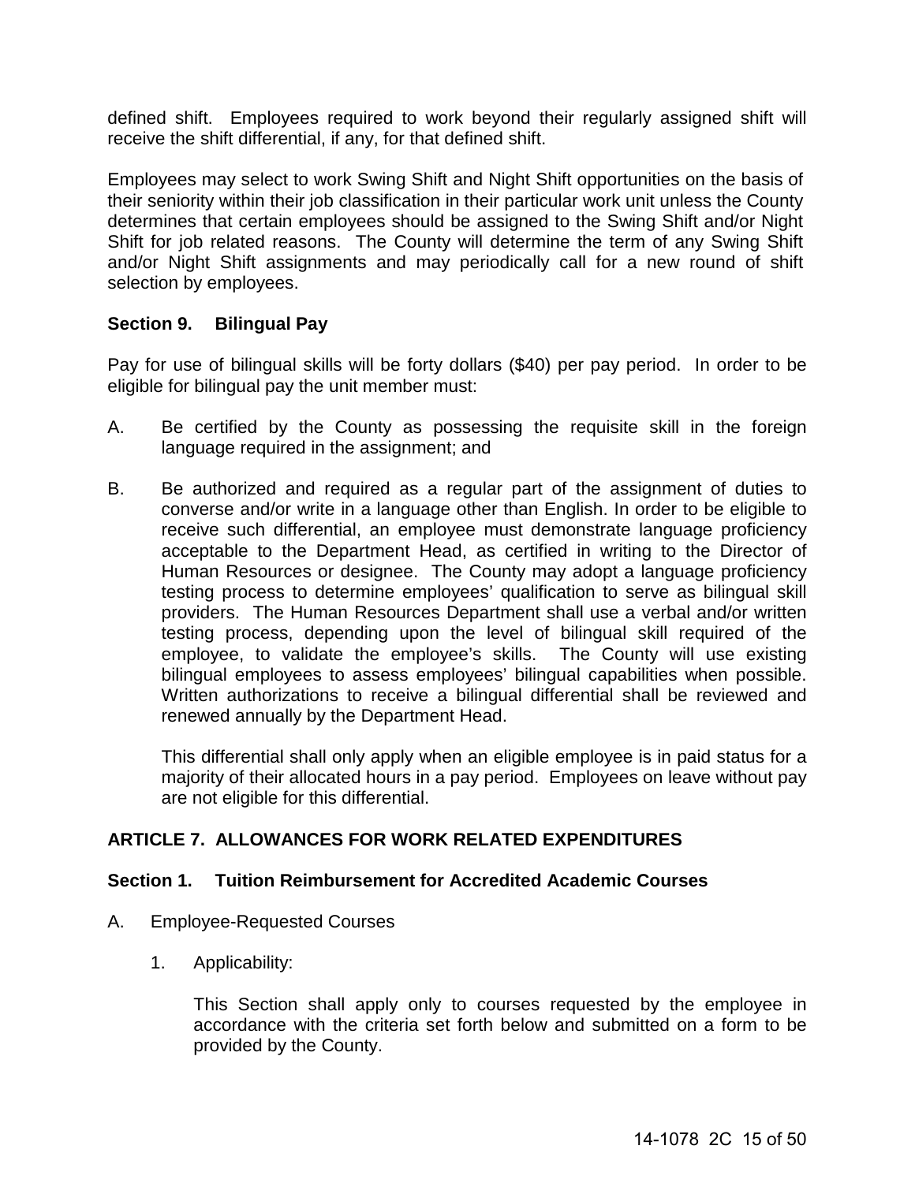defined shift. Employees required to work beyond their regularly assigned shift will receive the shift differential, if any, for that defined shift.

Employees may select to work Swing Shift and Night Shift opportunities on the basis of their seniority within their job classification in their particular work unit unless the County determines that certain employees should be assigned to the Swing Shift and/or Night Shift for job related reasons. The County will determine the term of any Swing Shift and/or Night Shift assignments and may periodically call for a new round of shift selection by employees.

### Section 9. Bilingual Pay

Pay for use of bilingual skills will be forty dollars ($40) per pay period. In order to be eligible for bilingual pay the unit member must:

A. Be certified by the County as possessing the requisite skill in the foreign language required in the assignment; and

B. Be authorized and required as a regular part of the assignment of duties to converse and/or write in a language other than English. In order to be eligible to receive such differential, an employee must demonstrate language proficiency acceptable to the Department Head, as certified in writing to the Director of Human Resources or designee. The County may adopt a language proficiency testing process to determine employees' qualification to serve as bilingual skill providers. The Human Resources Department shall use a verbal and/or written testing process, depending upon the level of bilingual skill required of the employee, to validate the employee's skills. The County will use existing bilingual employees to assess employees' bilingual capabilities when possible. Written authorizations to receive a bilingual differential shall be reviewed and renewed annually by the Department Head.

   This differential shall only apply when an eligible employee is in paid status for a majority of their allocated hours in a pay period. Employees on leave without pay are not eligible for this differential.

## ARTICLE 7. ALLOWANCES FOR WORK RELATED EXPENDITURES

### Section 1. Tuition Reimbursement for Accredited Academic Courses

A. Employee-Requested Courses

   1. Applicability:

      This Section shall apply only to courses requested by the employee in accordance with the criteria set forth below and submitted on a form to be provided by the County.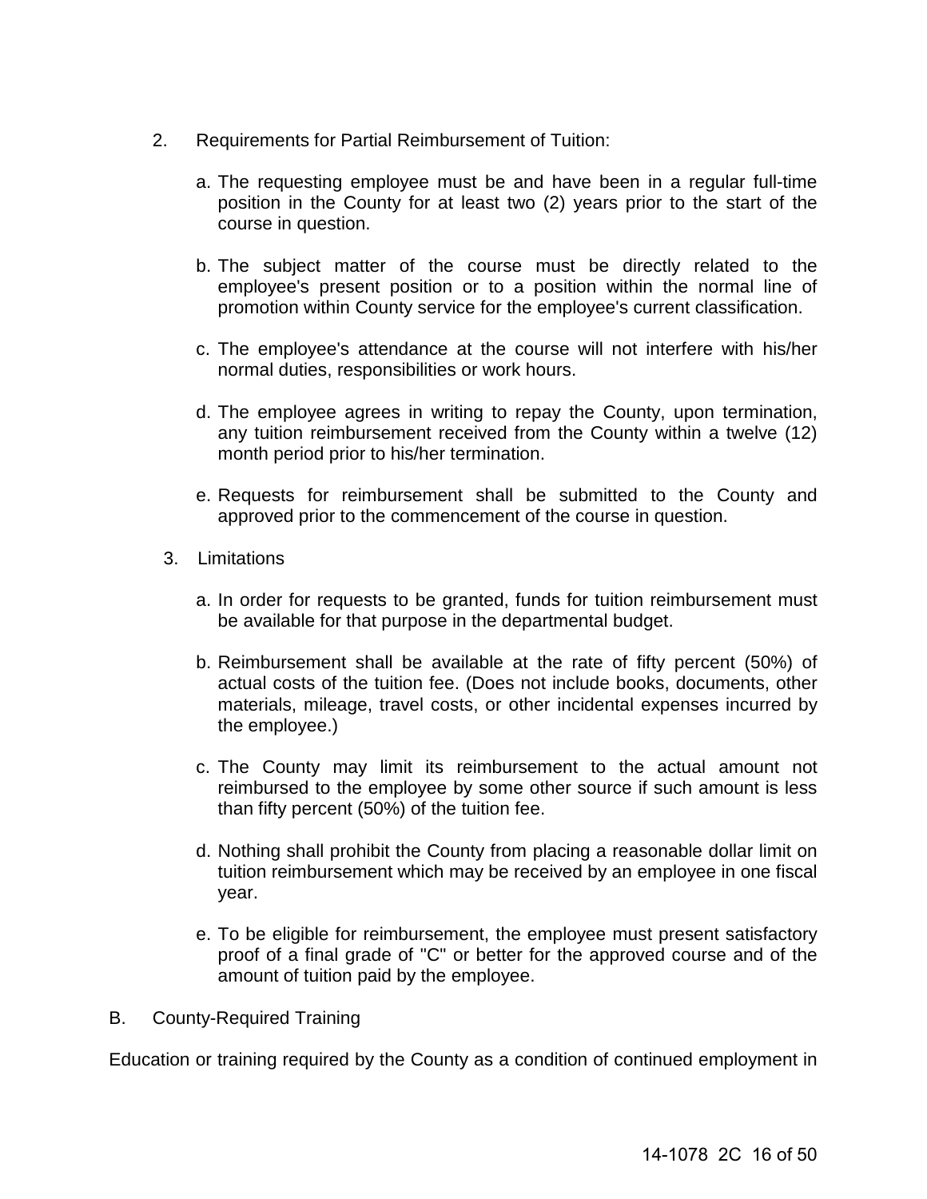2. Requirements for Partial Reimbursement of Tuition:

   a. The requesting employee must be and have been in a regular full-time position in the County for at least two (2) years prior to the start of the course in question.

   b. The subject matter of the course must be directly related to the employee's present position or to a position within the normal line of promotion within County service for the employee's current classification.

   c. The employee's attendance at the course will not interfere with his/her normal duties, responsibilities or work hours.

   d. The employee agrees in writing to repay the County, upon termination, any tuition reimbursement received from the County within a twelve (12) month period prior to his/her termination.

   e. Requests for reimbursement shall be submitted to the County and approved prior to the commencement of the course in question.

3. Limitations

   a. In order for requests to be granted, funds for tuition reimbursement must be available for that purpose in the departmental budget.

   b. Reimbursement shall be available at the rate of fifty percent (50%) of actual costs of the tuition fee. (Does not include books, documents, other materials, mileage, travel costs, or other incidental expenses incurred by the employee.)

   c. The County may limit its reimbursement to the actual amount not reimbursed to the employee by some other source if such amount is less than fifty percent (50%) of the tuition fee.

   d. Nothing shall prohibit the County from placing a reasonable dollar limit on tuition reimbursement which may be received by an employee in one fiscal year.

   e. To be eligible for reimbursement, the employee must present satisfactory proof of a final grade of "C" or better for the approved course and of the amount of tuition paid by the employee.

B. County-Required Training

Education or training required by the County as a condition of continued employment in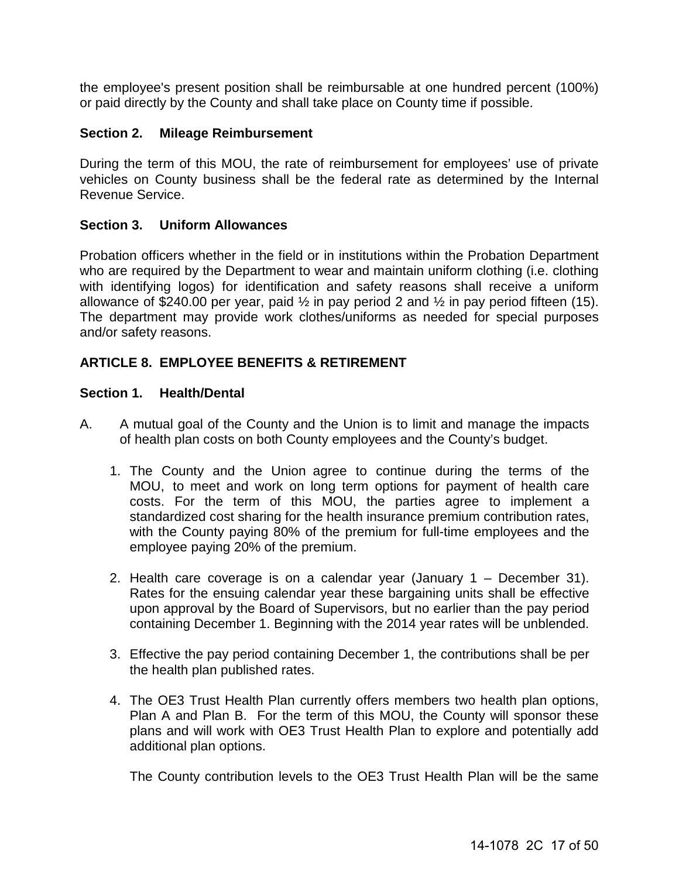the employee's present position shall be reimbursable at one hundred percent (100%) or paid directly by the County and shall take place on County time if possible.

### Section 2. Mileage Reimbursement

During the term of this MOU, the rate of reimbursement for employees' use of private vehicles on County business shall be the federal rate as determined by the Internal Revenue Service.

### Section 3. Uniform Allowances

Probation officers whether in the field or in institutions within the Probation Department who are required by the Department to wear and maintain uniform clothing (i.e. clothing with identifying logos) for identification and safety reasons shall receive a uniform allowance of $240.00 per year, paid ½ in pay period 2 and ½ in pay period fifteen (15). The department may provide work clothes/uniforms as needed for special purposes and/or safety reasons.

## ARTICLE 8. EMPLOYEE BENEFITS & RETIREMENT

### Section 1. Health/Dental

A. A mutual goal of the County and the Union is to limit and manage the impacts of health plan costs on both County employees and the County's budget.

1. The County and the Union agree to continue during the terms of the MOU, to meet and work on long term options for payment of health care costs. For the term of this MOU, the parties agree to implement a standardized cost sharing for the health insurance premium contribution rates, with the County paying 80% of the premium for full-time employees and the employee paying 20% of the premium.

2. Health care coverage is on a calendar year (January 1 – December 31). Rates for the ensuing calendar year these bargaining units shall be effective upon approval by the Board of Supervisors, but no earlier than the pay period containing December 1. Beginning with the 2014 year rates will be unblended.

3. Effective the pay period containing December 1, the contributions shall be per the health plan published rates.

4. The OE3 Trust Health Plan currently offers members two health plan options, Plan A and Plan B. For the term of this MOU, the County will sponsor these plans and will work with OE3 Trust Health Plan to explore and potentially add additional plan options.

   The County contribution levels to the OE3 Trust Health Plan will be the same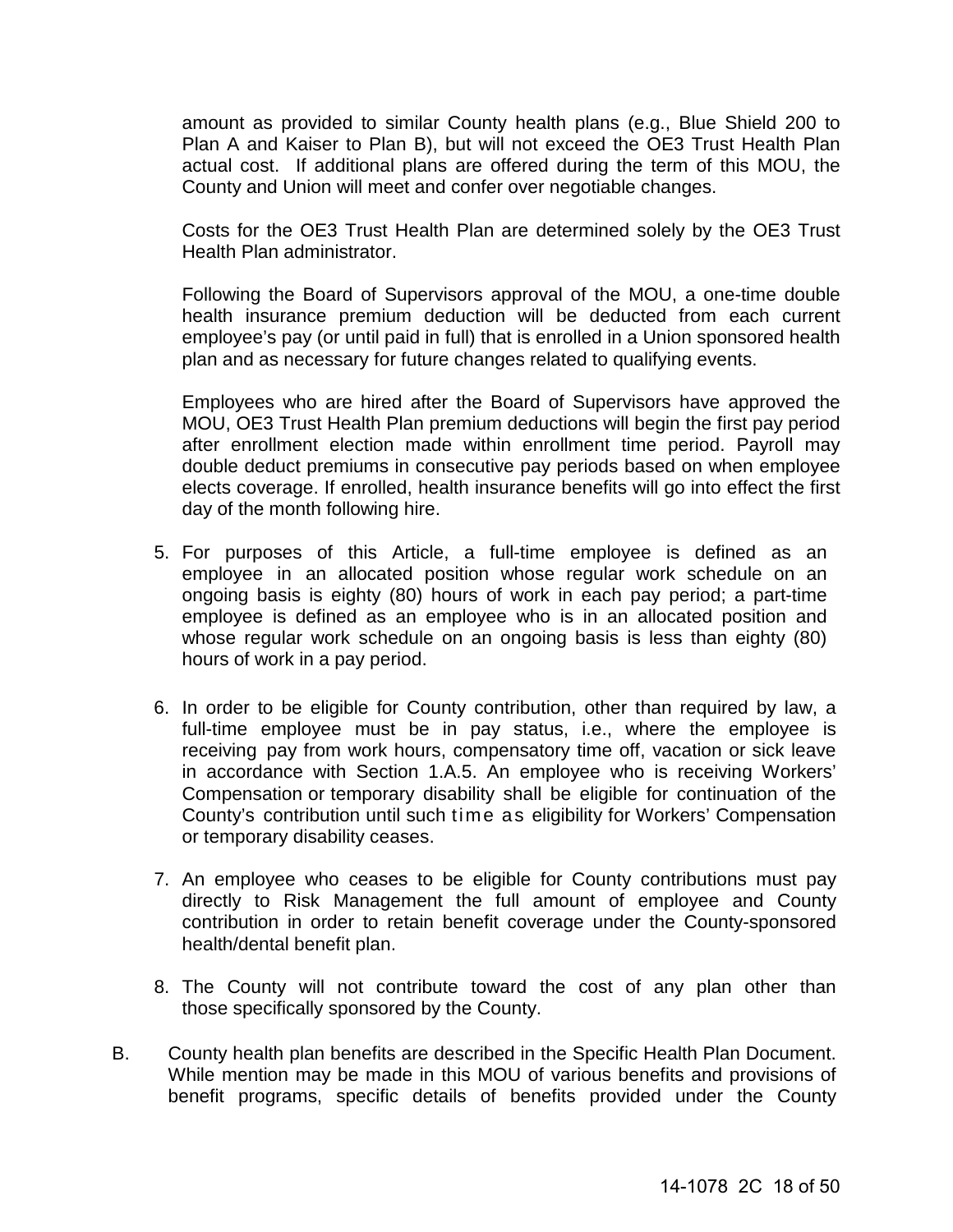amount as provided to similar County health plans (e.g., Blue Shield 200 to Plan A and Kaiser to Plan B), but will not exceed the OE3 Trust Health Plan actual cost. If additional plans are offered during the term of this MOU, the County and Union will meet and confer over negotiable changes.

Costs for the OE3 Trust Health Plan are determined solely by the OE3 Trust Health Plan administrator.

Following the Board of Supervisors approval of the MOU, a one-time double health insurance premium deduction will be deducted from each current employee's pay (or until paid in full) that is enrolled in a Union sponsored health plan and as necessary for future changes related to qualifying events.

Employees who are hired after the Board of Supervisors have approved the MOU, OE3 Trust Health Plan premium deductions will begin the first pay period after enrollment election made within enrollment time period. Payroll may double deduct premiums in consecutive pay periods based on when employee elects coverage. If enrolled, health insurance benefits will go into effect the first day of the month following hire.

5. For purposes of this Article, a full-time employee is defined as an employee in an allocated position whose regular work schedule on an ongoing basis is eighty (80) hours of work in each pay period; a part-time employee is defined as an employee who is in an allocated position and whose regular work schedule on an ongoing basis is less than eighty (80) hours of work in a pay period.

6. In order to be eligible for County contribution, other than required by law, a full-time employee must be in pay status, i.e., where the employee is receiving pay from work hours, compensatory time off, vacation or sick leave in accordance with Section 1.A.5. An employee who is receiving Workers' Compensation or temporary disability shall be eligible for continuation of the County's contribution until such time as eligibility for Workers' Compensation or temporary disability ceases.

7. An employee who ceases to be eligible for County contributions must pay directly to Risk Management the full amount of employee and County contribution in order to retain benefit coverage under the County-sponsored health/dental benefit plan.

8. The County will not contribute toward the cost of any plan other than those specifically sponsored by the County.

B. County health plan benefits are described in the Specific Health Plan Document. While mention may be made in this MOU of various benefits and provisions of benefit programs, specific details of benefits provided under the County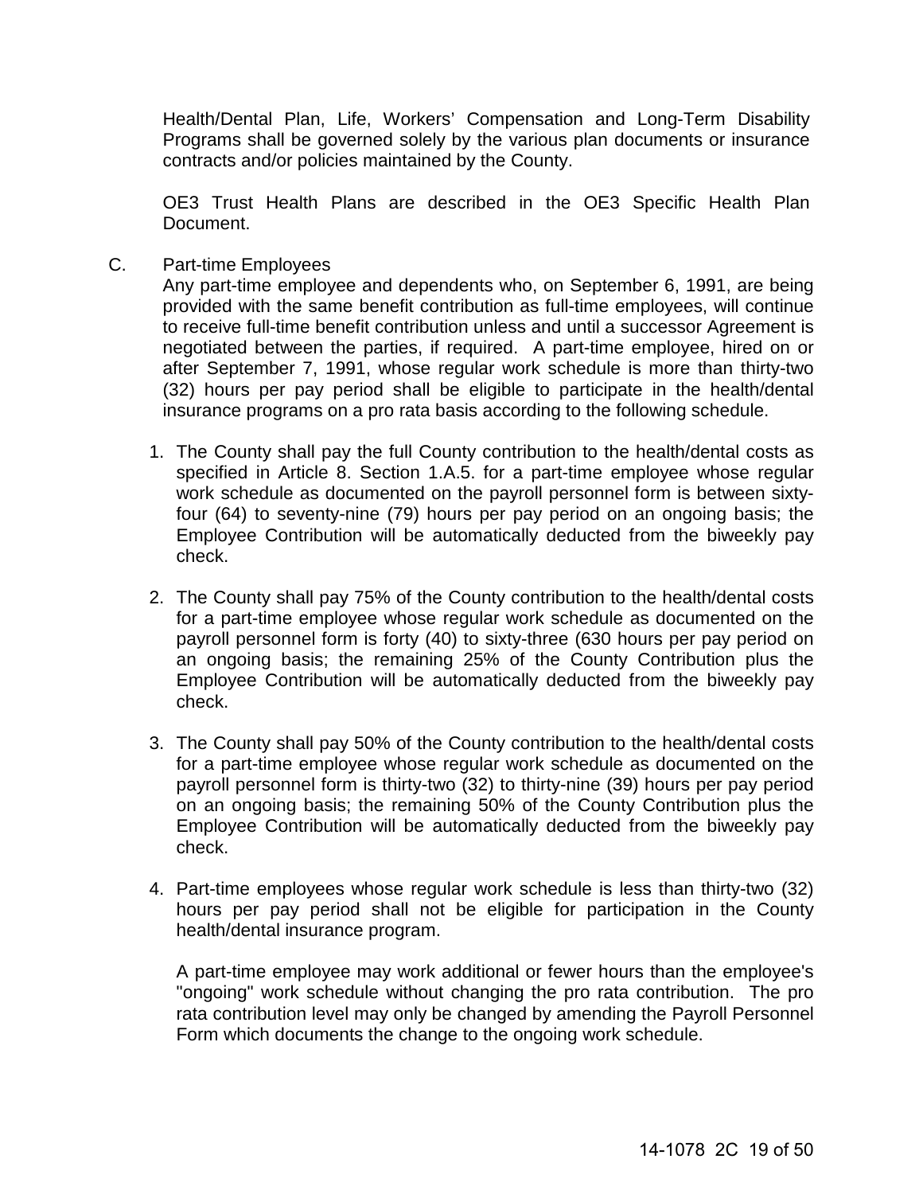Health/Dental Plan, Life, Workers' Compensation and Long-Term Disability Programs shall be governed solely by the various plan documents or insurance contracts and/or policies maintained by the County.

OE3 Trust Health Plans are described in the OE3 Specific Health Plan Document.

C. Part-time Employees

Any part-time employee and dependents who, on September 6, 1991, are being provided with the same benefit contribution as full-time employees, will continue to receive full-time benefit contribution unless and until a successor Agreement is negotiated between the parties, if required. A part-time employee, hired on or after September 7, 1991, whose regular work schedule is more than thirty-two (32) hours per pay period shall be eligible to participate in the health/dental insurance programs on a pro rata basis according to the following schedule.

1. The County shall pay the full County contribution to the health/dental costs as specified in Article 8. Section 1.A.5. for a part-time employee whose regular work schedule as documented on the payroll personnel form is between sixty-four (64) to seventy-nine (79) hours per pay period on an ongoing basis; the Employee Contribution will be automatically deducted from the biweekly pay check.

2. The County shall pay 75% of the County contribution to the health/dental costs for a part-time employee whose regular work schedule as documented on the payroll personnel form is forty (40) to sixty-three (630 hours per pay period on an ongoing basis; the remaining 25% of the County Contribution plus the Employee Contribution will be automatically deducted from the biweekly pay check.

3. The County shall pay 50% of the County contribution to the health/dental costs for a part-time employee whose regular work schedule as documented on the payroll personnel form is thirty-two (32) to thirty-nine (39) hours per pay period on an ongoing basis; the remaining 50% of the County Contribution plus the Employee Contribution will be automatically deducted from the biweekly pay check.

4. Part-time employees whose regular work schedule is less than thirty-two (32) hours per pay period shall not be eligible for participation in the County health/dental insurance program.

   A part-time employee may work additional or fewer hours than the employee's "ongoing" work schedule without changing the pro rata contribution. The pro rata contribution level may only be changed by amending the Payroll Personnel Form which documents the change to the ongoing work schedule.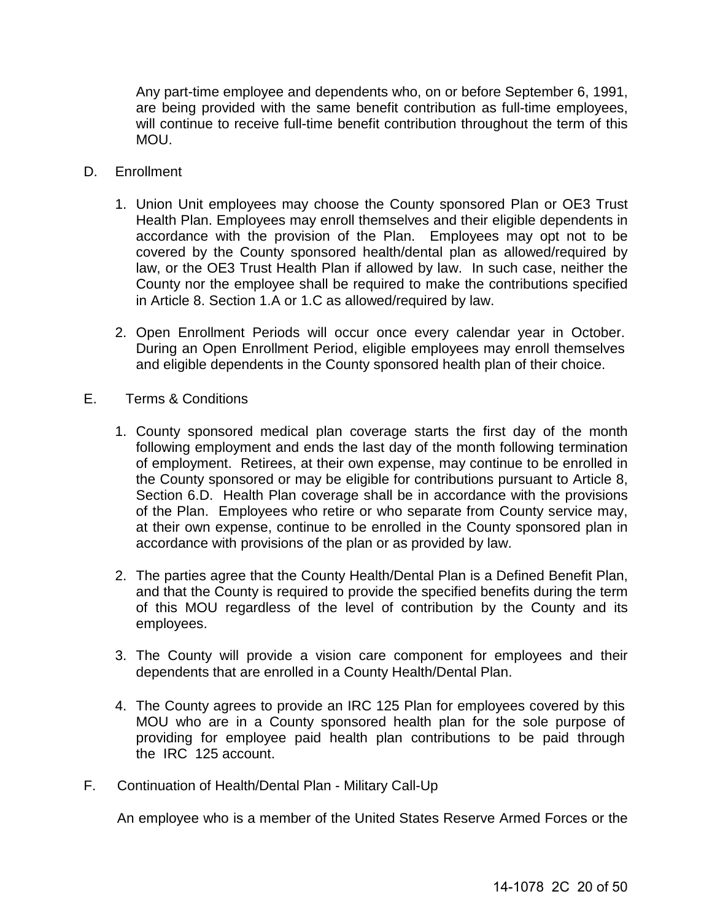Any part-time employee and dependents who, on or before September 6, 1991, are being provided with the same benefit contribution as full-time employees, will continue to receive full-time benefit contribution throughout the term of this MOU.

D. Enrollment

1. Union Unit employees may choose the County sponsored Plan or OE3 Trust Health Plan. Employees may enroll themselves and their eligible dependents in accordance with the provision of the Plan. Employees may opt not to be covered by the County sponsored health/dental plan as allowed/required by law, or the OE3 Trust Health Plan if allowed by law. In such case, neither the County nor the employee shall be required to make the contributions specified in Article 8. Section 1.A or 1.C as allowed/required by law.

2. Open Enrollment Periods will occur once every calendar year in October. During an Open Enrollment Period, eligible employees may enroll themselves and eligible dependents in the County sponsored health plan of their choice.

E. Terms & Conditions

1. County sponsored medical plan coverage starts the first day of the month following employment and ends the last day of the month following termination of employment. Retirees, at their own expense, may continue to be enrolled in the County sponsored or may be eligible for contributions pursuant to Article 8, Section 6.D. Health Plan coverage shall be in accordance with the provisions of the Plan. Employees who retire or who separate from County service may, at their own expense, continue to be enrolled in the County sponsored plan in accordance with provisions of the plan or as provided by law.

2. The parties agree that the County Health/Dental Plan is a Defined Benefit Plan, and that the County is required to provide the specified benefits during the term of this MOU regardless of the level of contribution by the County and its employees.

3. The County will provide a vision care component for employees and their dependents that are enrolled in a County Health/Dental Plan.

4. The County agrees to provide an IRC 125 Plan for employees covered by this MOU who are in a County sponsored health plan for the sole purpose of providing for employee paid health plan contributions to be paid through the IRC 125 account.

F. Continuation of Health/Dental Plan - Military Call-Up

An employee who is a member of the United States Reserve Armed Forces or the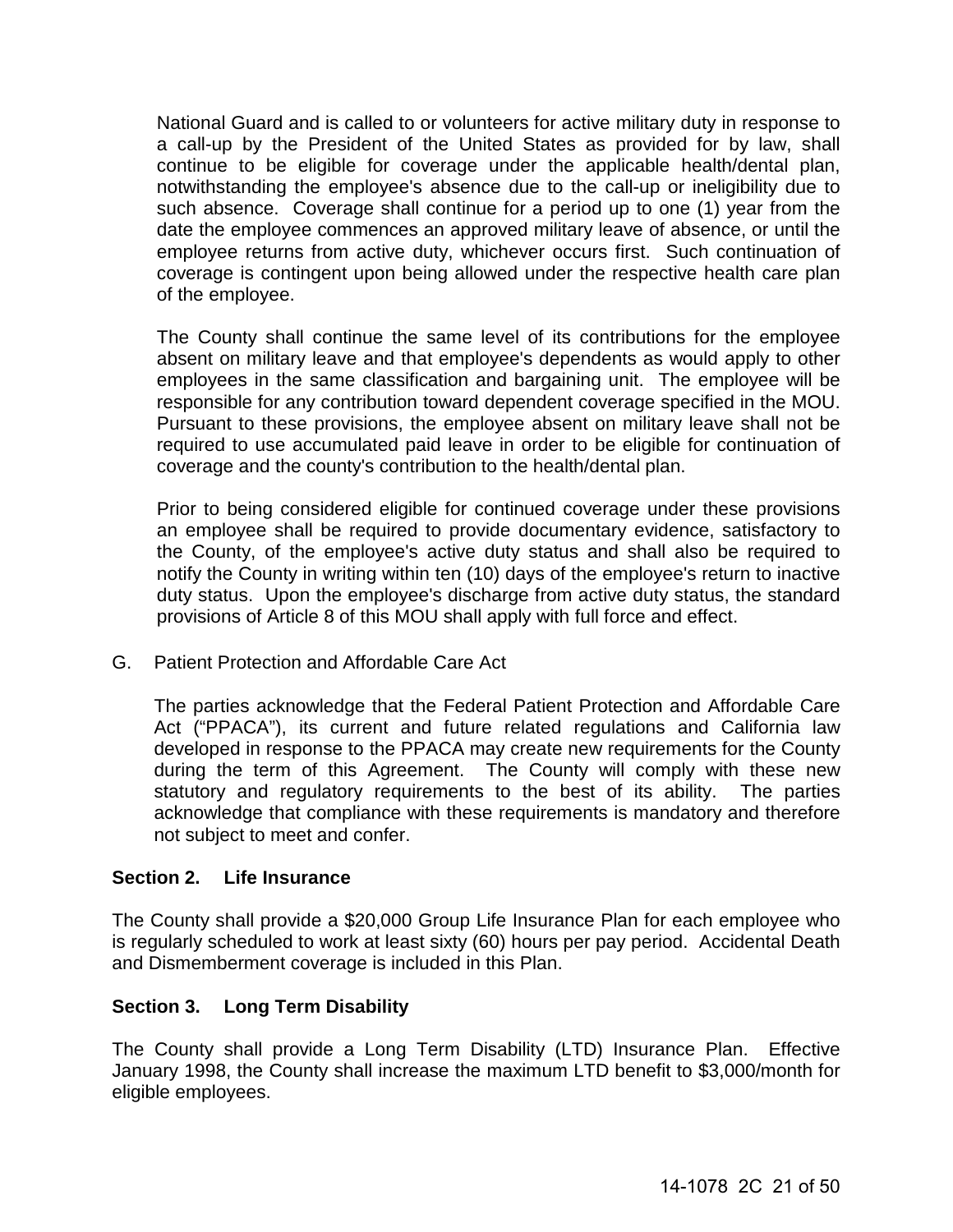National Guard and is called to or volunteers for active military duty in response to a call-up by the President of the United States as provided for by law, shall continue to be eligible for coverage under the applicable health/dental plan, notwithstanding the employee's absence due to the call-up or ineligibility due to such absence. Coverage shall continue for a period up to one (1) year from the date the employee commences an approved military leave of absence, or until the employee returns from active duty, whichever occurs first. Such continuation of coverage is contingent upon being allowed under the respective health care plan of the employee.

The County shall continue the same level of its contributions for the employee absent on military leave and that employee's dependents as would apply to other employees in the same classification and bargaining unit. The employee will be responsible for any contribution toward dependent coverage specified in the MOU. Pursuant to these provisions, the employee absent on military leave shall not be required to use accumulated paid leave in order to be eligible for continuation of coverage and the county's contribution to the health/dental plan.

Prior to being considered eligible for continued coverage under these provisions an employee shall be required to provide documentary evidence, satisfactory to the County, of the employee's active duty status and shall also be required to notify the County in writing within ten (10) days of the employee's return to inactive duty status. Upon the employee's discharge from active duty status, the standard provisions of Article 8 of this MOU shall apply with full force and effect.

G. Patient Protection and Affordable Care Act

The parties acknowledge that the Federal Patient Protection and Affordable Care Act (“PPACA”), its current and future related regulations and California law developed in response to the PPACA may create new requirements for the County during the term of this Agreement. The County will comply with these new statutory and regulatory requirements to the best of its ability. The parties acknowledge that compliance with these requirements is mandatory and therefore not subject to meet and confer.

**Section 2. Life Insurance**

The County shall provide a $20,000 Group Life Insurance Plan for each employee who is regularly scheduled to work at least sixty (60) hours per pay period. Accidental Death and Dismemberment coverage is included in this Plan.

**Section 3. Long Term Disability**

The County shall provide a Long Term Disability (LTD) Insurance Plan. Effective January 1998, the County shall increase the maximum LTD benefit to $3,000/month for eligible employees.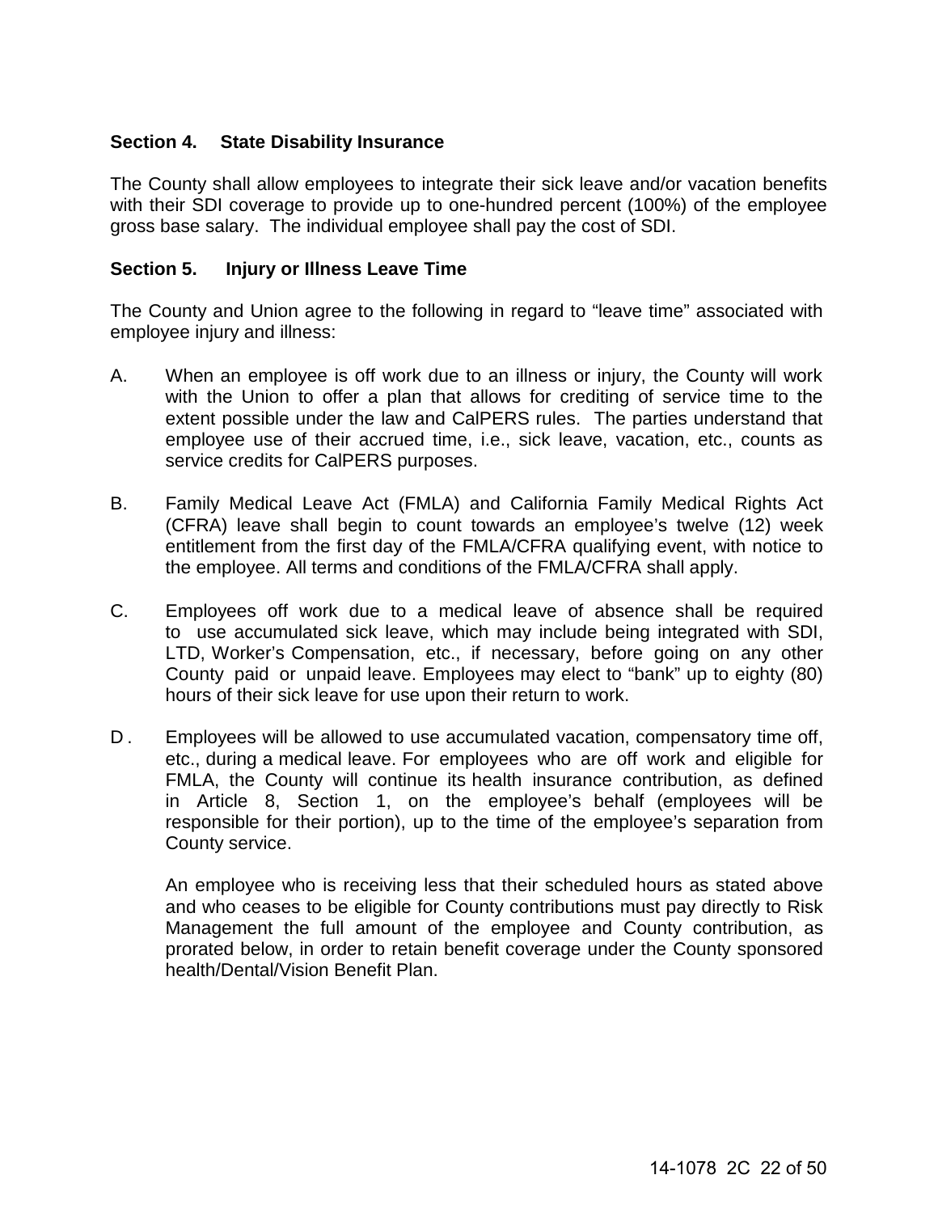**Section 4. State Disability Insurance**

The County shall allow employees to integrate their sick leave and/or vacation benefits with their SDI coverage to provide up to one-hundred percent (100%) of the employee gross base salary. The individual employee shall pay the cost of SDI.

**Section 5. Injury or Illness Leave Time**

The County and Union agree to the following in regard to "leave time" associated with employee injury and illness:

A. When an employee is off work due to an illness or injury, the County will work with the Union to offer a plan that allows for crediting of service time to the extent possible under the law and CalPERS rules. The parties understand that employee use of their accrued time, i.e., sick leave, vacation, etc., counts as service credits for CalPERS purposes.

B. Family Medical Leave Act (FMLA) and California Family Medical Rights Act (CFRA) leave shall begin to count towards an employee's twelve (12) week entitlement from the first day of the FMLA/CFRA qualifying event, with notice to the employee. All terms and conditions of the FMLA/CFRA shall apply.

C. Employees off work due to a medical leave of absence shall be required to use accumulated sick leave, which may include being integrated with SDI, LTD, Worker's Compensation, etc., if necessary, before going on any other County paid or unpaid leave. Employees may elect to "bank" up to eighty (80) hours of their sick leave for use upon their return to work.

D. Employees will be allowed to use accumulated vacation, compensatory time off, etc., during a medical leave. For employees who are off work and eligible for FMLA, the County will continue its health insurance contribution, as defined in Article 8, Section 1, on the employee's behalf (employees will be responsible for their portion), up to the time of the employee's separation from County service.

   An employee who is receiving less that their scheduled hours as stated above and who ceases to be eligible for County contributions must pay directly to Risk Management the full amount of the employee and County contribution, as prorated below, in order to retain benefit coverage under the County sponsored health/Dental/Vision Benefit Plan.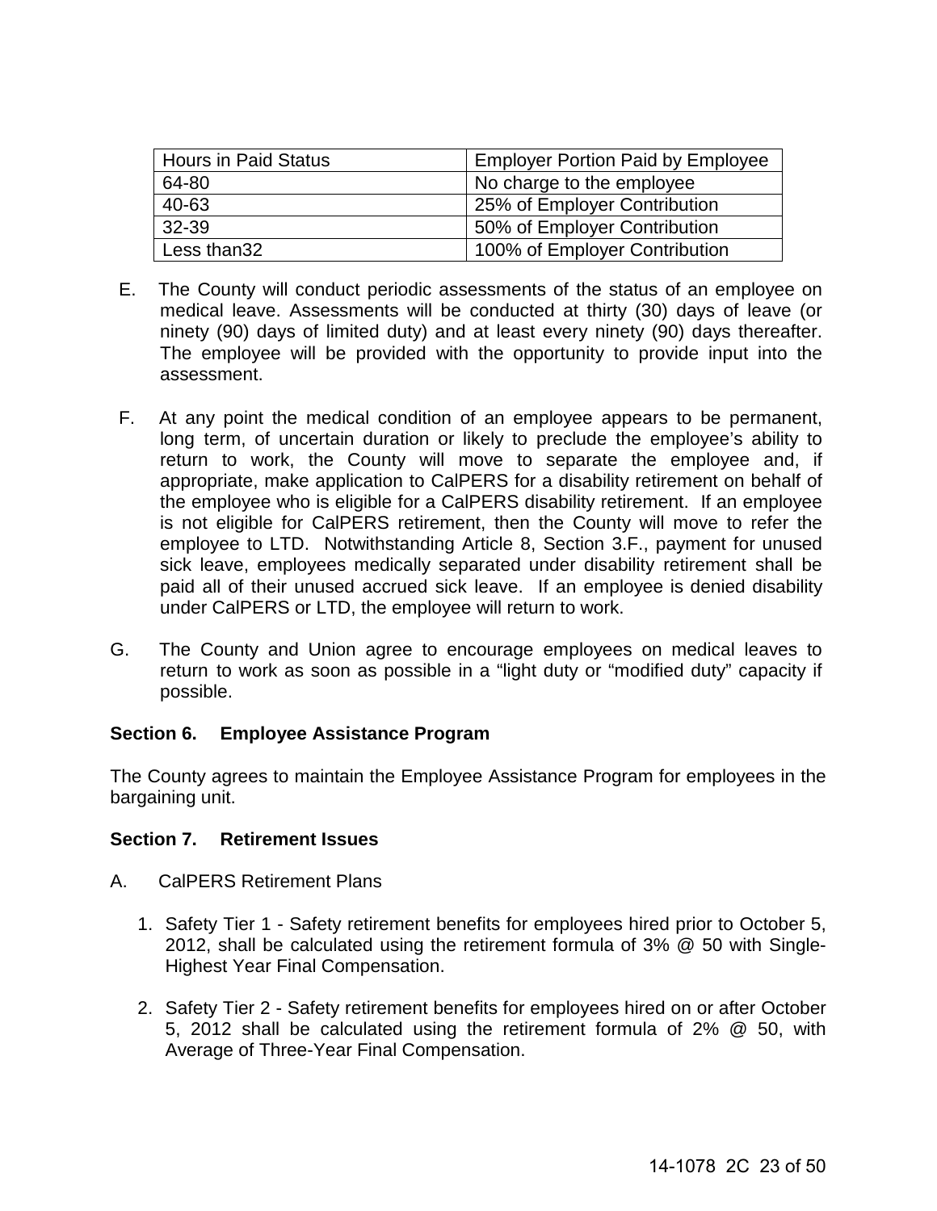| Hours in Paid Status | Employer Portion Paid by Employee |
|---|---|
| 64-80 | No charge to the employee |
| 40-63 | 25% of Employer Contribution |
| 32-39 | 50% of Employer Contribution |
| Less than32 | 100% of Employer Contribution |

E. The County will conduct periodic assessments of the status of an employee on medical leave. Assessments will be conducted at thirty (30) days of leave (or ninety (90) days of limited duty) and at least every ninety (90) days thereafter. The employee will be provided with the opportunity to provide input into the assessment.

F. At any point the medical condition of an employee appears to be permanent, long term, of uncertain duration or likely to preclude the employee's ability to return to work, the County will move to separate the employee and, if appropriate, make application to CalPERS for a disability retirement on behalf of the employee who is eligible for a CalPERS disability retirement. If an employee is not eligible for CalPERS retirement, then the County will move to refer the employee to LTD. Notwithstanding Article 8, Section 3.F., payment for unused sick leave, employees medically separated under disability retirement shall be paid all of their unused accrued sick leave. If an employee is denied disability under CalPERS or LTD, the employee will return to work.

G. The County and Union agree to encourage employees on medical leaves to return to work as soon as possible in a "light duty or "modified duty" capacity if possible.

**Section 6. Employee Assistance Program**

The County agrees to maintain the Employee Assistance Program for employees in the bargaining unit.

**Section 7. Retirement Issues**

A. CalPERS Retirement Plans

1. Safety Tier 1 - Safety retirement benefits for employees hired prior to October 5, 2012, shall be calculated using the retirement formula of 3% @ 50 with Single-Highest Year Final Compensation.

2. Safety Tier 2 - Safety retirement benefits for employees hired on or after October 5, 2012 shall be calculated using the retirement formula of 2% @ 50, with Average of Three-Year Final Compensation.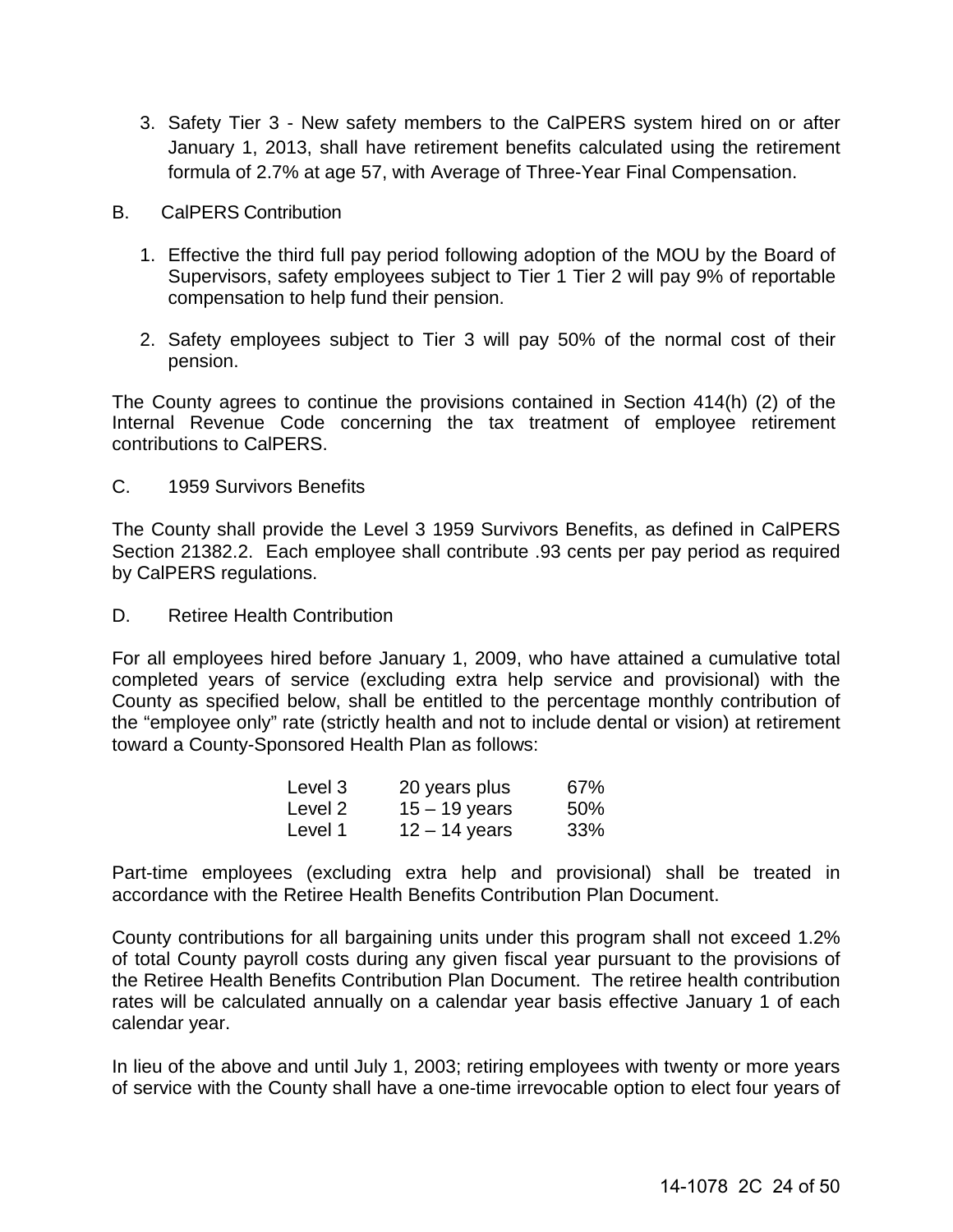3. Safety Tier 3 - New safety members to the CalPERS system hired on or after January 1, 2013, shall have retirement benefits calculated using the retirement formula of 2.7% at age 57, with Average of Three-Year Final Compensation.

B. CalPERS Contribution

1. Effective the third full pay period following adoption of the MOU by the Board of Supervisors, safety employees subject to Tier 1 Tier 2 will pay 9% of reportable compensation to help fund their pension.

2. Safety employees subject to Tier 3 will pay 50% of the normal cost of their pension.

The County agrees to continue the provisions contained in Section 414(h) (2) of the Internal Revenue Code concerning the tax treatment of employee retirement contributions to CalPERS.

C. 1959 Survivors Benefits

The County shall provide the Level 3 1959 Survivors Benefits, as defined in CalPERS Section 21382.2. Each employee shall contribute .93 cents per pay period as required by CalPERS regulations.

D. Retiree Health Contribution

For all employees hired before January 1, 2009, who have attained a cumulative total completed years of service (excluding extra help service and provisional) with the County as specified below, shall be entitled to the percentage monthly contribution of the "employee only" rate (strictly health and not to include dental or vision) at retirement toward a County-Sponsored Health Plan as follows:

| | | |
|---|---|---|
| Level 3 | 20 years plus | 67% |
| Level 2 | 15 – 19 years | 50% |
| Level 1 | 12 – 14 years | 33% |

Part-time employees (excluding extra help and provisional) shall be treated in accordance with the Retiree Health Benefits Contribution Plan Document.

County contributions for all bargaining units under this program shall not exceed 1.2% of total County payroll costs during any given fiscal year pursuant to the provisions of the Retiree Health Benefits Contribution Plan Document. The retiree health contribution rates will be calculated annually on a calendar year basis effective January 1 of each calendar year.

In lieu of the above and until July 1, 2003; retiring employees with twenty or more years of service with the County shall have a one-time irrevocable option to elect four years of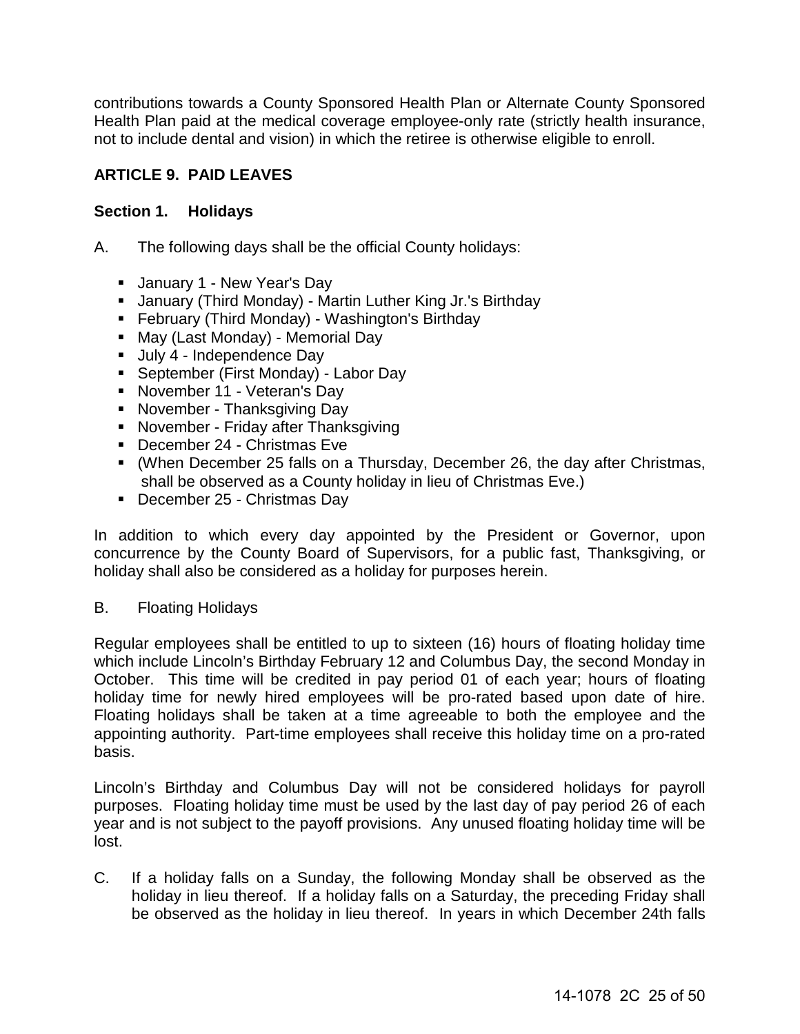contributions towards a County Sponsored Health Plan or Alternate County Sponsored Health Plan paid at the medical coverage employee-only rate (strictly health insurance, not to include dental and vision) in which the retiree is otherwise eligible to enroll.

## ARTICLE 9. PAID LEAVES

### Section 1. Holidays

A. The following days shall be the official County holidays:

- January 1 - New Year's Day
- January (Third Monday) - Martin Luther King Jr.'s Birthday
- February (Third Monday) - Washington's Birthday
- May (Last Monday) - Memorial Day
- July 4 - Independence Day
- September (First Monday) - Labor Day
- November 11 - Veteran's Day
- November - Thanksgiving Day
- November - Friday after Thanksgiving
- December 24 - Christmas Eve
- (When December 25 falls on a Thursday, December 26, the day after Christmas, shall be observed as a County holiday in lieu of Christmas Eve.)
- December 25 - Christmas Day

In addition to which every day appointed by the President or Governor, upon concurrence by the County Board of Supervisors, for a public fast, Thanksgiving, or holiday shall also be considered as a holiday for purposes herein.

B. Floating Holidays

Regular employees shall be entitled to up to sixteen (16) hours of floating holiday time which include Lincoln's Birthday February 12 and Columbus Day, the second Monday in October. This time will be credited in pay period 01 of each year; hours of floating holiday time for newly hired employees will be pro-rated based upon date of hire. Floating holidays shall be taken at a time agreeable to both the employee and the appointing authority. Part-time employees shall receive this holiday time on a pro-rated basis.

Lincoln's Birthday and Columbus Day will not be considered holidays for payroll purposes. Floating holiday time must be used by the last day of pay period 26 of each year and is not subject to the payoff provisions. Any unused floating holiday time will be lost.

C. If a holiday falls on a Sunday, the following Monday shall be observed as the holiday in lieu thereof. If a holiday falls on a Saturday, the preceding Friday shall be observed as the holiday in lieu thereof. In years in which December 24th falls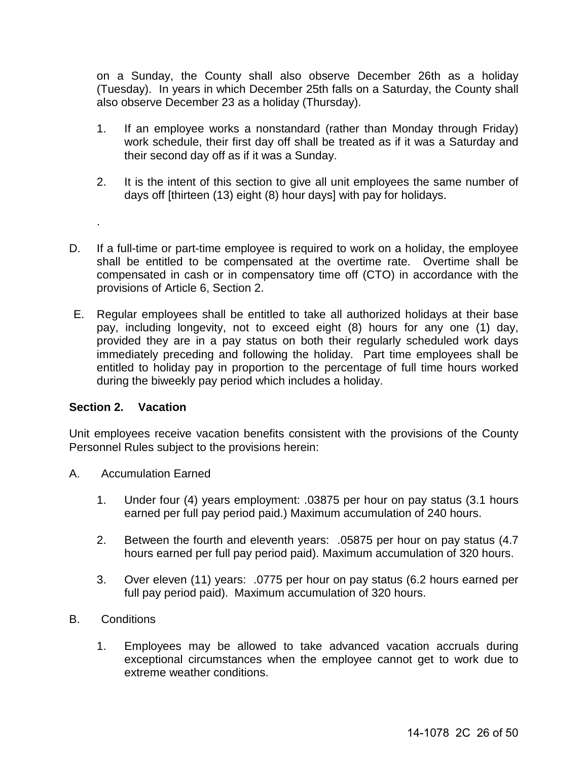on a Sunday, the County shall also observe December 26th as a holiday (Tuesday). In years in which December 25th falls on a Saturday, the County shall also observe December 23 as a holiday (Thursday).

1. If an employee works a nonstandard (rather than Monday through Friday) work schedule, their first day off shall be treated as if it was a Saturday and their second day off as if it was a Sunday.

2. It is the intent of this section to give all unit employees the same number of days off [thirteen (13) eight (8) hour days] with pay for holidays.

.

D. If a full-time or part-time employee is required to work on a holiday, the employee shall be entitled to be compensated at the overtime rate. Overtime shall be compensated in cash or in compensatory time off (CTO) in accordance with the provisions of Article 6, Section 2.

E. Regular employees shall be entitled to take all authorized holidays at their base pay, including longevity, not to exceed eight (8) hours for any one (1) day, provided they are in a pay status on both their regularly scheduled work days immediately preceding and following the holiday. Part time employees shall be entitled to holiday pay in proportion to the percentage of full time hours worked during the biweekly pay period which includes a holiday.

**Section 2. Vacation**

Unit employees receive vacation benefits consistent with the provisions of the County Personnel Rules subject to the provisions herein:

A. Accumulation Earned

1. Under four (4) years employment: .03875 per hour on pay status (3.1 hours earned per full pay period paid.) Maximum accumulation of 240 hours.

2. Between the fourth and eleventh years: .05875 per hour on pay status (4.7 hours earned per full pay period paid). Maximum accumulation of 320 hours.

3. Over eleven (11) years: .0775 per hour on pay status (6.2 hours earned per full pay period paid). Maximum accumulation of 320 hours.

B. Conditions

1. Employees may be allowed to take advanced vacation accruals during exceptional circumstances when the employee cannot get to work due to extreme weather conditions.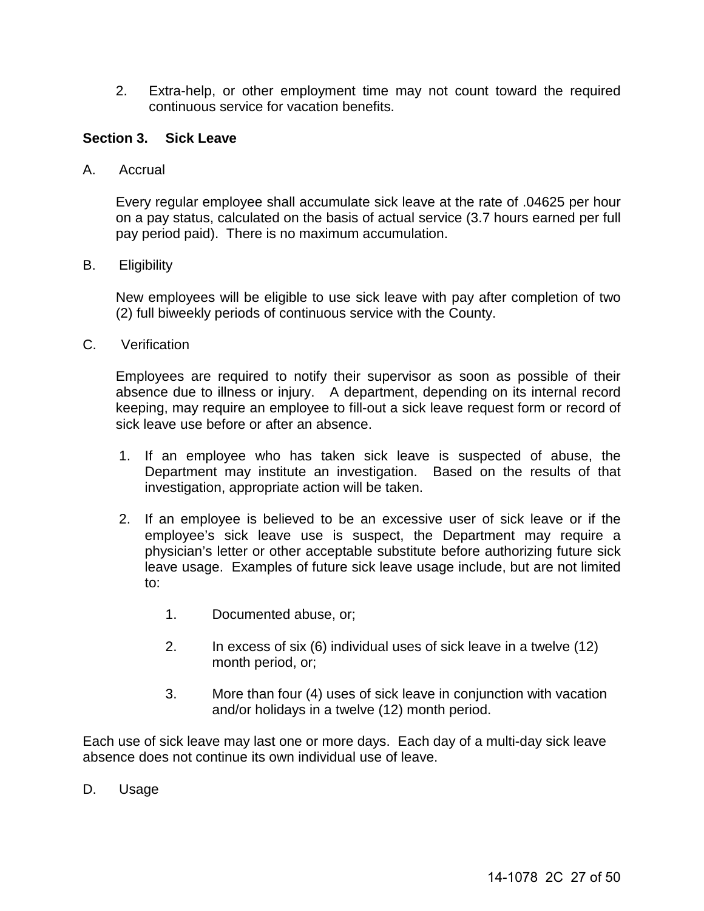2. Extra-help, or other employment time may not count toward the required continuous service for vacation benefits.

**Section 3. Sick Leave**

A. Accrual

Every regular employee shall accumulate sick leave at the rate of .04625 per hour on a pay status, calculated on the basis of actual service (3.7 hours earned per full pay period paid). There is no maximum accumulation.

B. Eligibility

New employees will be eligible to use sick leave with pay after completion of two (2) full biweekly periods of continuous service with the County.

C. Verification

Employees are required to notify their supervisor as soon as possible of their absence due to illness or injury. A department, depending on its internal record keeping, may require an employee to fill-out a sick leave request form or record of sick leave use before or after an absence.

1. If an employee who has taken sick leave is suspected of abuse, the Department may institute an investigation. Based on the results of that investigation, appropriate action will be taken.

2. If an employee is believed to be an excessive user of sick leave or if the employee's sick leave use is suspect, the Department may require a physician's letter or other acceptable substitute before authorizing future sick leave usage. Examples of future sick leave usage include, but are not limited to:

    1. Documented abuse, or;

    2. In excess of six (6) individual uses of sick leave in a twelve (12) month period, or;

    3. More than four (4) uses of sick leave in conjunction with vacation and/or holidays in a twelve (12) month period.

Each use of sick leave may last one or more days. Each day of a multi-day sick leave absence does not continue its own individual use of leave.

D. Usage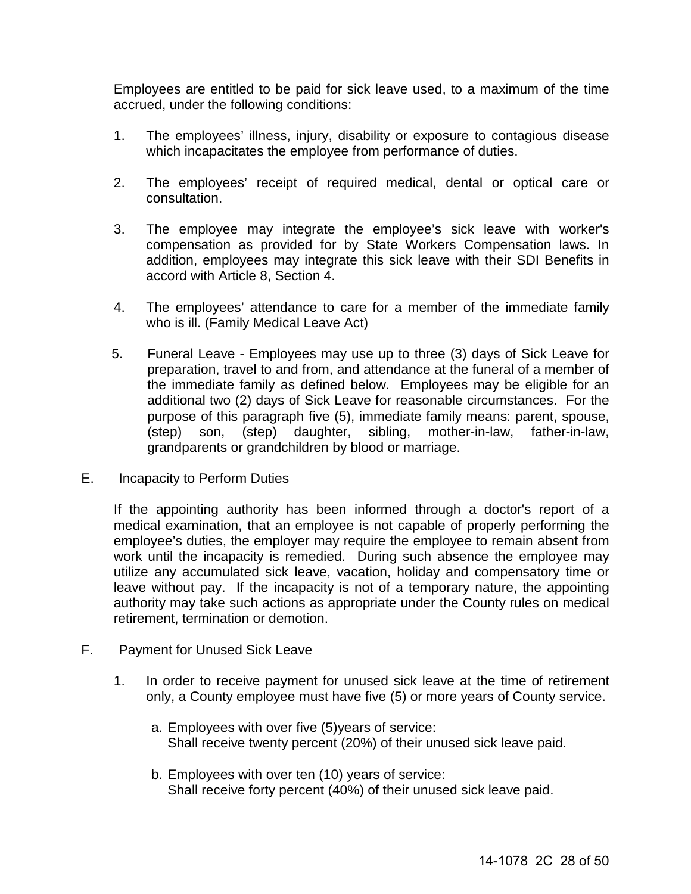Employees are entitled to be paid for sick leave used, to a maximum of the time accrued, under the following conditions:

1. The employees' illness, injury, disability or exposure to contagious disease which incapacitates the employee from performance of duties.

2. The employees' receipt of required medical, dental or optical care or consultation.

3. The employee may integrate the employee's sick leave with worker's compensation as provided for by State Workers Compensation laws. In addition, employees may integrate this sick leave with their SDI Benefits in accord with Article 8, Section 4.

4. The employees' attendance to care for a member of the immediate family who is ill. (Family Medical Leave Act)

5. Funeral Leave - Employees may use up to three (3) days of Sick Leave for preparation, travel to and from, and attendance at the funeral of a member of the immediate family as defined below. Employees may be eligible for an additional two (2) days of Sick Leave for reasonable circumstances. For the purpose of this paragraph five (5), immediate family means: parent, spouse, (step) son, (step) daughter, sibling, mother-in-law, father-in-law, grandparents or grandchildren by blood or marriage.

E. Incapacity to Perform Duties

If the appointing authority has been informed through a doctor's report of a medical examination, that an employee is not capable of properly performing the employee's duties, the employer may require the employee to remain absent from work until the incapacity is remedied. During such absence the employee may utilize any accumulated sick leave, vacation, holiday and compensatory time or leave without pay. If the incapacity is not of a temporary nature, the appointing authority may take such actions as appropriate under the County rules on medical retirement, termination or demotion.

F. Payment for Unused Sick Leave

1. In order to receive payment for unused sick leave at the time of retirement only, a County employee must have five (5) or more years of County service.

   a. Employees with over five (5)years of service:
      Shall receive twenty percent (20%) of their unused sick leave paid.

   b. Employees with over ten (10) years of service:
      Shall receive forty percent (40%) of their unused sick leave paid.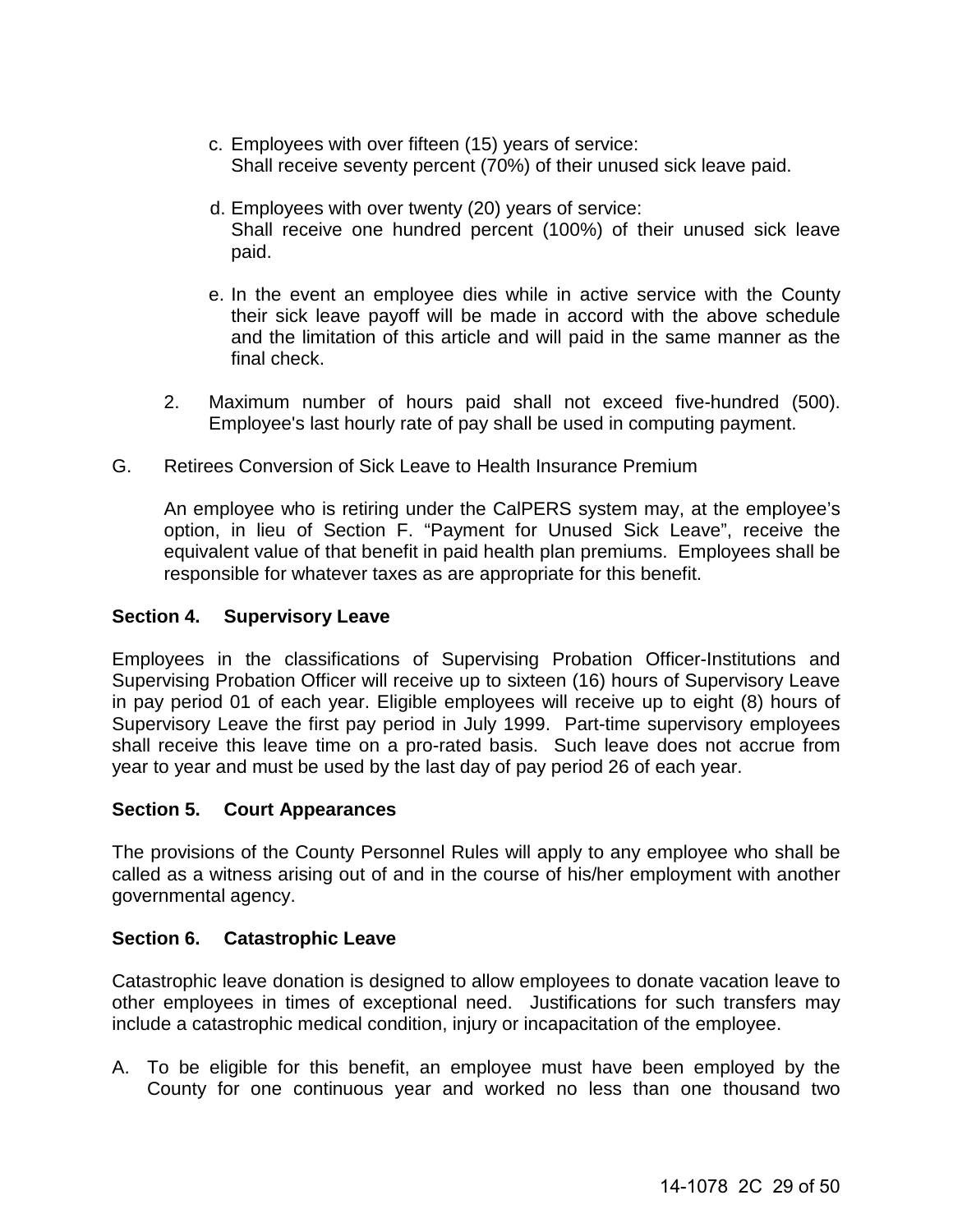c. Employees with over fifteen (15) years of service:
   Shall receive seventy percent (70%) of their unused sick leave paid.

d. Employees with over twenty (20) years of service:
   Shall receive one hundred percent (100%) of their unused sick leave paid.

e. In the event an employee dies while in active service with the County their sick leave payoff will be made in accord with the above schedule and the limitation of this article and will paid in the same manner as the final check.

2. Maximum number of hours paid shall not exceed five-hundred (500). Employee's last hourly rate of pay shall be used in computing payment.

G. Retirees Conversion of Sick Leave to Health Insurance Premium

An employee who is retiring under the CalPERS system may, at the employee's option, in lieu of Section F. "Payment for Unused Sick Leave", receive the equivalent value of that benefit in paid health plan premiums. Employees shall be responsible for whatever taxes as are appropriate for this benefit.

**Section 4. Supervisory Leave**

Employees in the classifications of Supervising Probation Officer-Institutions and Supervising Probation Officer will receive up to sixteen (16) hours of Supervisory Leave in pay period 01 of each year. Eligible employees will receive up to eight (8) hours of Supervisory Leave the first pay period in July 1999. Part-time supervisory employees shall receive this leave time on a pro-rated basis. Such leave does not accrue from year to year and must be used by the last day of pay period 26 of each year.

**Section 5. Court Appearances**

The provisions of the County Personnel Rules will apply to any employee who shall be called as a witness arising out of and in the course of his/her employment with another governmental agency.

**Section 6. Catastrophic Leave**

Catastrophic leave donation is designed to allow employees to donate vacation leave to other employees in times of exceptional need. Justifications for such transfers may include a catastrophic medical condition, injury or incapacitation of the employee.

A. To be eligible for this benefit, an employee must have been employed by the County for one continuous year and worked no less than one thousand two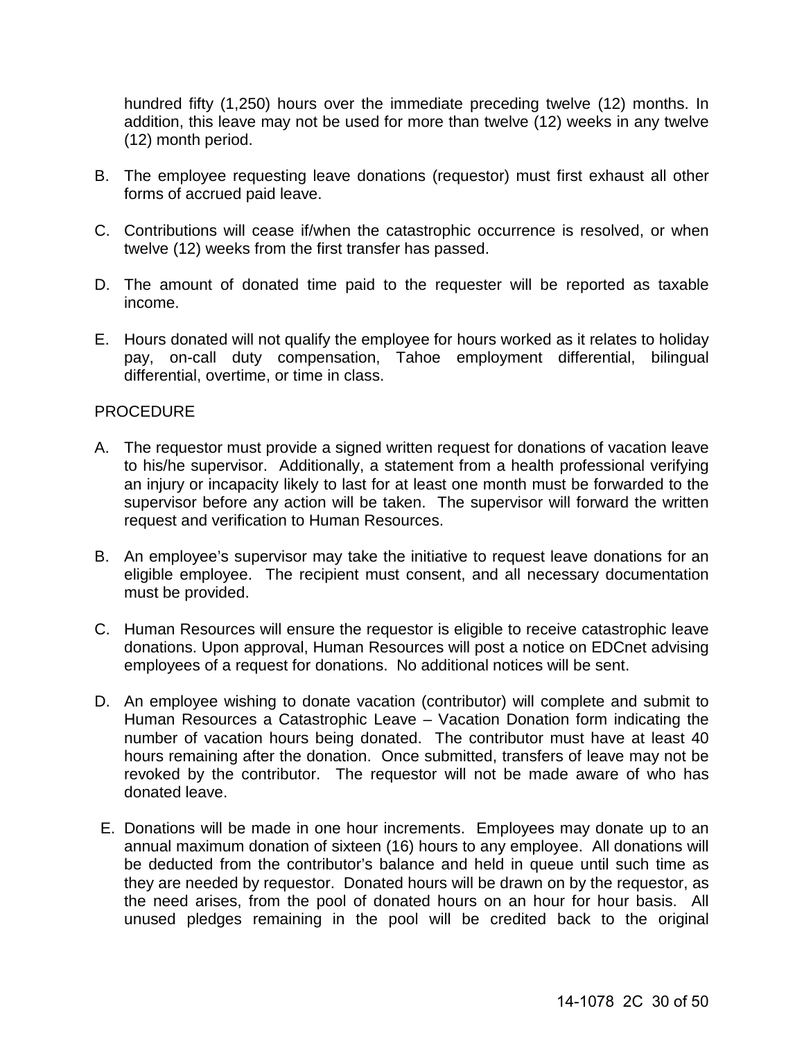hundred fifty (1,250) hours over the immediate preceding twelve (12) months. In addition, this leave may not be used for more than twelve (12) weeks in any twelve (12) month period.

B. The employee requesting leave donations (requestor) must first exhaust all other forms of accrued paid leave.

C. Contributions will cease if/when the catastrophic occurrence is resolved, or when twelve (12) weeks from the first transfer has passed.

D. The amount of donated time paid to the requester will be reported as taxable income.

E. Hours donated will not qualify the employee for hours worked as it relates to holiday pay, on-call duty compensation, Tahoe employment differential, bilingual differential, overtime, or time in class.

PROCEDURE

A. The requestor must provide a signed written request for donations of vacation leave to his/he supervisor. Additionally, a statement from a health professional verifying an injury or incapacity likely to last for at least one month must be forwarded to the supervisor before any action will be taken. The supervisor will forward the written request and verification to Human Resources.

B. An employee's supervisor may take the initiative to request leave donations for an eligible employee. The recipient must consent, and all necessary documentation must be provided.

C. Human Resources will ensure the requestor is eligible to receive catastrophic leave donations. Upon approval, Human Resources will post a notice on EDCnet advising employees of a request for donations. No additional notices will be sent.

D. An employee wishing to donate vacation (contributor) will complete and submit to Human Resources a Catastrophic Leave – Vacation Donation form indicating the number of vacation hours being donated. The contributor must have at least 40 hours remaining after the donation. Once submitted, transfers of leave may not be revoked by the contributor. The requestor will not be made aware of who has donated leave.

E. Donations will be made in one hour increments. Employees may donate up to an annual maximum donation of sixteen (16) hours to any employee. All donations will be deducted from the contributor's balance and held in queue until such time as they are needed by requestor. Donated hours will be drawn on by the requestor, as the need arises, from the pool of donated hours on an hour for hour basis. All unused pledges remaining in the pool will be credited back to the original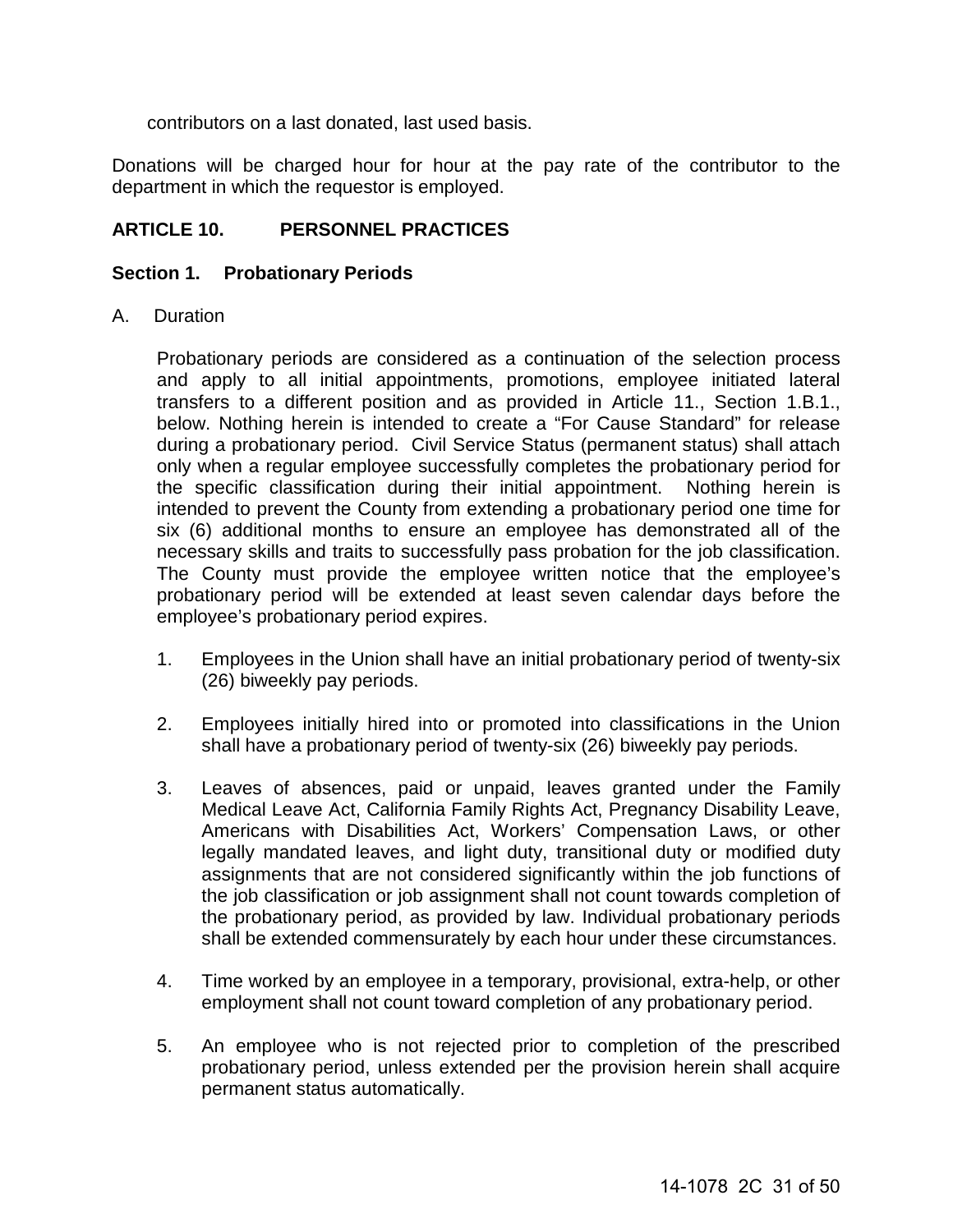contributors on a last donated, last used basis.

Donations will be charged hour for hour at the pay rate of the contributor to the department in which the requestor is employed.

## ARTICLE 10. PERSONNEL PRACTICES

### Section 1. Probationary Periods

A. Duration

Probationary periods are considered as a continuation of the selection process and apply to all initial appointments, promotions, employee initiated lateral transfers to a different position and as provided in Article 11., Section 1.B.1., below. Nothing herein is intended to create a "For Cause Standard" for release during a probationary period. Civil Service Status (permanent status) shall attach only when a regular employee successfully completes the probationary period for the specific classification during their initial appointment. Nothing herein is intended to prevent the County from extending a probationary period one time for six (6) additional months to ensure an employee has demonstrated all of the necessary skills and traits to successfully pass probation for the job classification. The County must provide the employee written notice that the employee's probationary period will be extended at least seven calendar days before the employee's probationary period expires.

1. Employees in the Union shall have an initial probationary period of twenty-six (26) biweekly pay periods.

2. Employees initially hired into or promoted into classifications in the Union shall have a probationary period of twenty-six (26) biweekly pay periods.

3. Leaves of absences, paid or unpaid, leaves granted under the Family Medical Leave Act, California Family Rights Act, Pregnancy Disability Leave, Americans with Disabilities Act, Workers' Compensation Laws, or other legally mandated leaves, and light duty, transitional duty or modified duty assignments that are not considered significantly within the job functions of the job classification or job assignment shall not count towards completion of the probationary period, as provided by law. Individual probationary periods shall be extended commensurately by each hour under these circumstances.

4. Time worked by an employee in a temporary, provisional, extra-help, or other employment shall not count toward completion of any probationary period.

5. An employee who is not rejected prior to completion of the prescribed probationary period, unless extended per the provision herein shall acquire permanent status automatically.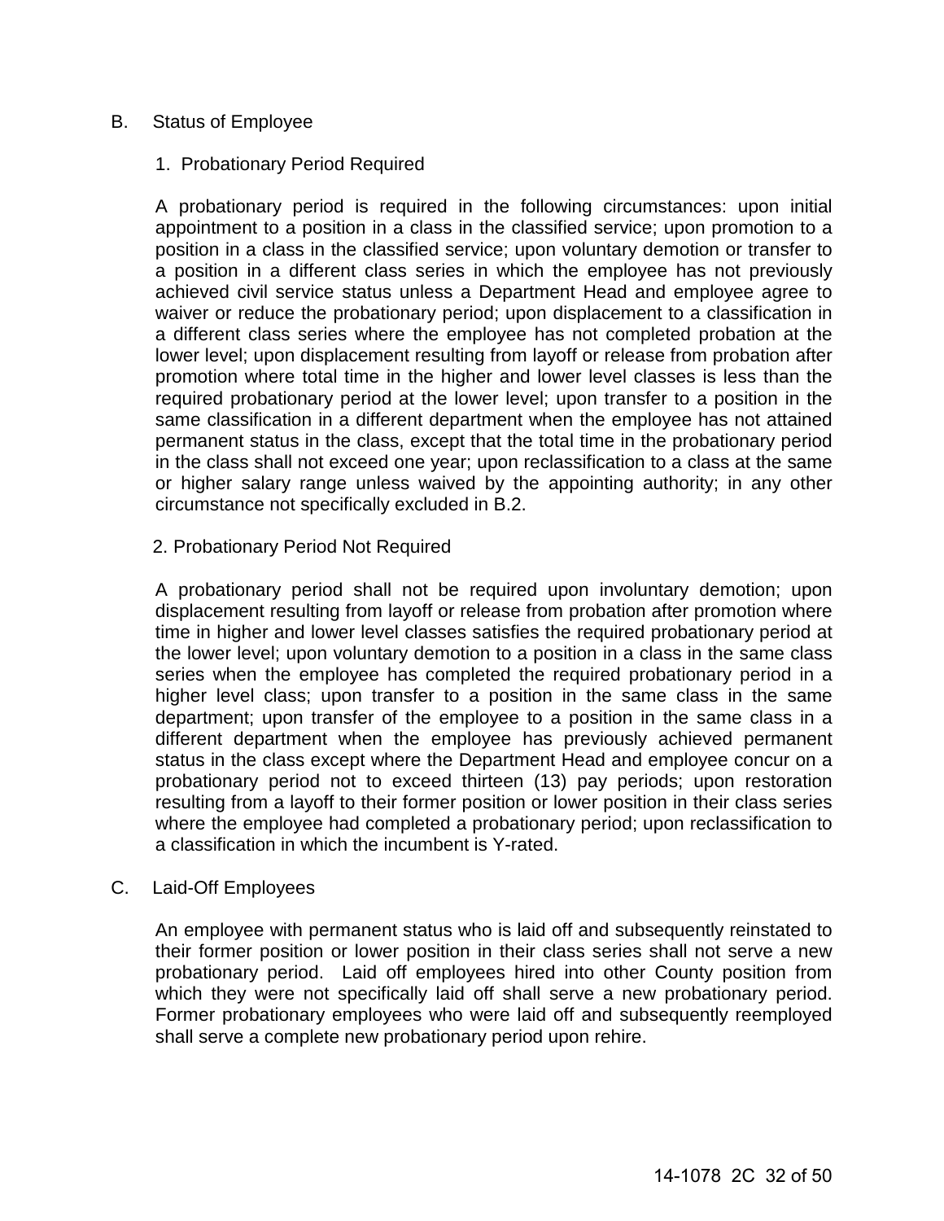B. Status of Employee

1. Probationary Period Required

A probationary period is required in the following circumstances: upon initial appointment to a position in a class in the classified service; upon promotion to a position in a class in the classified service; upon voluntary demotion or transfer to a position in a different class series in which the employee has not previously achieved civil service status unless a Department Head and employee agree to waiver or reduce the probationary period; upon displacement to a classification in a different class series where the employee has not completed probation at the lower level; upon displacement resulting from layoff or release from probation after promotion where total time in the higher and lower level classes is less than the required probationary period at the lower level; upon transfer to a position in the same classification in a different department when the employee has not attained permanent status in the class, except that the total time in the probationary period in the class shall not exceed one year; upon reclassification to a class at the same or higher salary range unless waived by the appointing authority; in any other circumstance not specifically excluded in B.2.

2. Probationary Period Not Required

A probationary period shall not be required upon involuntary demotion; upon displacement resulting from layoff or release from probation after promotion where time in higher and lower level classes satisfies the required probationary period at the lower level; upon voluntary demotion to a position in a class in the same class series when the employee has completed the required probationary period in a higher level class; upon transfer to a position in the same class in the same department; upon transfer of the employee to a position in the same class in a different department when the employee has previously achieved permanent status in the class except where the Department Head and employee concur on a probationary period not to exceed thirteen (13) pay periods; upon restoration resulting from a layoff to their former position or lower position in their class series where the employee had completed a probationary period; upon reclassification to a classification in which the incumbent is Y-rated.

C. Laid-Off Employees

An employee with permanent status who is laid off and subsequently reinstated to their former position or lower position in their class series shall not serve a new probationary period. Laid off employees hired into other County position from which they were not specifically laid off shall serve a new probationary period. Former probationary employees who were laid off and subsequently reemployed shall serve a complete new probationary period upon rehire.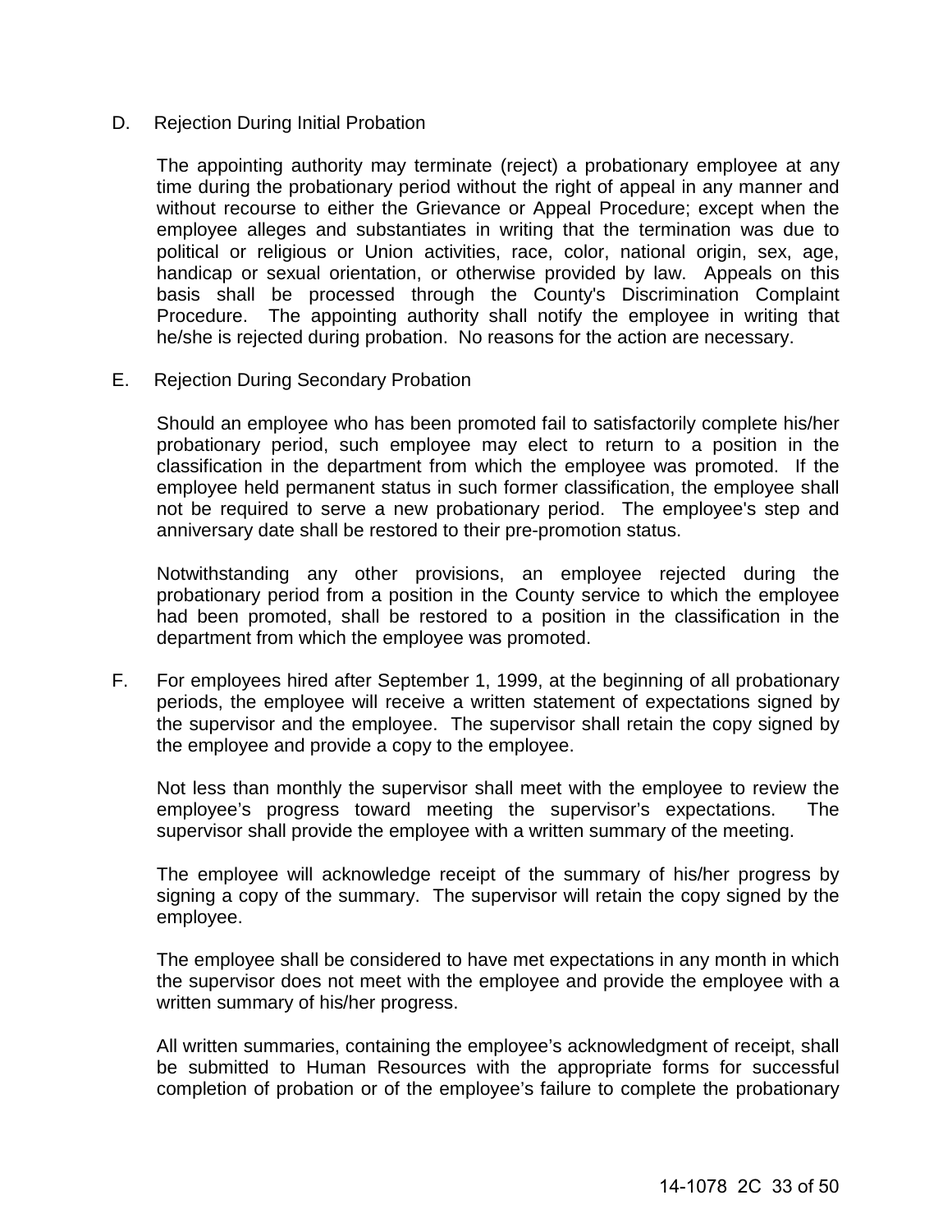D. Rejection During Initial Probation

The appointing authority may terminate (reject) a probationary employee at any time during the probationary period without the right of appeal in any manner and without recourse to either the Grievance or Appeal Procedure; except when the employee alleges and substantiates in writing that the termination was due to political or religious or Union activities, race, color, national origin, sex, age, handicap or sexual orientation, or otherwise provided by law. Appeals on this basis shall be processed through the County's Discrimination Complaint Procedure. The appointing authority shall notify the employee in writing that he/she is rejected during probation. No reasons for the action are necessary.

E. Rejection During Secondary Probation

Should an employee who has been promoted fail to satisfactorily complete his/her probationary period, such employee may elect to return to a position in the classification in the department from which the employee was promoted. If the employee held permanent status in such former classification, the employee shall not be required to serve a new probationary period. The employee's step and anniversary date shall be restored to their pre-promotion status.

Notwithstanding any other provisions, an employee rejected during the probationary period from a position in the County service to which the employee had been promoted, shall be restored to a position in the classification in the department from which the employee was promoted.

F. For employees hired after September 1, 1999, at the beginning of all probationary periods, the employee will receive a written statement of expectations signed by the supervisor and the employee. The supervisor shall retain the copy signed by the employee and provide a copy to the employee.

Not less than monthly the supervisor shall meet with the employee to review the employee's progress toward meeting the supervisor's expectations. The supervisor shall provide the employee with a written summary of the meeting.

The employee will acknowledge receipt of the summary of his/her progress by signing a copy of the summary. The supervisor will retain the copy signed by the employee.

The employee shall be considered to have met expectations in any month in which the supervisor does not meet with the employee and provide the employee with a written summary of his/her progress.

All written summaries, containing the employee's acknowledgment of receipt, shall be submitted to Human Resources with the appropriate forms for successful completion of probation or of the employee's failure to complete the probationary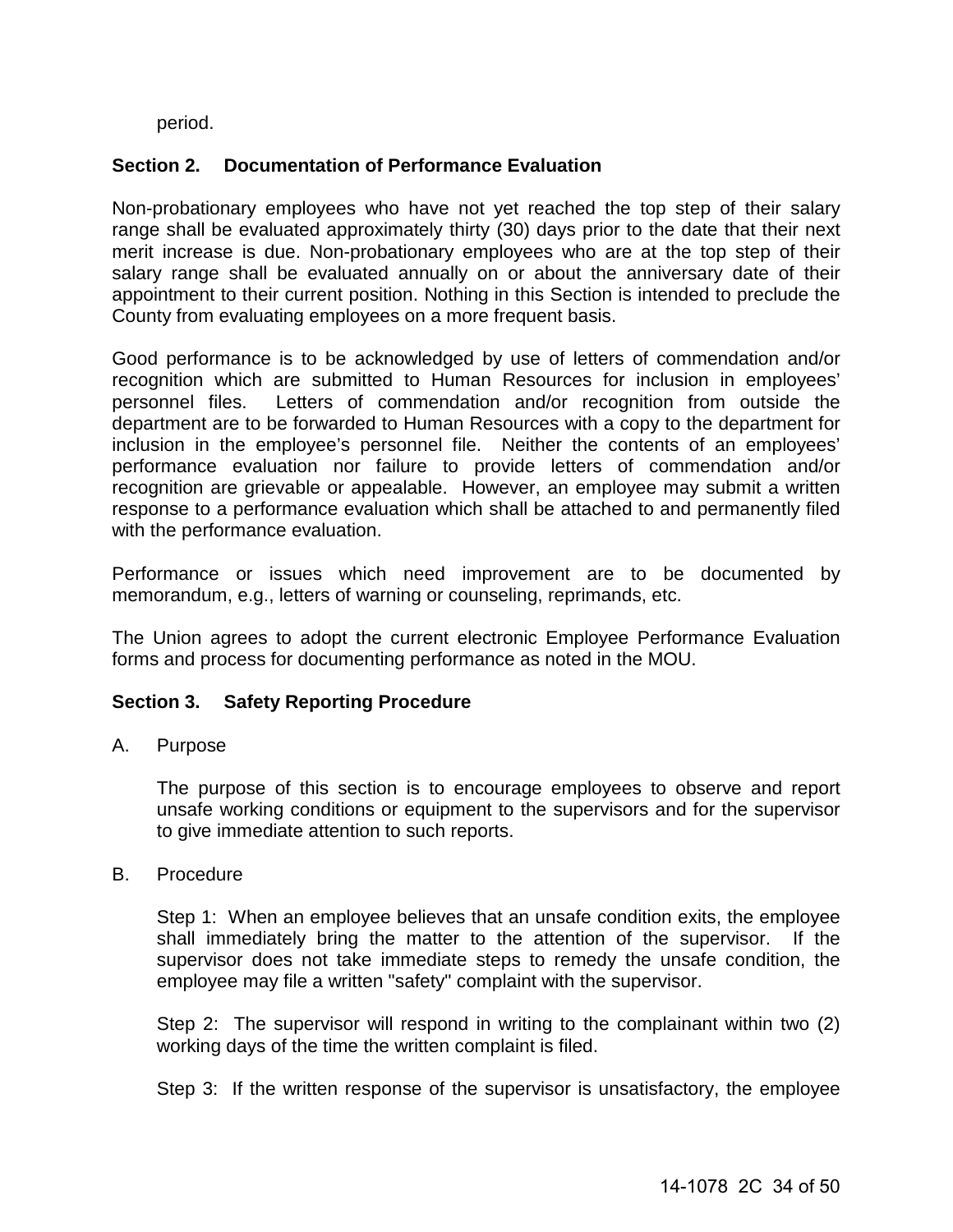period.

### Section 2. Documentation of Performance Evaluation

Non-probationary employees who have not yet reached the top step of their salary range shall be evaluated approximately thirty (30) days prior to the date that their next merit increase is due. Non-probationary employees who are at the top step of their salary range shall be evaluated annually on or about the anniversary date of their appointment to their current position. Nothing in this Section is intended to preclude the County from evaluating employees on a more frequent basis.

Good performance is to be acknowledged by use of letters of commendation and/or recognition which are submitted to Human Resources for inclusion in employees' personnel files. Letters of commendation and/or recognition from outside the department are to be forwarded to Human Resources with a copy to the department for inclusion in the employee's personnel file. Neither the contents of an employees' performance evaluation nor failure to provide letters of commendation and/or recognition are grievable or appealable. However, an employee may submit a written response to a performance evaluation which shall be attached to and permanently filed with the performance evaluation.

Performance or issues which need improvement are to be documented by memorandum, e.g., letters of warning or counseling, reprimands, etc.

The Union agrees to adopt the current electronic Employee Performance Evaluation forms and process for documenting performance as noted in the MOU.

### Section 3. Safety Reporting Procedure

A. Purpose

The purpose of this section is to encourage employees to observe and report unsafe working conditions or equipment to the supervisors and for the supervisor to give immediate attention to such reports.

B. Procedure

Step 1: When an employee believes that an unsafe condition exits, the employee shall immediately bring the matter to the attention of the supervisor. If the supervisor does not take immediate steps to remedy the unsafe condition, the employee may file a written "safety" complaint with the supervisor.

Step 2: The supervisor will respond in writing to the complainant within two (2) working days of the time the written complaint is filed.

Step 3: If the written response of the supervisor is unsatisfactory, the employee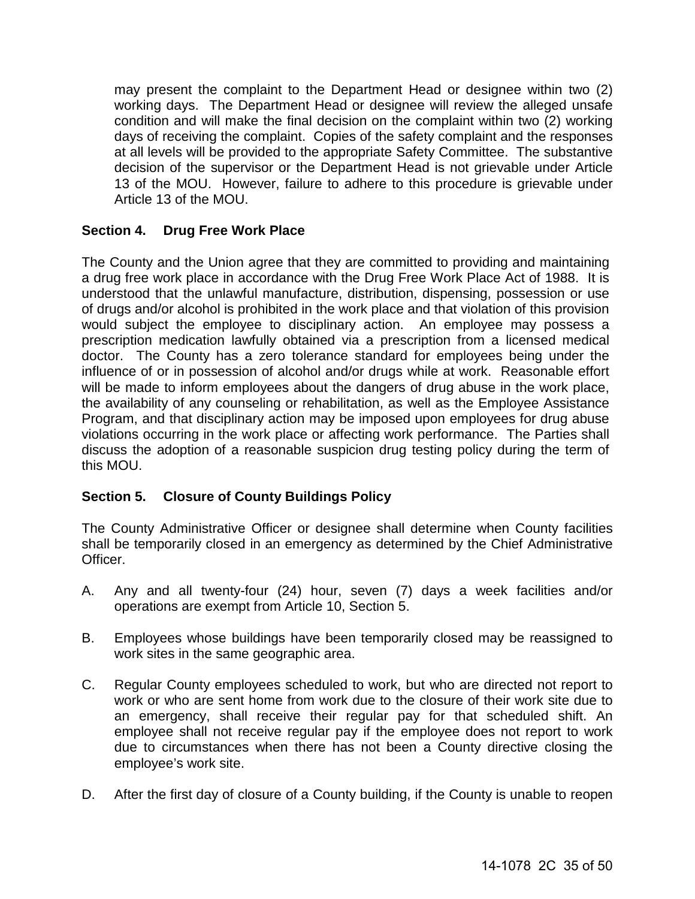may present the complaint to the Department Head or designee within two (2) working days. The Department Head or designee will review the alleged unsafe condition and will make the final decision on the complaint within two (2) working days of receiving the complaint. Copies of the safety complaint and the responses at all levels will be provided to the appropriate Safety Committee. The substantive decision of the supervisor or the Department Head is not grievable under Article 13 of the MOU. However, failure to adhere to this procedure is grievable under Article 13 of the MOU.

**Section 4. Drug Free Work Place**

The County and the Union agree that they are committed to providing and maintaining a drug free work place in accordance with the Drug Free Work Place Act of 1988. It is understood that the unlawful manufacture, distribution, dispensing, possession or use of drugs and/or alcohol is prohibited in the work place and that violation of this provision would subject the employee to disciplinary action. An employee may possess a prescription medication lawfully obtained via a prescription from a licensed medical doctor. The County has a zero tolerance standard for employees being under the influence of or in possession of alcohol and/or drugs while at work. Reasonable effort will be made to inform employees about the dangers of drug abuse in the work place, the availability of any counseling or rehabilitation, as well as the Employee Assistance Program, and that disciplinary action may be imposed upon employees for drug abuse violations occurring in the work place or affecting work performance. The Parties shall discuss the adoption of a reasonable suspicion drug testing policy during the term of this MOU.

**Section 5. Closure of County Buildings Policy**

The County Administrative Officer or designee shall determine when County facilities shall be temporarily closed in an emergency as determined by the Chief Administrative Officer.

A. Any and all twenty-four (24) hour, seven (7) days a week facilities and/or operations are exempt from Article 10, Section 5.

B. Employees whose buildings have been temporarily closed may be reassigned to work sites in the same geographic area.

C. Regular County employees scheduled to work, but who are directed not report to work or who are sent home from work due to the closure of their work site due to an emergency, shall receive their regular pay for that scheduled shift. An employee shall not receive regular pay if the employee does not report to work due to circumstances when there has not been a County directive closing the employee's work site.

D. After the first day of closure of a County building, if the County is unable to reopen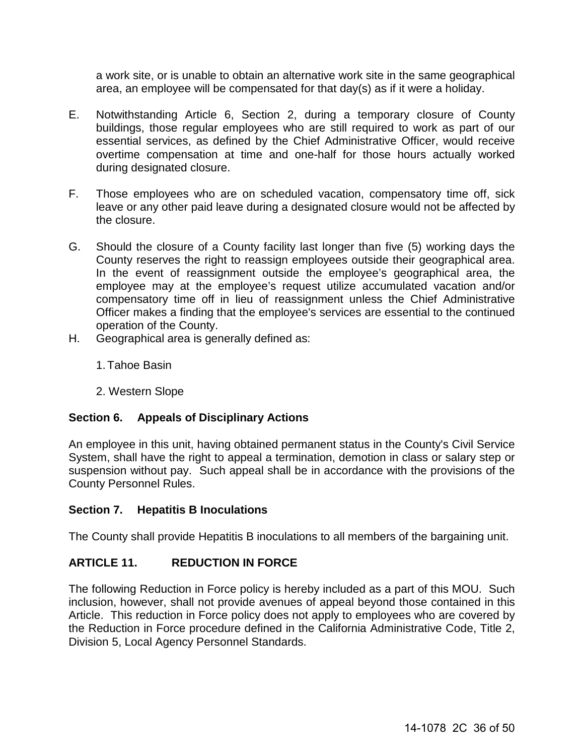a work site, or is unable to obtain an alternative work site in the same geographical area, an employee will be compensated for that day(s) as if it were a holiday.

E. Notwithstanding Article 6, Section 2, during a temporary closure of County buildings, those regular employees who are still required to work as part of our essential services, as defined by the Chief Administrative Officer, would receive overtime compensation at time and one-half for those hours actually worked during designated closure.

F. Those employees who are on scheduled vacation, compensatory time off, sick leave or any other paid leave during a designated closure would not be affected by the closure.

G. Should the closure of a County facility last longer than five (5) working days the County reserves the right to reassign employees outside their geographical area. In the event of reassignment outside the employee's geographical area, the employee may at the employee's request utilize accumulated vacation and/or compensatory time off in lieu of reassignment unless the Chief Administrative Officer makes a finding that the employee's services are essential to the continued operation of the County.

H. Geographical area is generally defined as:

   1. Tahoe Basin

   2. Western Slope

**Section 6. Appeals of Disciplinary Actions**

An employee in this unit, having obtained permanent status in the County's Civil Service System, shall have the right to appeal a termination, demotion in class or salary step or suspension without pay. Such appeal shall be in accordance with the provisions of the County Personnel Rules.

**Section 7. Hepatitis B Inoculations**

The County shall provide Hepatitis B inoculations to all members of the bargaining unit.

## ARTICLE 11. REDUCTION IN FORCE

The following Reduction in Force policy is hereby included as a part of this MOU. Such inclusion, however, shall not provide avenues of appeal beyond those contained in this Article. This reduction in Force policy does not apply to employees who are covered by the Reduction in Force procedure defined in the California Administrative Code, Title 2, Division 5, Local Agency Personnel Standards.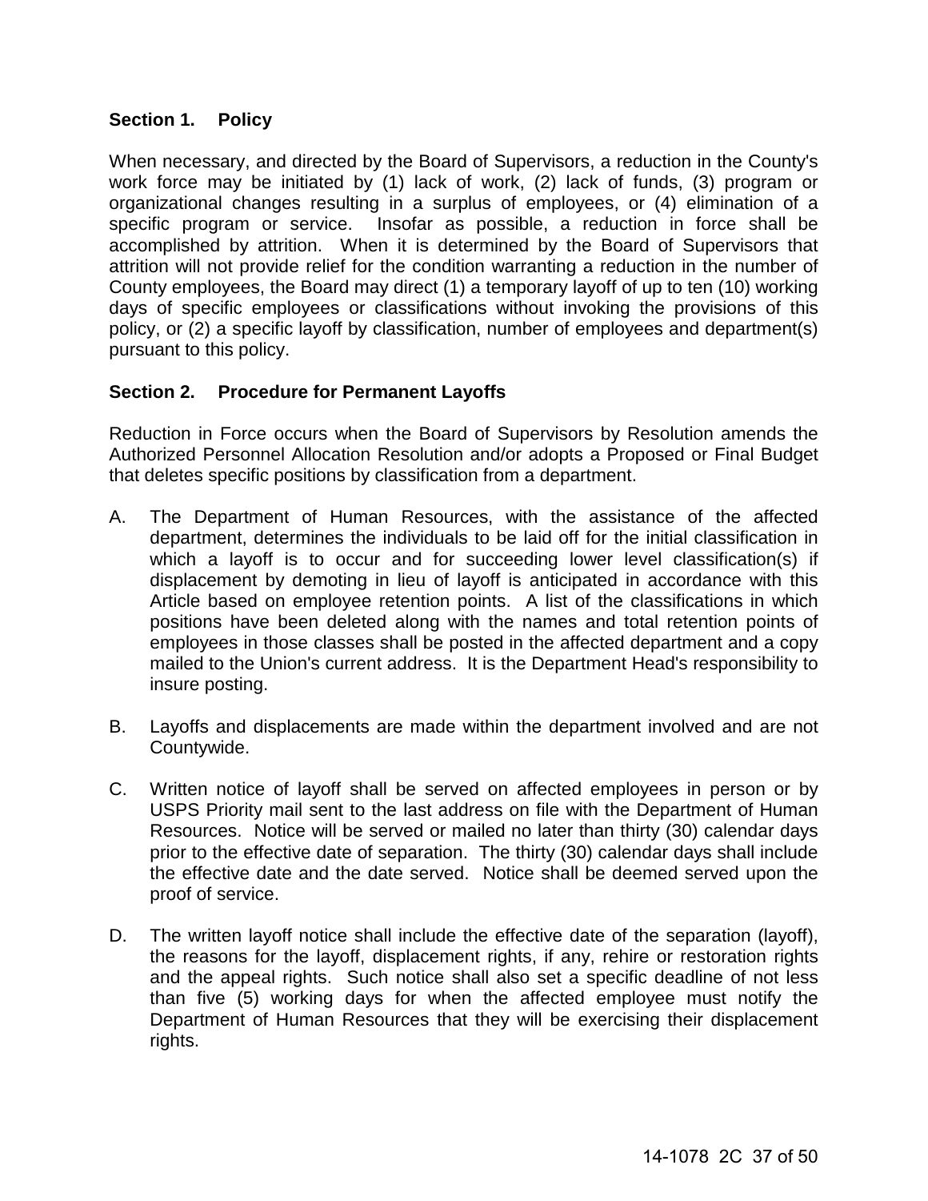### Section 1. Policy

When necessary, and directed by the Board of Supervisors, a reduction in the County's work force may be initiated by (1) lack of work, (2) lack of funds, (3) program or organizational changes resulting in a surplus of employees, or (4) elimination of a specific program or service. Insofar as possible, a reduction in force shall be accomplished by attrition. When it is determined by the Board of Supervisors that attrition will not provide relief for the condition warranting a reduction in the number of County employees, the Board may direct (1) a temporary layoff of up to ten (10) working days of specific employees or classifications without invoking the provisions of this policy, or (2) a specific layoff by classification, number of employees and department(s) pursuant to this policy.

### Section 2. Procedure for Permanent Layoffs

Reduction in Force occurs when the Board of Supervisors by Resolution amends the Authorized Personnel Allocation Resolution and/or adopts a Proposed or Final Budget that deletes specific positions by classification from a department.

A. The Department of Human Resources, with the assistance of the affected department, determines the individuals to be laid off for the initial classification in which a layoff is to occur and for succeeding lower level classification(s) if displacement by demoting in lieu of layoff is anticipated in accordance with this Article based on employee retention points. A list of the classifications in which positions have been deleted along with the names and total retention points of employees in those classes shall be posted in the affected department and a copy mailed to the Union's current address. It is the Department Head's responsibility to insure posting.

B. Layoffs and displacements are made within the department involved and are not Countywide.

C. Written notice of layoff shall be served on affected employees in person or by USPS Priority mail sent to the last address on file with the Department of Human Resources. Notice will be served or mailed no later than thirty (30) calendar days prior to the effective date of separation. The thirty (30) calendar days shall include the effective date and the date served. Notice shall be deemed served upon the proof of service.

D. The written layoff notice shall include the effective date of the separation (layoff), the reasons for the layoff, displacement rights, if any, rehire or restoration rights and the appeal rights. Such notice shall also set a specific deadline of not less than five (5) working days for when the affected employee must notify the Department of Human Resources that they will be exercising their displacement rights.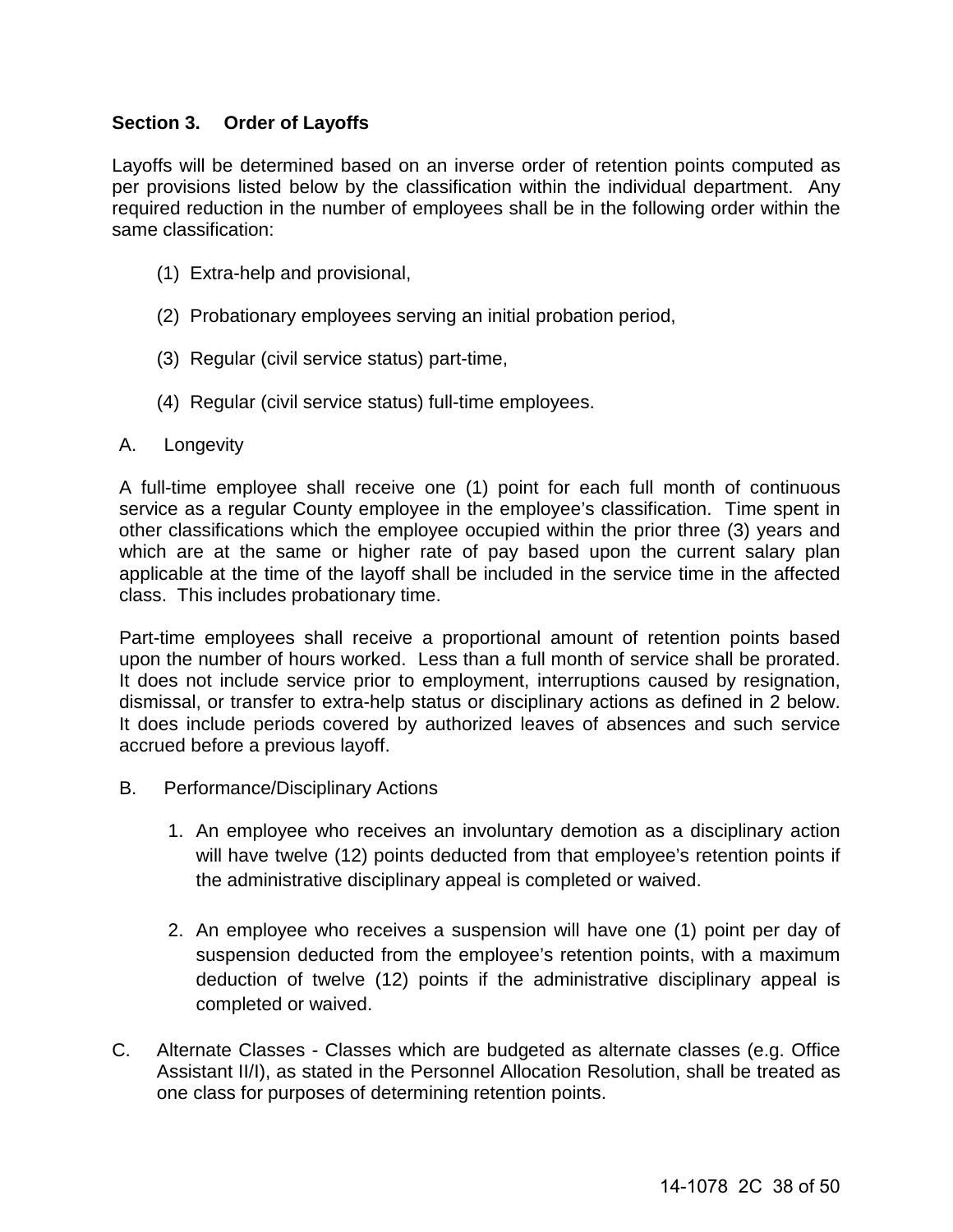## Section 3. Order of Layoffs

Layoffs will be determined based on an inverse order of retention points computed as per provisions listed below by the classification within the individual department. Any required reduction in the number of employees shall be in the following order within the same classification:

(1) Extra-help and provisional,

(2) Probationary employees serving an initial probation period,

(3) Regular (civil service status) part-time,

(4) Regular (civil service status) full-time employees.

A. Longevity

A full-time employee shall receive one (1) point for each full month of continuous service as a regular County employee in the employee's classification. Time spent in other classifications which the employee occupied within the prior three (3) years and which are at the same or higher rate of pay based upon the current salary plan applicable at the time of the layoff shall be included in the service time in the affected class. This includes probationary time.

Part-time employees shall receive a proportional amount of retention points based upon the number of hours worked. Less than a full month of service shall be prorated. It does not include service prior to employment, interruptions caused by resignation, dismissal, or transfer to extra-help status or disciplinary actions as defined in 2 below. It does include periods covered by authorized leaves of absences and such service accrued before a previous layoff.

B. Performance/Disciplinary Actions

1. An employee who receives an involuntary demotion as a disciplinary action will have twelve (12) points deducted from that employee's retention points if the administrative disciplinary appeal is completed or waived.

2. An employee who receives a suspension will have one (1) point per day of suspension deducted from the employee's retention points, with a maximum deduction of twelve (12) points if the administrative disciplinary appeal is completed or waived.

C. Alternate Classes - Classes which are budgeted as alternate classes (e.g. Office Assistant II/I), as stated in the Personnel Allocation Resolution, shall be treated as one class for purposes of determining retention points.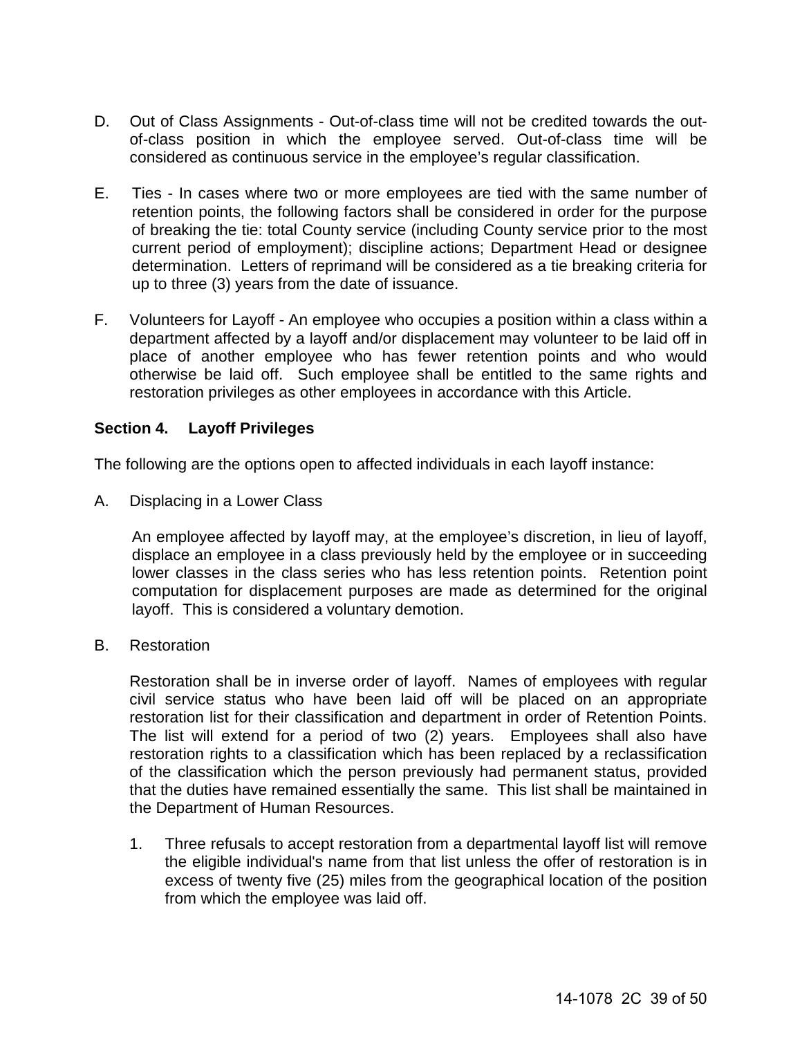D. Out of Class Assignments - Out-of-class time will not be credited towards the out-of-class position in which the employee served. Out-of-class time will be considered as continuous service in the employee's regular classification.

E. Ties - In cases where two or more employees are tied with the same number of retention points, the following factors shall be considered in order for the purpose of breaking the tie: total County service (including County service prior to the most current period of employment); discipline actions; Department Head or designee determination. Letters of reprimand will be considered as a tie breaking criteria for up to three (3) years from the date of issuance.

F. Volunteers for Layoff - An employee who occupies a position within a class within a department affected by a layoff and/or displacement may volunteer to be laid off in place of another employee who has fewer retention points and who would otherwise be laid off. Such employee shall be entitled to the same rights and restoration privileges as other employees in accordance with this Article.

**Section 4. Layoff Privileges**

The following are the options open to affected individuals in each layoff instance:

A. Displacing in a Lower Class

An employee affected by layoff may, at the employee's discretion, in lieu of layoff, displace an employee in a class previously held by the employee or in succeeding lower classes in the class series who has less retention points. Retention point computation for displacement purposes are made as determined for the original layoff. This is considered a voluntary demotion.

B. Restoration

Restoration shall be in inverse order of layoff. Names of employees with regular civil service status who have been laid off will be placed on an appropriate restoration list for their classification and department in order of Retention Points. The list will extend for a period of two (2) years. Employees shall also have restoration rights to a classification which has been replaced by a reclassification of the classification which the person previously had permanent status, provided that the duties have remained essentially the same. This list shall be maintained in the Department of Human Resources.

1. Three refusals to accept restoration from a departmental layoff list will remove the eligible individual's name from that list unless the offer of restoration is in excess of twenty five (25) miles from the geographical location of the position from which the employee was laid off.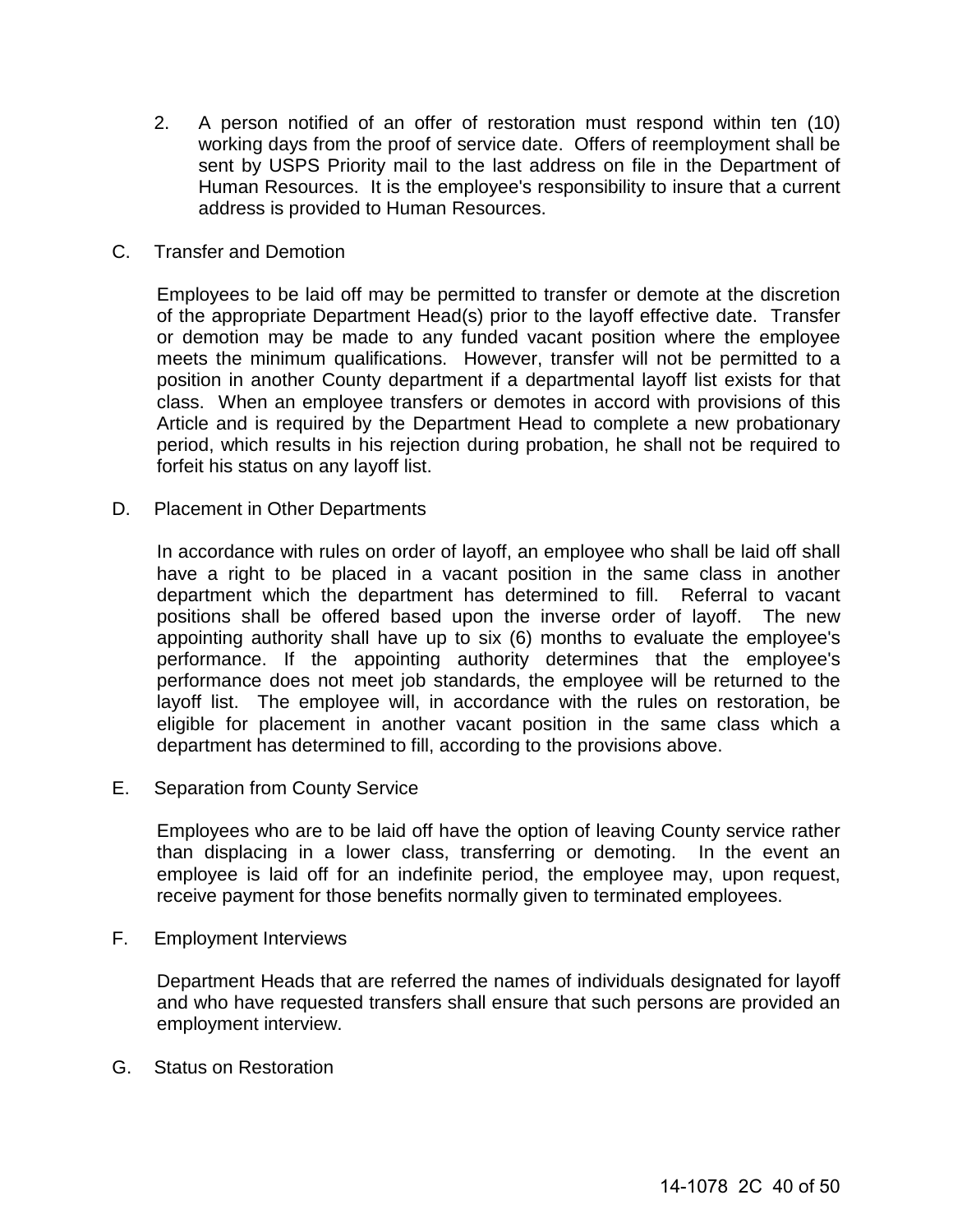2. A person notified of an offer of restoration must respond within ten (10) working days from the proof of service date. Offers of reemployment shall be sent by USPS Priority mail to the last address on file in the Department of Human Resources. It is the employee's responsibility to insure that a current address is provided to Human Resources.

C. Transfer and Demotion

Employees to be laid off may be permitted to transfer or demote at the discretion of the appropriate Department Head(s) prior to the layoff effective date. Transfer or demotion may be made to any funded vacant position where the employee meets the minimum qualifications. However, transfer will not be permitted to a position in another County department if a departmental layoff list exists for that class. When an employee transfers or demotes in accord with provisions of this Article and is required by the Department Head to complete a new probationary period, which results in his rejection during probation, he shall not be required to forfeit his status on any layoff list.

D. Placement in Other Departments

In accordance with rules on order of layoff, an employee who shall be laid off shall have a right to be placed in a vacant position in the same class in another department which the department has determined to fill. Referral to vacant positions shall be offered based upon the inverse order of layoff. The new appointing authority shall have up to six (6) months to evaluate the employee's performance. If the appointing authority determines that the employee's performance does not meet job standards, the employee will be returned to the layoff list. The employee will, in accordance with the rules on restoration, be eligible for placement in another vacant position in the same class which a department has determined to fill, according to the provisions above.

E. Separation from County Service

Employees who are to be laid off have the option of leaving County service rather than displacing in a lower class, transferring or demoting. In the event an employee is laid off for an indefinite period, the employee may, upon request, receive payment for those benefits normally given to terminated employees.

F. Employment Interviews

Department Heads that are referred the names of individuals designated for layoff and who have requested transfers shall ensure that such persons are provided an employment interview.

G. Status on Restoration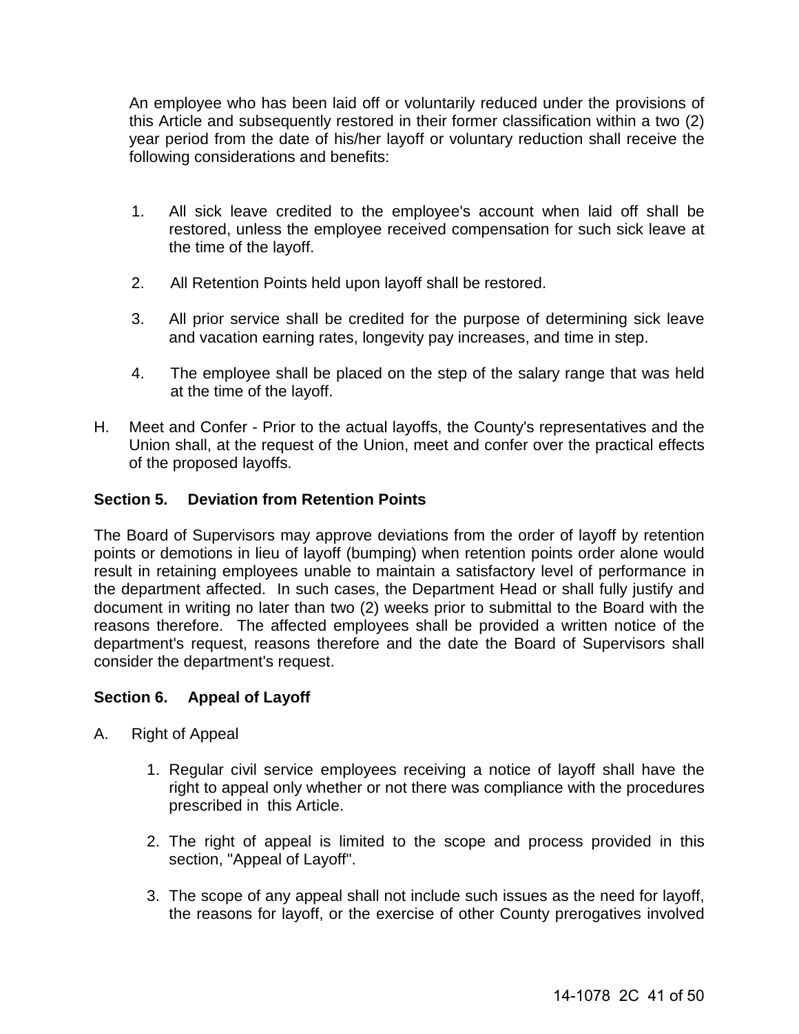An employee who has been laid off or voluntarily reduced under the provisions of this Article and subsequently restored in their former classification within a two (2) year period from the date of his/her layoff or voluntary reduction shall receive the following considerations and benefits:

1. All sick leave credited to the employee's account when laid off shall be restored, unless the employee received compensation for such sick leave at the time of the layoff.

2. All Retention Points held upon layoff shall be restored.

3. All prior service shall be credited for the purpose of determining sick leave and vacation earning rates, longevity pay increases, and time in step.

4. The employee shall be placed on the step of the salary range that was held at the time of the layoff.

H. Meet and Confer - Prior to the actual layoffs, the County's representatives and the Union shall, at the request of the Union, meet and confer over the practical effects of the proposed layoffs.

**Section 5. Deviation from Retention Points**

The Board of Supervisors may approve deviations from the order of layoff by retention points or demotions in lieu of layoff (bumping) when retention points order alone would result in retaining employees unable to maintain a satisfactory level of performance in the department affected. In such cases, the Department Head or shall fully justify and document in writing no later than two (2) weeks prior to submittal to the Board with the reasons therefore. The affected employees shall be provided a written notice of the department's request, reasons therefore and the date the Board of Supervisors shall consider the department's request.

**Section 6. Appeal of Layoff**

A. Right of Appeal

1. Regular civil service employees receiving a notice of layoff shall have the right to appeal only whether or not there was compliance with the procedures prescribed in this Article.

2. The right of appeal is limited to the scope and process provided in this section, "Appeal of Layoff".

3. The scope of any appeal shall not include such issues as the need for layoff, the reasons for layoff, or the exercise of other County prerogatives involved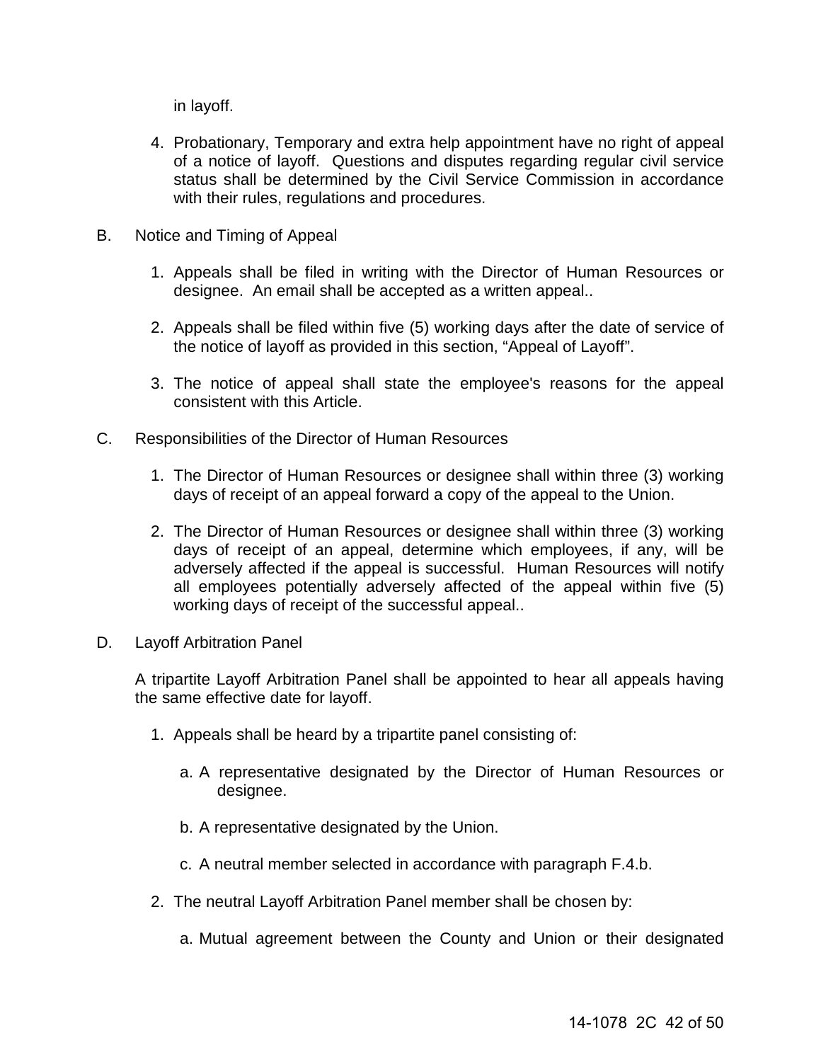in layoff.

4. Probationary, Temporary and extra help appointment have no right of appeal of a notice of layoff. Questions and disputes regarding regular civil service status shall be determined by the Civil Service Commission in accordance with their rules, regulations and procedures.

B. Notice and Timing of Appeal

1. Appeals shall be filed in writing with the Director of Human Resources or designee. An email shall be accepted as a written appeal..

2. Appeals shall be filed within five (5) working days after the date of service of the notice of layoff as provided in this section, "Appeal of Layoff".

3. The notice of appeal shall state the employee's reasons for the appeal consistent with this Article.

C. Responsibilities of the Director of Human Resources

1. The Director of Human Resources or designee shall within three (3) working days of receipt of an appeal forward a copy of the appeal to the Union.

2. The Director of Human Resources or designee shall within three (3) working days of receipt of an appeal, determine which employees, if any, will be adversely affected if the appeal is successful. Human Resources will notify all employees potentially adversely affected of the appeal within five (5) working days of receipt of the successful appeal..

D. Layoff Arbitration Panel

A tripartite Layoff Arbitration Panel shall be appointed to hear all appeals having the same effective date for layoff.

1. Appeals shall be heard by a tripartite panel consisting of:

   a. A representative designated by the Director of Human Resources or designee.

   b. A representative designated by the Union.

   c. A neutral member selected in accordance with paragraph F.4.b.

2. The neutral Layoff Arbitration Panel member shall be chosen by:

   a. Mutual agreement between the County and Union or their designated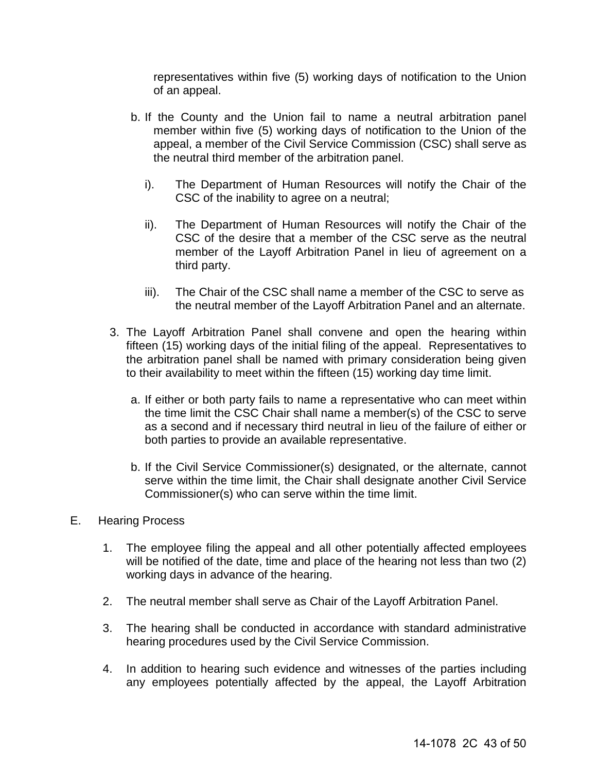representatives within five (5) working days of notification to the Union of an appeal.

b. If the County and the Union fail to name a neutral arbitration panel member within five (5) working days of notification to the Union of the appeal, a member of the Civil Service Commission (CSC) shall serve as the neutral third member of the arbitration panel.

   i). The Department of Human Resources will notify the Chair of the CSC of the inability to agree on a neutral;

   ii). The Department of Human Resources will notify the Chair of the CSC of the desire that a member of the CSC serve as the neutral member of the Layoff Arbitration Panel in lieu of agreement on a third party.

   iii). The Chair of the CSC shall name a member of the CSC to serve as the neutral member of the Layoff Arbitration Panel and an alternate.

3. The Layoff Arbitration Panel shall convene and open the hearing within fifteen (15) working days of the initial filing of the appeal. Representatives to the arbitration panel shall be named with primary consideration being given to their availability to meet within the fifteen (15) working day time limit.

   a. If either or both party fails to name a representative who can meet within the time limit the CSC Chair shall name a member(s) of the CSC to serve as a second and if necessary third neutral in lieu of the failure of either or both parties to provide an available representative.

   b. If the Civil Service Commissioner(s) designated, or the alternate, cannot serve within the time limit, the Chair shall designate another Civil Service Commissioner(s) who can serve within the time limit.

E. Hearing Process

1. The employee filing the appeal and all other potentially affected employees will be notified of the date, time and place of the hearing not less than two (2) working days in advance of the hearing.

2. The neutral member shall serve as Chair of the Layoff Arbitration Panel.

3. The hearing shall be conducted in accordance with standard administrative hearing procedures used by the Civil Service Commission.

4. In addition to hearing such evidence and witnesses of the parties including any employees potentially affected by the appeal, the Layoff Arbitration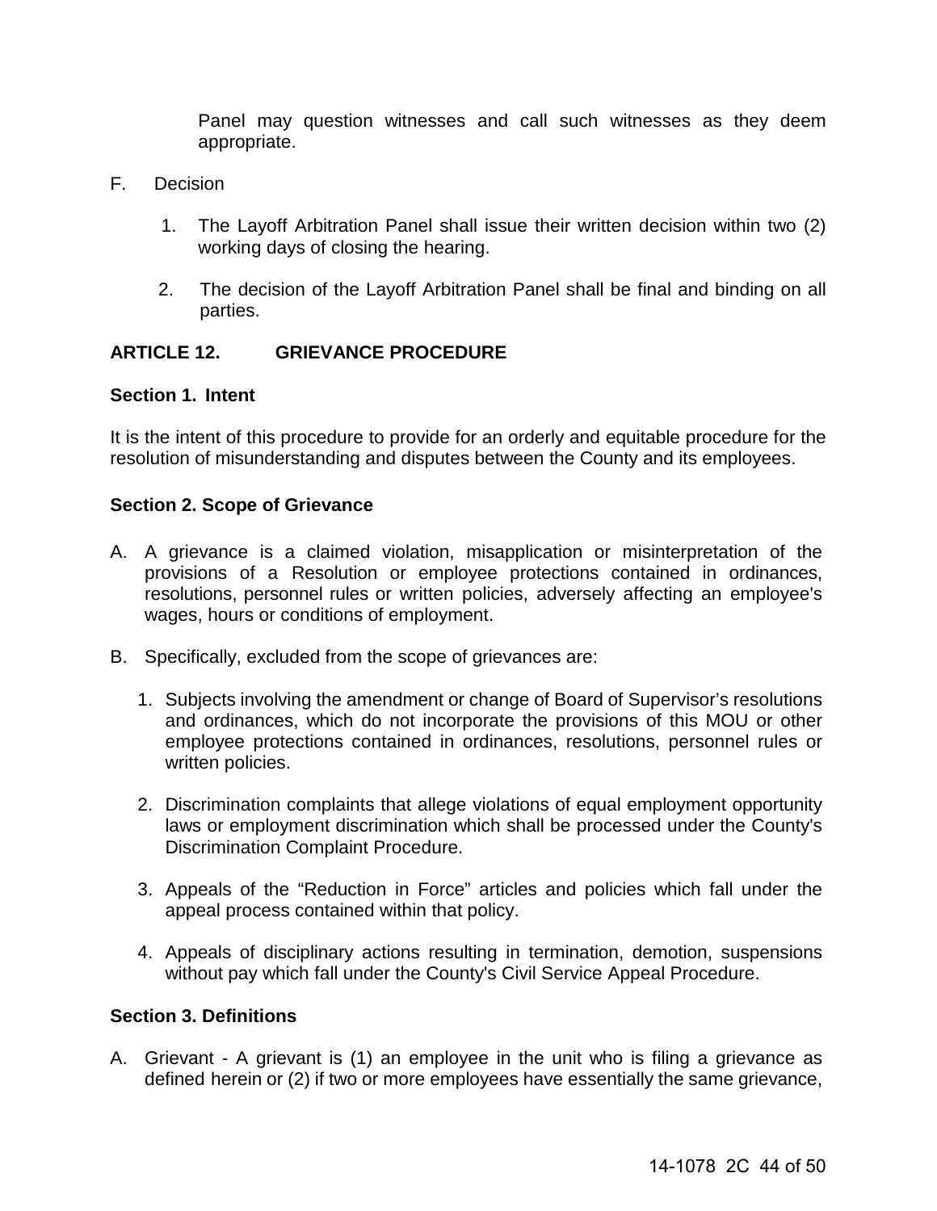Panel may question witnesses and call such witnesses as they deem appropriate.

F. Decision

1. The Layoff Arbitration Panel shall issue their written decision within two (2) working days of closing the hearing.

2. The decision of the Layoff Arbitration Panel shall be final and binding on all parties.

## ARTICLE 12. GRIEVANCE PROCEDURE

### Section 1. Intent

It is the intent of this procedure to provide for an orderly and equitable procedure for the resolution of misunderstanding and disputes between the County and its employees.

### Section 2. Scope of Grievance

A. A grievance is a claimed violation, misapplication or misinterpretation of the provisions of a Resolution or employee protections contained in ordinances, resolutions, personnel rules or written policies, adversely affecting an employee's wages, hours or conditions of employment.

B. Specifically, excluded from the scope of grievances are:

1. Subjects involving the amendment or change of Board of Supervisor's resolutions and ordinances, which do not incorporate the provisions of this MOU or other employee protections contained in ordinances, resolutions, personnel rules or written policies.

2. Discrimination complaints that allege violations of equal employment opportunity laws or employment discrimination which shall be processed under the County's Discrimination Complaint Procedure.

3. Appeals of the "Reduction in Force" articles and policies which fall under the appeal process contained within that policy.

4. Appeals of disciplinary actions resulting in termination, demotion, suspensions without pay which fall under the County's Civil Service Appeal Procedure.

### Section 3. Definitions

A. Grievant - A grievant is (1) an employee in the unit who is filing a grievance as defined herein or (2) if two or more employees have essentially the same grievance,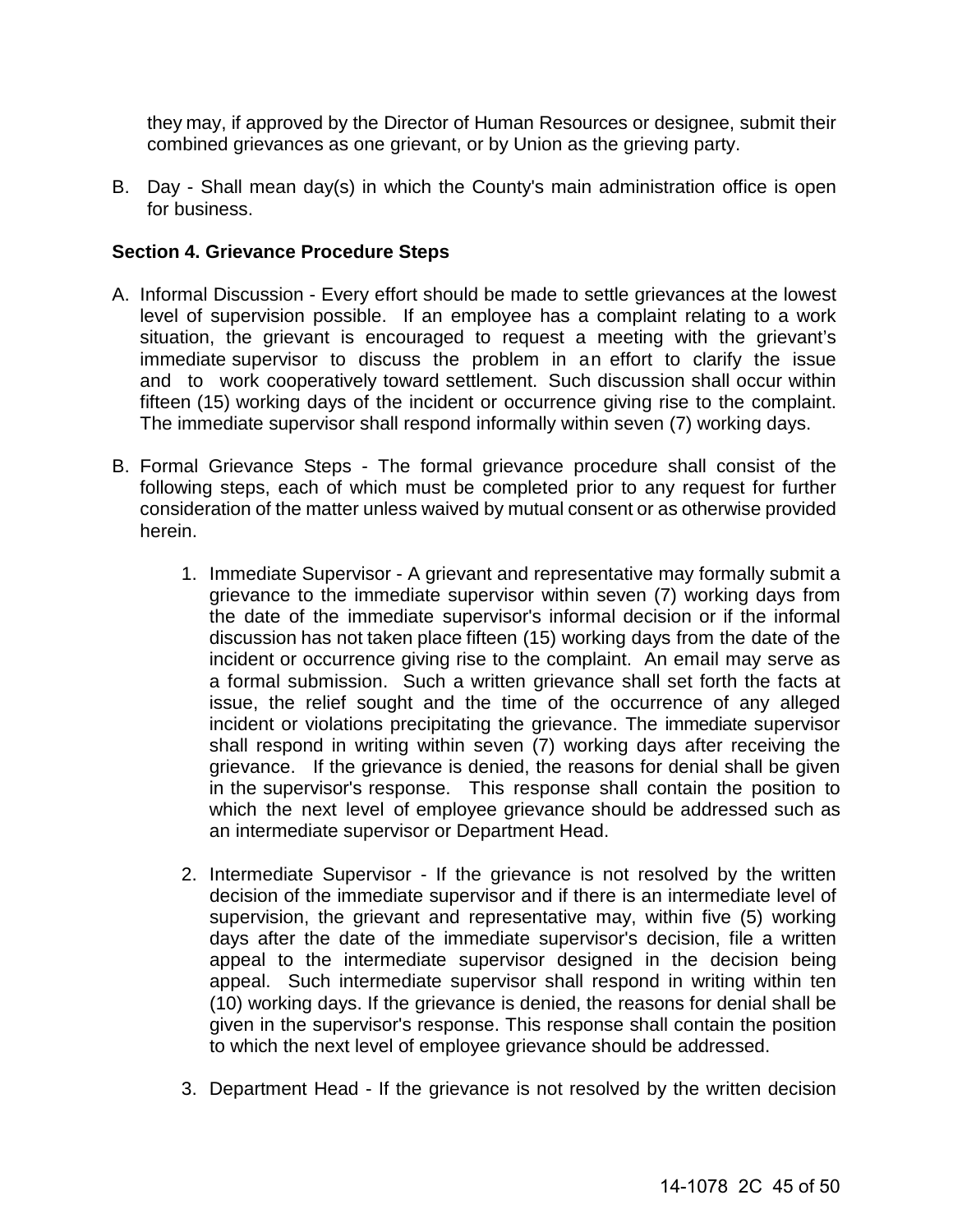they may, if approved by the Director of Human Resources or designee, submit their combined grievances as one grievant, or by Union as the grieving party.

B. Day - Shall mean day(s) in which the County's main administration office is open for business.

**Section 4. Grievance Procedure Steps**

A. Informal Discussion - Every effort should be made to settle grievances at the lowest level of supervision possible. If an employee has a complaint relating to a work situation, the grievant is encouraged to request a meeting with the grievant's immediate supervisor to discuss the problem in an effort to clarify the issue and to work cooperatively toward settlement. Such discussion shall occur within fifteen (15) working days of the incident or occurrence giving rise to the complaint. The immediate supervisor shall respond informally within seven (7) working days.

B. Formal Grievance Steps - The formal grievance procedure shall consist of the following steps, each of which must be completed prior to any request for further consideration of the matter unless waived by mutual consent or as otherwise provided herein.

   1. Immediate Supervisor - A grievant and representative may formally submit a grievance to the immediate supervisor within seven (7) working days from the date of the immediate supervisor's informal decision or if the informal discussion has not taken place fifteen (15) working days from the date of the incident or occurrence giving rise to the complaint. An email may serve as a formal submission. Such a written grievance shall set forth the facts at issue, the relief sought and the time of the occurrence of any alleged incident or violations precipitating the grievance. The immediate supervisor shall respond in writing within seven (7) working days after receiving the grievance. If the grievance is denied, the reasons for denial shall be given in the supervisor's response. This response shall contain the position to which the next level of employee grievance should be addressed such as an intermediate supervisor or Department Head.

   2. Intermediate Supervisor - If the grievance is not resolved by the written decision of the immediate supervisor and if there is an intermediate level of supervision, the grievant and representative may, within five (5) working days after the date of the immediate supervisor's decision, file a written appeal to the intermediate supervisor designed in the decision being appeal. Such intermediate supervisor shall respond in writing within ten (10) working days. If the grievance is denied, the reasons for denial shall be given in the supervisor's response. This response shall contain the position to which the next level of employee grievance should be addressed.

   3. Department Head - If the grievance is not resolved by the written decision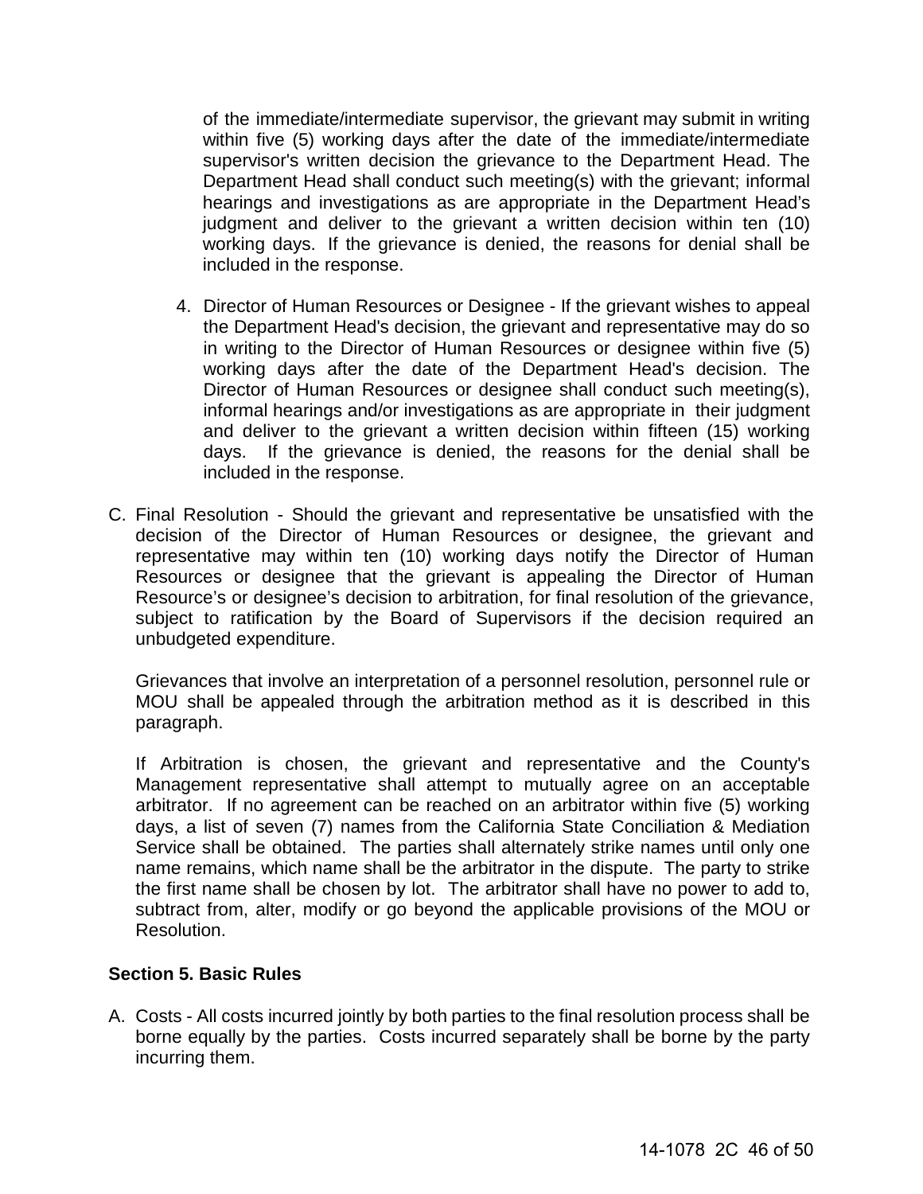of the immediate/intermediate supervisor, the grievant may submit in writing within five (5) working days after the date of the immediate/intermediate supervisor's written decision the grievance to the Department Head. The Department Head shall conduct such meeting(s) with the grievant; informal hearings and investigations as are appropriate in the Department Head's judgment and deliver to the grievant a written decision within ten (10) working days. If the grievance is denied, the reasons for denial shall be included in the response.

4. Director of Human Resources or Designee - If the grievant wishes to appeal the Department Head's decision, the grievant and representative may do so in writing to the Director of Human Resources or designee within five (5) working days after the date of the Department Head's decision. The Director of Human Resources or designee shall conduct such meeting(s), informal hearings and/or investigations as are appropriate in their judgment and deliver to the grievant a written decision within fifteen (15) working days. If the grievance is denied, the reasons for the denial shall be included in the response.

C. Final Resolution - Should the grievant and representative be unsatisfied with the decision of the Director of Human Resources or designee, the grievant and representative may within ten (10) working days notify the Director of Human Resources or designee that the grievant is appealing the Director of Human Resource's or designee's decision to arbitration, for final resolution of the grievance, subject to ratification by the Board of Supervisors if the decision required an unbudgeted expenditure.

Grievances that involve an interpretation of a personnel resolution, personnel rule or MOU shall be appealed through the arbitration method as it is described in this paragraph.

If Arbitration is chosen, the grievant and representative and the County's Management representative shall attempt to mutually agree on an acceptable arbitrator. If no agreement can be reached on an arbitrator within five (5) working days, a list of seven (7) names from the California State Conciliation & Mediation Service shall be obtained. The parties shall alternately strike names until only one name remains, which name shall be the arbitrator in the dispute. The party to strike the first name shall be chosen by lot. The arbitrator shall have no power to add to, subtract from, alter, modify or go beyond the applicable provisions of the MOU or Resolution.

**Section 5. Basic Rules**

A. Costs - All costs incurred jointly by both parties to the final resolution process shall be borne equally by the parties. Costs incurred separately shall be borne by the party incurring them.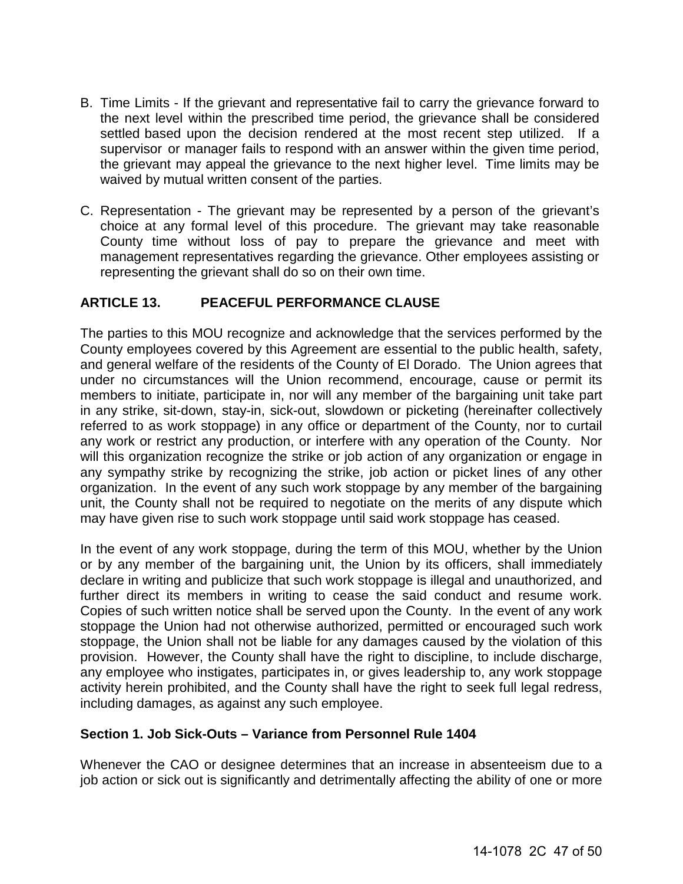B. Time Limits - If the grievant and representative fail to carry the grievance forward to the next level within the prescribed time period, the grievance shall be considered settled based upon the decision rendered at the most recent step utilized. If a supervisor or manager fails to respond with an answer within the given time period, the grievant may appeal the grievance to the next higher level. Time limits may be waived by mutual written consent of the parties.

C. Representation - The grievant may be represented by a person of the grievant's choice at any formal level of this procedure. The grievant may take reasonable County time without loss of pay to prepare the grievance and meet with management representatives regarding the grievance. Other employees assisting or representing the grievant shall do so on their own time.

## ARTICLE 13. PEACEFUL PERFORMANCE CLAUSE

The parties to this MOU recognize and acknowledge that the services performed by the County employees covered by this Agreement are essential to the public health, safety, and general welfare of the residents of the County of El Dorado. The Union agrees that under no circumstances will the Union recommend, encourage, cause or permit its members to initiate, participate in, nor will any member of the bargaining unit take part in any strike, sit-down, stay-in, sick-out, slowdown or picketing (hereinafter collectively referred to as work stoppage) in any office or department of the County, nor to curtail any work or restrict any production, or interfere with any operation of the County. Nor will this organization recognize the strike or job action of any organization or engage in any sympathy strike by recognizing the strike, job action or picket lines of any other organization. In the event of any such work stoppage by any member of the bargaining unit, the County shall not be required to negotiate on the merits of any dispute which may have given rise to such work stoppage until said work stoppage has ceased.

In the event of any work stoppage, during the term of this MOU, whether by the Union or by any member of the bargaining unit, the Union by its officers, shall immediately declare in writing and publicize that such work stoppage is illegal and unauthorized, and further direct its members in writing to cease the said conduct and resume work. Copies of such written notice shall be served upon the County. In the event of any work stoppage the Union had not otherwise authorized, permitted or encouraged such work stoppage, the Union shall not be liable for any damages caused by the violation of this provision. However, the County shall have the right to discipline, to include discharge, any employee who instigates, participates in, or gives leadership to, any work stoppage activity herein prohibited, and the County shall have the right to seek full legal redress, including damages, as against any such employee.

### Section 1. Job Sick-Outs – Variance from Personnel Rule 1404

Whenever the CAO or designee determines that an increase in absenteeism due to a job action or sick out is significantly and detrimentally affecting the ability of one or more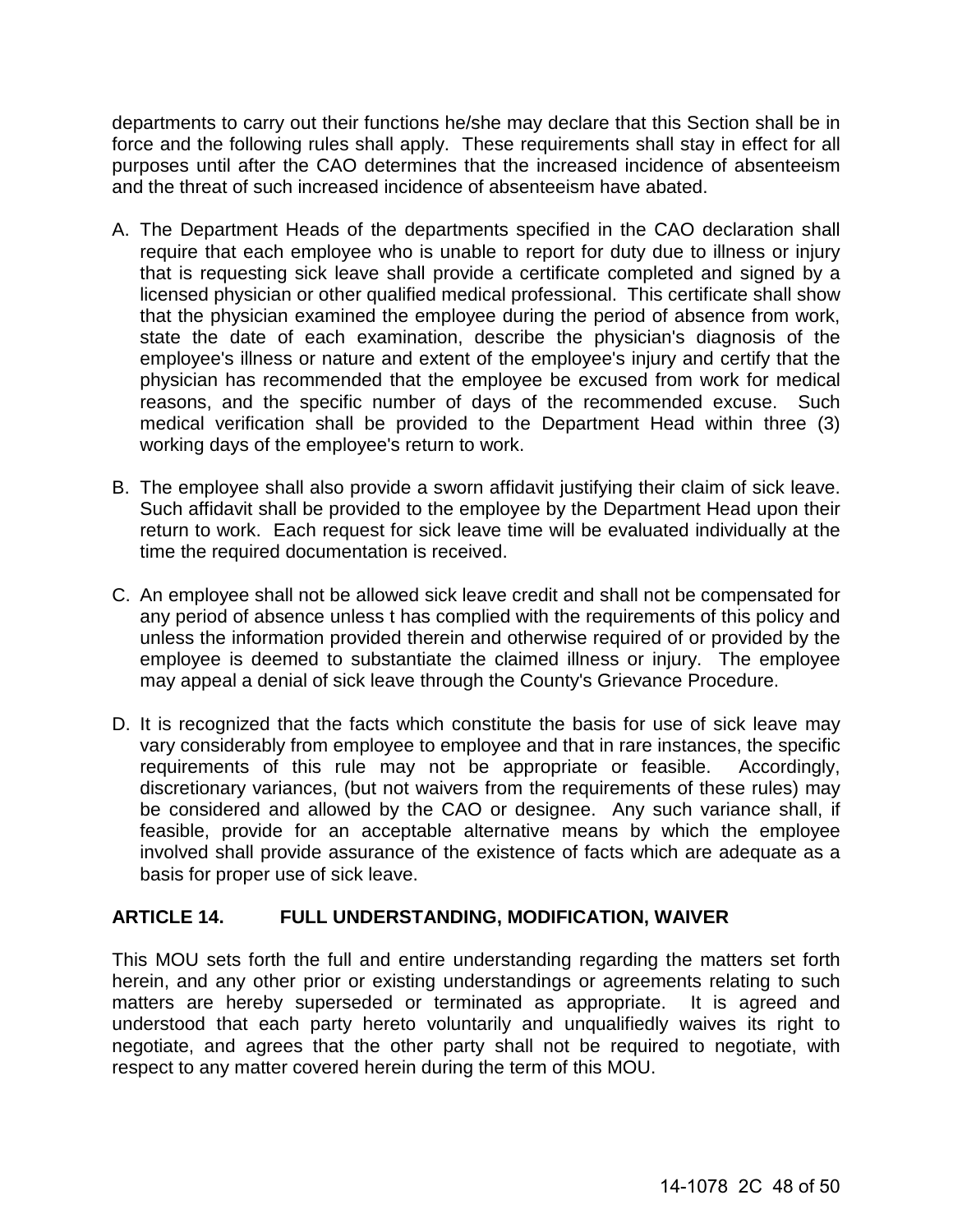departments to carry out their functions he/she may declare that this Section shall be in force and the following rules shall apply. These requirements shall stay in effect for all purposes until after the CAO determines that the increased incidence of absenteeism and the threat of such increased incidence of absenteeism have abated.

A. The Department Heads of the departments specified in the CAO declaration shall require that each employee who is unable to report for duty due to illness or injury that is requesting sick leave shall provide a certificate completed and signed by a licensed physician or other qualified medical professional. This certificate shall show that the physician examined the employee during the period of absence from work, state the date of each examination, describe the physician's diagnosis of the employee's illness or nature and extent of the employee's injury and certify that the physician has recommended that the employee be excused from work for medical reasons, and the specific number of days of the recommended excuse. Such medical verification shall be provided to the Department Head within three (3) working days of the employee's return to work.

B. The employee shall also provide a sworn affidavit justifying their claim of sick leave. Such affidavit shall be provided to the employee by the Department Head upon their return to work. Each request for sick leave time will be evaluated individually at the time the required documentation is received.

C. An employee shall not be allowed sick leave credit and shall not be compensated for any period of absence unless t has complied with the requirements of this policy and unless the information provided therein and otherwise required of or provided by the employee is deemed to substantiate the claimed illness or injury. The employee may appeal a denial of sick leave through the County's Grievance Procedure.

D. It is recognized that the facts which constitute the basis for use of sick leave may vary considerably from employee to employee and that in rare instances, the specific requirements of this rule may not be appropriate or feasible. Accordingly, discretionary variances, (but not waivers from the requirements of these rules) may be considered and allowed by the CAO or designee. Any such variance shall, if feasible, provide for an acceptable alternative means by which the employee involved shall provide assurance of the existence of facts which are adequate as a basis for proper use of sick leave.

## ARTICLE 14. FULL UNDERSTANDING, MODIFICATION, WAIVER

This MOU sets forth the full and entire understanding regarding the matters set forth herein, and any other prior or existing understandings or agreements relating to such matters are hereby superseded or terminated as appropriate. It is agreed and understood that each party hereto voluntarily and unqualifiedly waives its right to negotiate, and agrees that the other party shall not be required to negotiate, with respect to any matter covered herein during the term of this MOU.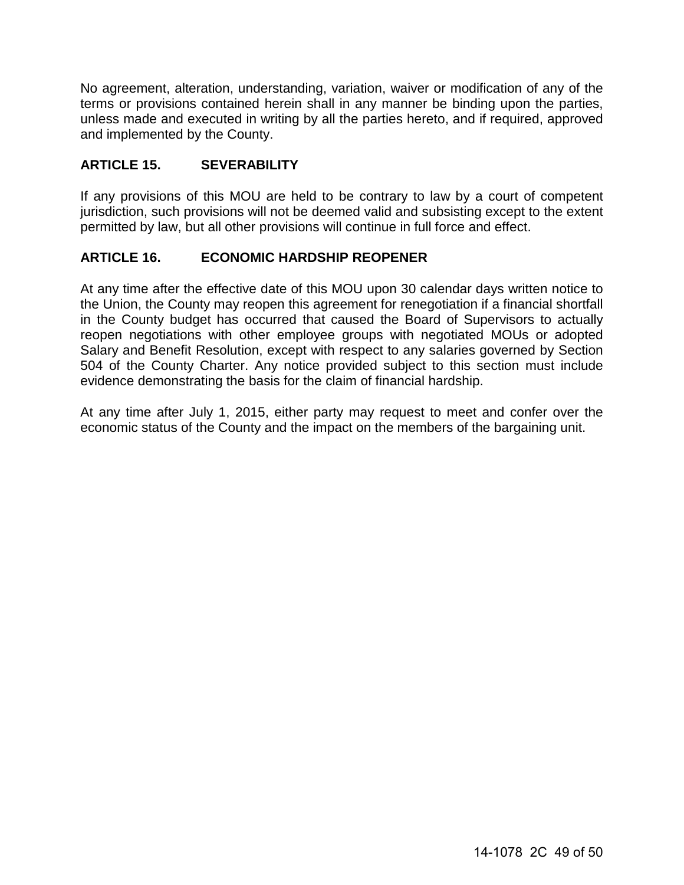No agreement, alteration, understanding, variation, waiver or modification of any of the terms or provisions contained herein shall in any manner be binding upon the parties, unless made and executed in writing by all the parties hereto, and if required, approved and implemented by the County.

## ARTICLE 15. SEVERABILITY

If any provisions of this MOU are held to be contrary to law by a court of competent jurisdiction, such provisions will not be deemed valid and subsisting except to the extent permitted by law, but all other provisions will continue in full force and effect.

## ARTICLE 16. ECONOMIC HARDSHIP REOPENER

At any time after the effective date of this MOU upon 30 calendar days written notice to the Union, the County may reopen this agreement for renegotiation if a financial shortfall in the County budget has occurred that caused the Board of Supervisors to actually reopen negotiations with other employee groups with negotiated MOUs or adopted Salary and Benefit Resolution, except with respect to any salaries governed by Section 504 of the County Charter. Any notice provided subject to this section must include evidence demonstrating the basis for the claim of financial hardship.

At any time after July 1, 2015, either party may request to meet and confer over the economic status of the County and the impact on the members of the bargaining unit.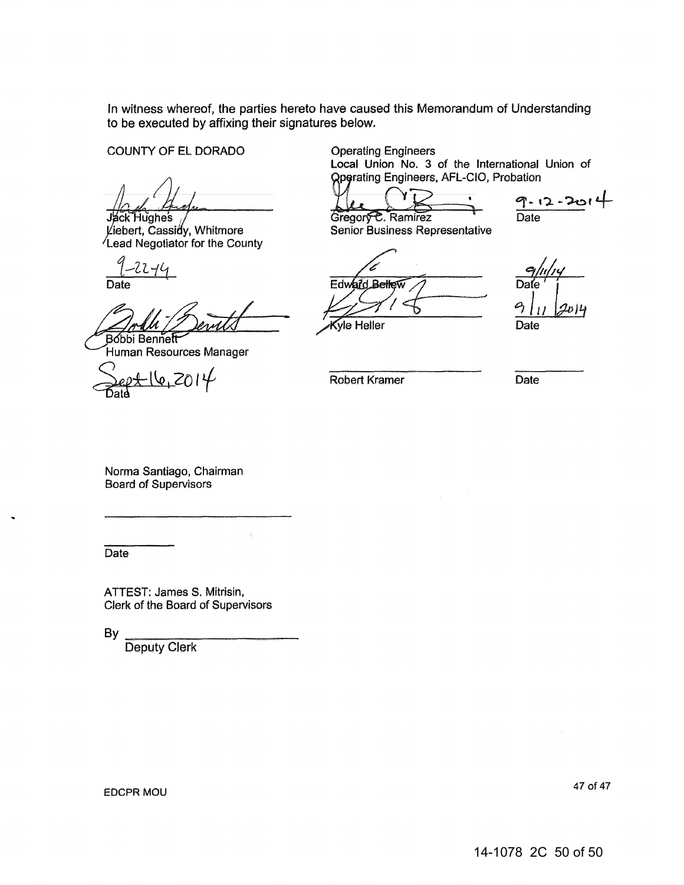In witness whereof, the parties hereto have caused this Memorandum of Understanding to be executed by affixing their signatures below.

COUNTY OF EL DORADO

Jack Hughes
Liebert, Cassidy, Whitmore
Lead Negotiator for the County

9-22-14
Date

Bobbi Bennett
Human Resources Manager

Sept 16, 2014
Date

Operating Engineers
Local Union No. 3 of the International Union of Operating Engineers, AFL-CIO, Probation

Gregory C. Ramirez
Senior Business Representative

9-12-2014
Date

Edward Bellew

9/11/14
Date

Kyle Heller

9/11/2014
Date

Robert Kramer

Date

Norma Santiago, Chairman
Board of Supervisors

Date

ATTEST: James S. Mitrisin,
Clerk of the Board of Supervisors

By ______________________
Deputy Clerk

EDCPR MOU